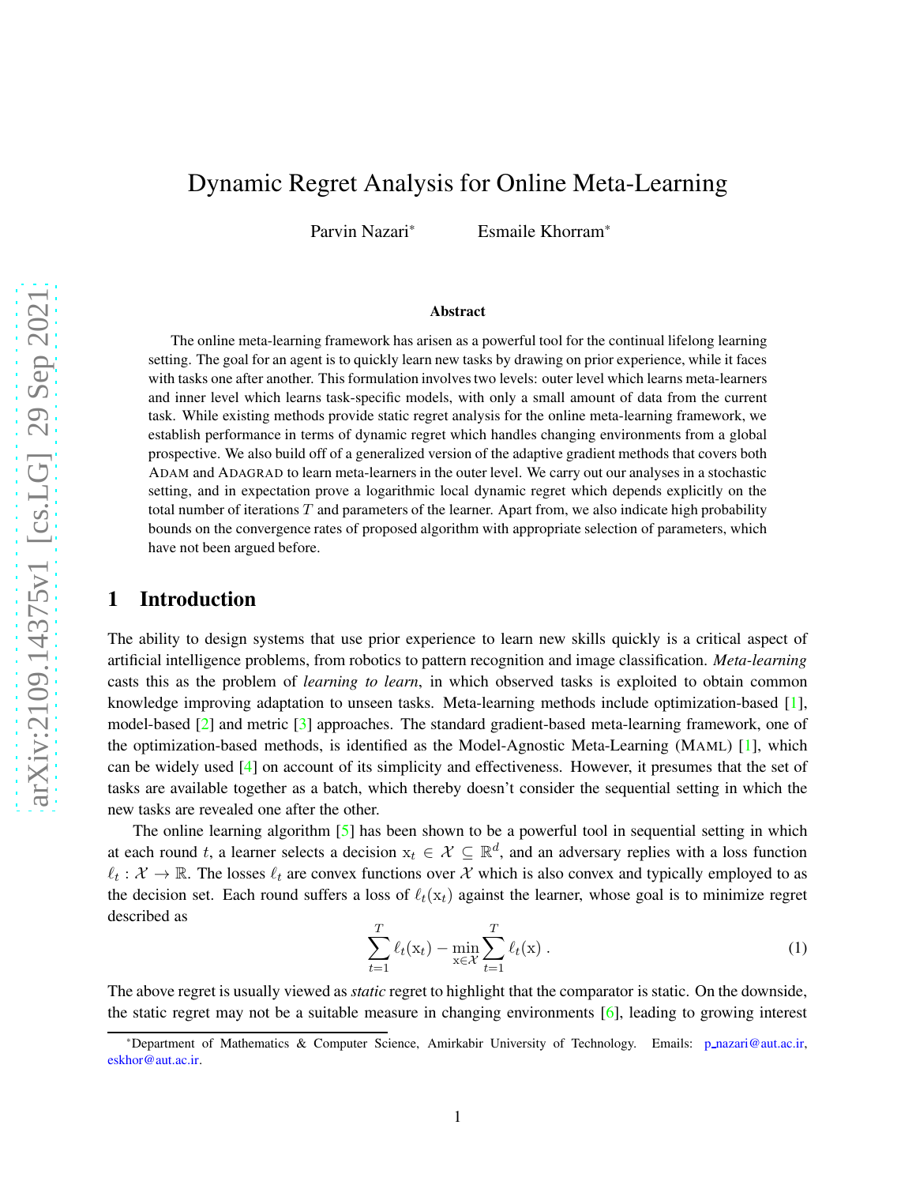# Dynamic Regret Analysis for Online Meta-Learning

Parvin Nazari* Esmaile Khorram*

### Abstract

The online meta-learning framework has arisen as a powerful tool for the continual lifelong learning setting. The goal for an agent is to quickly learn new tasks by drawing on prior experience, while it faces with tasks one after another. This formulation involves two levels: outer level which learns meta-learners and inner level which learns task-specific models, with only a small amount of data from the current task. While existing methods provide static regret analysis for the online meta-learning framework, we establish performance in terms of dynamic regret which handles changing environments from a global prospective. We also build off of a generalized version of the adaptive gradient methods that covers both ADAM and ADAGRAD to learn meta-learners in the outer level. We carry out our analyses in a stochastic setting, and in expectation prove a logarithmic local dynamic regret which depends explicitly on the total number of iterations $T$ and parameters of the learner. Apart from, we also indicate high probability bounds on the convergence rates of proposed algorithm with appropriate selection of parameters, which have not been argued before.

## 1 Introduction

The ability to design systems that use prior experience to learn new skills quickly is a critical aspect of artificial intelligence problems, from robotics to pattern recognition and image classification. *Meta-learning* casts this as the problem of *learning to learn*, in which observed tasks is exploited to obtain common knowledge improving adaptation to unseen tasks. Meta-learning methods include optimization-based [1], model-based [2] and metric [3] approaches. The standard gradient-based meta-learning framework, one of the optimization-based methods, is identified as the Model-Agnostic Meta-Learning (MAML) [1], which can be widely used [4] on account of its simplicity and effectiveness. However, it presumes that the set of tasks are available together as a batch, which thereby doesn't consider the sequential setting in which the new tasks are revealed one after the other.

The online learning algorithm [5] has been shown to be a powerful tool in sequential setting in which at each round $t$, a learner selects a decision $\mathrm{x}_t \in \mathcal{X} \subseteq \mathbb{R}^d$, and an adversary replies with a loss function $\ell_t : \mathcal{X} \to \mathbb{R}$. The losses $\ell_t$ are convex functions over $\mathcal{X}$ which is also convex and typically employed to as the decision set. Each round suffers a loss of $\ell_t(\mathrm{x}_t)$ against the learner, whose goal is to minimize regret described as

$$\sum_{t=1}^{T} \ell_t(\mathrm{x}_t) - \min_{\mathrm{x} \in \mathcal{X}} \sum_{t=1}^{T} \ell_t(\mathrm{x}) \ . \tag{1}$$

The above regret is usually viewed as *static* regret to highlight that the comparator is static. On the downside, the static regret may not be a suitable measure in changing environments [6], leading to growing interest

*Department of Mathematics & Computer Science, Amirkabir University of Technology. Emails: p_nazari@aut.ac.ir, eskhor@aut.ac.ir.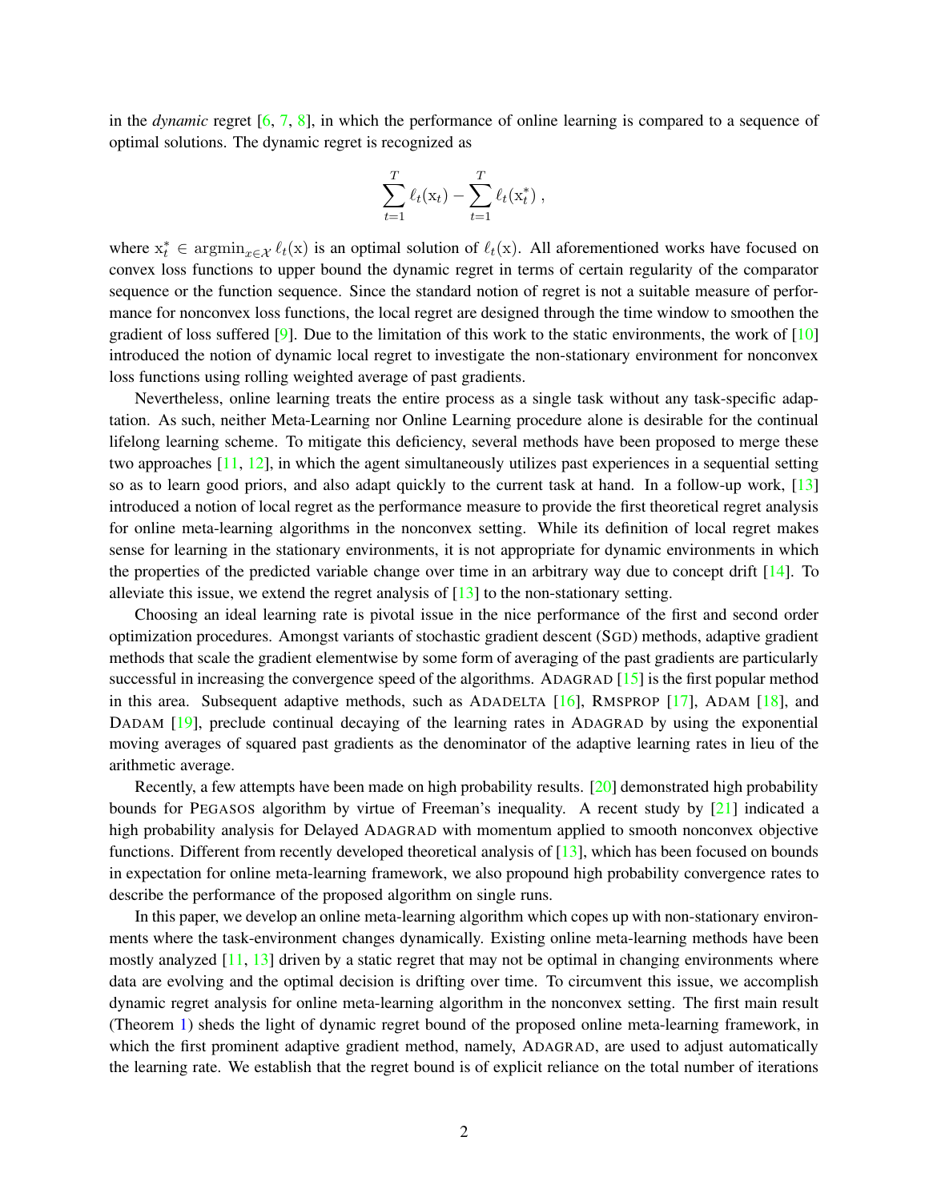in the *dynamic* regret [6, 7, 8], in which the performance of online learning is compared to a sequence of optimal solutions. The dynamic regret is recognized as

$$\sum_{t=1}^{T} \ell_t(\mathrm{x}_t) - \sum_{t=1}^{T} \ell_t(\mathrm{x}_t^*) \,,$$

where $\mathrm{x}_t^* \in \mathrm{argmin}_{x\in\mathcal{X}}\, \ell_t(\mathrm{x})$ is an optimal solution of $\ell_t(\mathrm{x})$. All aforementioned works have focused on convex loss functions to upper bound the dynamic regret in terms of certain regularity of the comparator sequence or the function sequence. Since the standard notion of regret is not a suitable measure of performance for nonconvex loss functions, the local regret are designed through the time window to smoothen the gradient of loss suffered [9]. Due to the limitation of this work to the static environments, the work of [10] introduced the notion of dynamic local regret to investigate the non-stationary environment for nonconvex loss functions using rolling weighted average of past gradients.

Nevertheless, online learning treats the entire process as a single task without any task-specific adaptation. As such, neither Meta-Learning nor Online Learning procedure alone is desirable for the continual lifelong learning scheme. To mitigate this deficiency, several methods have been proposed to merge these two approaches [11, 12], in which the agent simultaneously utilizes past experiences in a sequential setting so as to learn good priors, and also adapt quickly to the current task at hand. In a follow-up work, [13] introduced a notion of local regret as the performance measure to provide the first theoretical regret analysis for online meta-learning algorithms in the nonconvex setting. While its definition of local regret makes sense for learning in the stationary environments, it is not appropriate for dynamic environments in which the properties of the predicted variable change over time in an arbitrary way due to concept drift [14]. To alleviate this issue, we extend the regret analysis of [13] to the non-stationary setting.

Choosing an ideal learning rate is pivotal issue in the nice performance of the first and second order optimization procedures. Amongst variants of stochastic gradient descent (SGD) methods, adaptive gradient methods that scale the gradient elementwise by some form of averaging of the past gradients are particularly successful in increasing the convergence speed of the algorithms. ADAGRAD [15] is the first popular method in this area. Subsequent adaptive methods, such as ADADELTA [16], RMSPROP [17], ADAM [18], and DADAM [19], preclude continual decaying of the learning rates in ADAGRAD by using the exponential moving averages of squared past gradients as the denominator of the adaptive learning rates in lieu of the arithmetic average.

Recently, a few attempts have been made on high probability results. [20] demonstrated high probability bounds for PEGASOS algorithm by virtue of Freeman's inequality. A recent study by [21] indicated a high probability analysis for Delayed ADAGRAD with momentum applied to smooth nonconvex objective functions. Different from recently developed theoretical analysis of [13], which has been focused on bounds in expectation for online meta-learning framework, we also propound high probability convergence rates to describe the performance of the proposed algorithm on single runs.

In this paper, we develop an online meta-learning algorithm which copes up with non-stationary environments where the task-environment changes dynamically. Existing online meta-learning methods have been mostly analyzed [11, 13] driven by a static regret that may not be optimal in changing environments where data are evolving and the optimal decision is drifting over time. To circumvent this issue, we accomplish dynamic regret analysis for online meta-learning algorithm in the nonconvex setting. The first main result (Theorem 1) sheds the light of dynamic regret bound of the proposed online meta-learning framework, in which the first prominent adaptive gradient method, namely, ADAGRAD, are used to adjust automatically the learning rate. We establish that the regret bound is of explicit reliance on the total number of iterations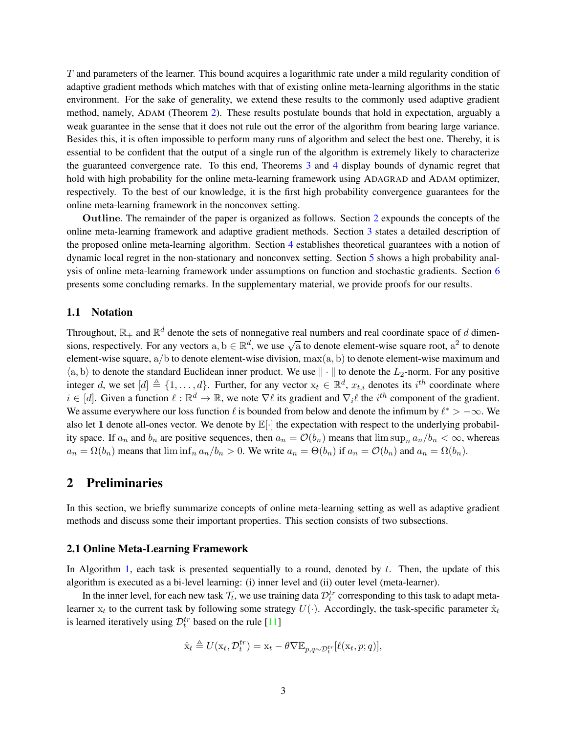$T$ and parameters of the learner. This bound acquires a logarithmic rate under a mild regularity condition of adaptive gradient methods which matches with that of existing online meta-learning algorithms in the static environment. For the sake of generality, we extend these results to the commonly used adaptive gradient method, namely, ADAM (Theorem 2). These results postulate bounds that hold in expectation, arguably a weak guarantee in the sense that it does not rule out the error of the algorithm from bearing large variance. Besides this, it is often impossible to perform many runs of algorithm and select the best one. Thereby, it is essential to be confident that the output of a single run of the algorithm is extremely likely to characterize the guaranteed convergence rate. To this end, Theorems 3 and 4 display bounds of dynamic regret that hold with high probability for the online meta-learning framework using ADAGRAD and ADAM optimizer, respectively. To the best of our knowledge, it is the first high probability convergence guarantees for the online meta-learning framework in the nonconvex setting.

**Outline**. The remainder of the paper is organized as follows. Section 2 expounds the concepts of the online meta-learning framework and adaptive gradient methods. Section 3 states a detailed description of the proposed online meta-learning algorithm. Section 4 establishes theoretical guarantees with a notion of dynamic local regret in the non-stationary and nonconvex setting. Section 5 shows a high probability analysis of online meta-learning framework under assumptions on function and stochastic gradients. Section 6 presents some concluding remarks. In the supplementary material, we provide proofs for our results.

### 1.1 Notation

Throughout, $\mathbb{R}_+$ and $\mathbb{R}^d$ denote the sets of nonnegative real numbers and real coordinate space of $d$ dimensions, respectively. For any vectors $\mathrm{a}, \mathrm{b} \in \mathbb{R}^d$, we use $\sqrt{\mathrm{a}}$ to denote element-wise square root, $\mathrm{a}^2$ to denote element-wise square, $\mathrm{a}/\mathrm{b}$ to denote elenent-wise division, $\max(\mathrm{a}, \mathrm{b})$ to denote element-wise maximum and $\langle \mathrm{a}, \mathrm{b} \rangle$ to denote the standard Euclidean inner product. We use $\|\cdot\|$ to denote the $L_2$-norm. For any positive integer $d$, we set $[d] \triangleq \{1, \ldots, d\}$. Further, for any vector $\mathrm{x}_t \in \mathbb{R}^d$, $x_{t,i}$ denotes its $i^{th}$ coordinate where $i \in [d]$. Given a function $\ell : \mathbb{R}^d \to \mathbb{R}$, we note $\nabla \ell$ its gradient and $\nabla_i \ell$ the $i^{th}$ component of the gradient. We assume everywhere our loss function $\ell$ is bounded from below and denote the infimum by $\ell^* > -\infty$. We also let $\mathbf{1}$ denote all-ones vector. We denote by $\mathbb{E}[\cdot]$ the expectation with respect to the underlying probability space. If $a_n$ and $b_n$ are positive sequences, then $a_n = \mathcal{O}(b_n)$ means that $\limsup_n a_n/b_n < \infty$, whereas $a_n = \Omega(b_n)$ means that $\liminf_n a_n/b_n > 0$. We write $a_n = \Theta(b_n)$ if $a_n = \mathcal{O}(b_n)$ and $a_n = \Omega(b_n)$.

## 2 Preliminaries

In this section, we briefly summarize concepts of online meta-learning setting as well as adaptive gradient methods and discuss some their important properties. This section consists of two subsections.

### 2.1 Online Meta-Learning Framework

In Algorithm 1, each task is presented sequentially to a round, denoted by $t$. Then, the update of this algorithm is executed as a bi-level learning: (i) inner level and (ii) outer level (meta-learner).

In the inner level, for each new task $\mathcal{T}_t$, we use training data $\mathcal{D}_t^{tr}$ corresponding to this task to adapt meta-learner $\mathrm{x}_t$ to the current task by following some strategy $U(\cdot)$. Accordingly, the task-specific parameter $\hat{\mathrm{x}}_t$ is learned iteratively using $\mathcal{D}_t^{tr}$ based on the rule [11]

$$\hat{\mathrm{x}}_t \triangleq U(\mathrm{x}_t, \mathcal{D}_t^{tr}) = \mathrm{x}_t - \theta \nabla \mathbb{E}_{p,q \sim \mathcal{D}_t^{tr}}[\ell(\mathrm{x}_t, p; q)],$$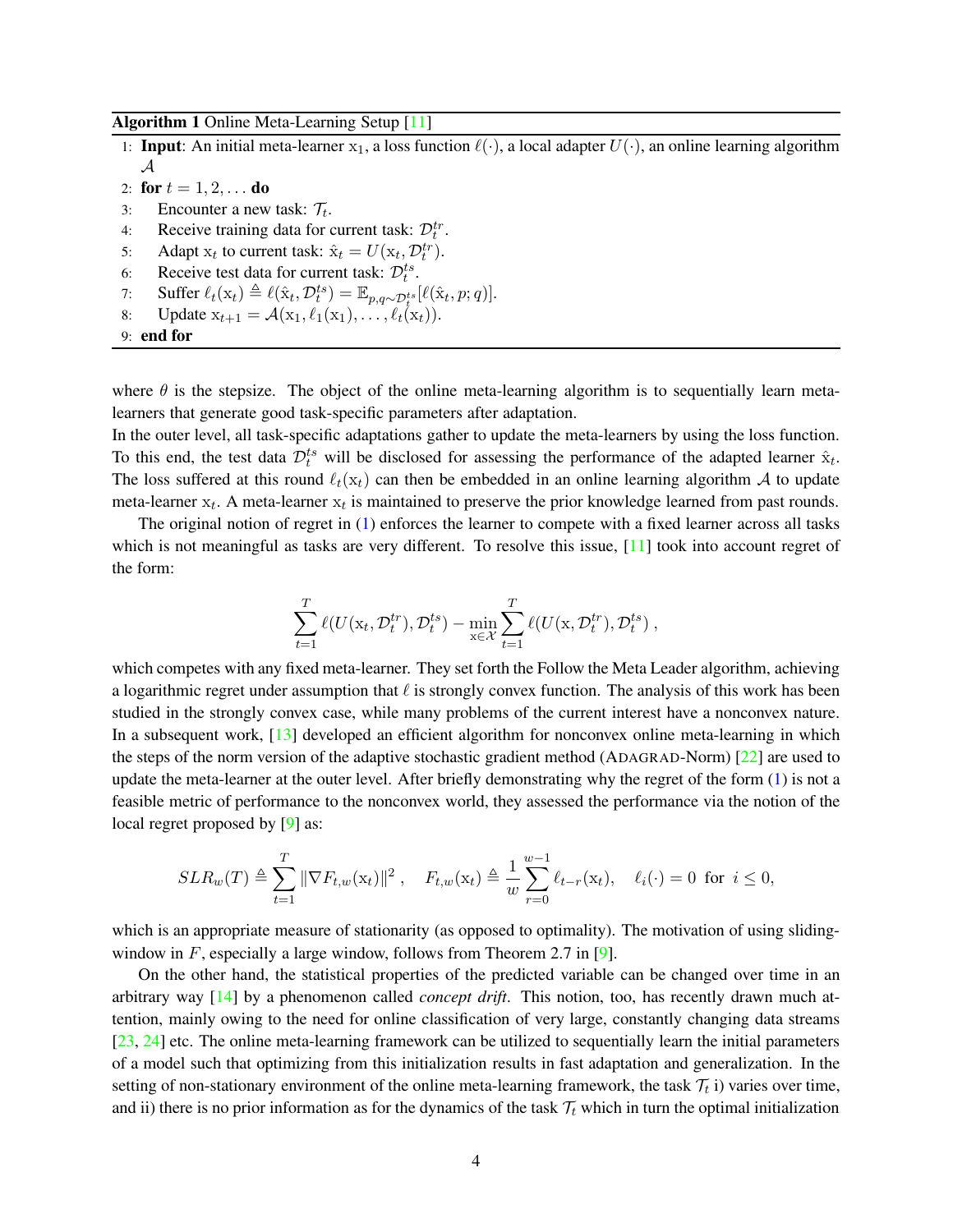**Algorithm 1** Online Meta-Learning Setup [11]

1: **Input**: An initial meta-learner $\mathrm{x}_1$, a loss function $\ell(\cdot)$, a local adapter $U(\cdot)$, an online learning algorithm $\mathcal{A}$
2: **for** $t = 1, 2, \ldots$ **do**
3: Encounter a new task: $\mathcal{T}_t$.
4: Receive training data for current task: $\mathcal{D}_t^{tr}$.
5: Adapt $\mathrm{x}_t$ to current task: $\hat{\mathrm{x}}_t = U(\mathrm{x}_t, \mathcal{D}_t^{tr})$.
6: Receive test data for current task: $\mathcal{D}_t^{ts}$.
7: Suffer $\ell_t(\mathrm{x}_t) \triangleq \ell(\hat{\mathrm{x}}_t, \mathcal{D}_t^{ts}) = \mathbb{E}_{p,q\sim\mathcal{D}_t^{ts}}[\ell(\hat{\mathrm{x}}_t, p; q)]$.
8: Update $\mathrm{x}_{t+1} = \mathcal{A}(\mathrm{x}_1, \ell_1(\mathrm{x}_1), \ldots, \ell_t(\mathrm{x}_t))$.
9: **end for**

where $\theta$ is the stepsize. The object of the online meta-learning algorithm is to sequentially learn meta-learners that generate good task-specific parameters after adaptation.
In the outer level, all task-specific adaptations gather to update the meta-learners by using the loss function. To this end, the test data $\mathcal{D}_t^{ts}$ will be disclosed for assessing the performance of the adapted learner $\hat{\mathrm{x}}_t$. The loss suffered at this round $\ell_t(\mathrm{x}_t)$ can then be embedded in an online learning algorithm $\mathcal{A}$ to update meta-learner $\mathrm{x}_t$. A meta-learner $\mathrm{x}_t$ is maintained to preserve the prior knowledge learned from past rounds.

The original notion of regret in (1) enforces the learner to compete with a fixed learner across all tasks which is not meaningful as tasks are very different. To resolve this issue, [11] took into account regret of the form:

$$\sum_{t=1}^{T} \ell(U(\mathrm{x}_t, \mathcal{D}_t^{tr}), \mathcal{D}_t^{ts}) - \min_{\mathrm{x}\in\mathcal{X}} \sum_{t=1}^{T} \ell(U(\mathrm{x}, \mathcal{D}_t^{tr}), \mathcal{D}_t^{ts}) ,$$

which competes with any fixed meta-learner. They set forth the Follow the Meta Leader algorithm, achieving a logarithmic regret under assumption that $\ell$ is strongly convex function. The analysis of this work has been studied in the strongly convex case, while many problems of the current interest have a nonconvex nature. In a subsequent work, [13] developed an efficient algorithm for nonconvex online meta-learning in which the steps of the norm version of the adaptive stochastic gradient method (ADAGRAD-Norm) [22] are used to update the meta-learner at the outer level. After briefly demonstrating why the regret of the form (1) is not a feasible metric of performance to the nonconvex world, they assessed the performance via the notion of the local regret proposed by [9] as:

$$SLR_w(T) \triangleq \sum_{t=1}^{T} \|\nabla F_{t,w}(\mathrm{x}_t)\|^2 , \quad F_{t,w}(\mathrm{x}_t) \triangleq \frac{1}{w} \sum_{r=0}^{w-1} \ell_{t-r}(\mathrm{x}_t), \quad \ell_i(\cdot) = 0 \ \text{ for } \ i \leq 0,$$

which is an appropriate measure of stationarity (as opposed to optimality). The motivation of using sliding-window in $F$, especially a large window, follows from Theorem 2.7 in [9].

On the other hand, the statistical properties of the predicted variable can be changed over time in an arbitrary way [14] by a phenomenon called *concept drift*. This notion, too, has recently drawn much attention, mainly owing to the need for online classification of very large, constantly changing data streams [23, 24] etc. The online meta-learning framework can be utilized to sequentially learn the initial parameters of a model such that optimizing from this initialization results in fast adaptation and generalization. In the setting of non-stationary environment of the online meta-learning framework, the task $\mathcal{T}_t$ i) varies over time, and ii) there is no prior information as for the dynamics of the task $\mathcal{T}_t$ which in turn the optimal initialization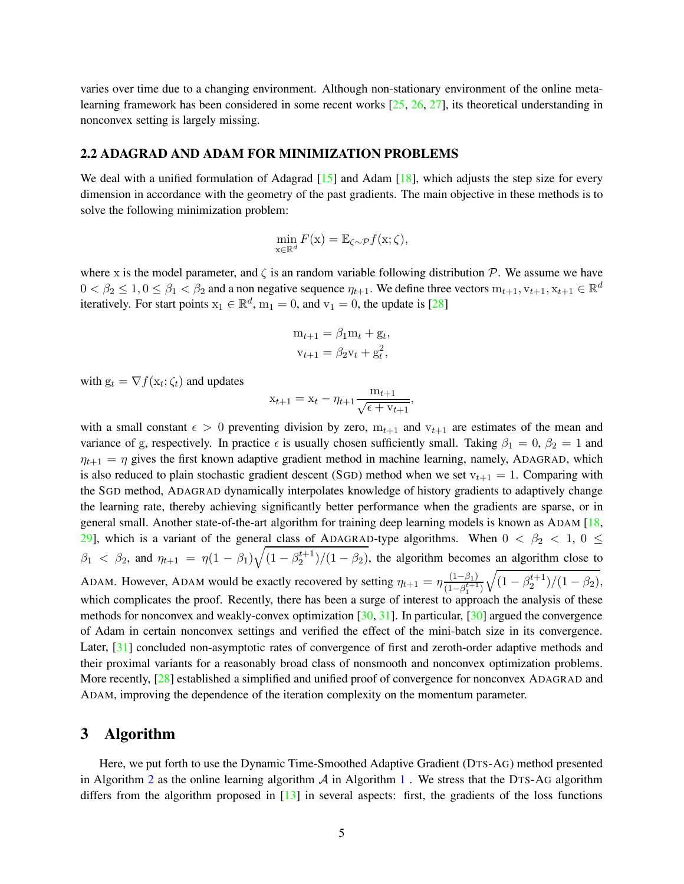varies over time due to a changing environment. Although non-stationary environment of the online meta-learning framework has been considered in some recent works [25, 26, 27], its theoretical understanding in nonconvex setting is largely missing.

### 2.2 ADAGRAD AND ADAM FOR MINIMIZATION PROBLEMS

We deal with a unified formulation of Adagrad [15] and Adam [18], which adjusts the step size for every dimension in accordance with the geometry of the past gradients. The main objective in these methods is to solve the following minimization problem:

$$\min_{\mathrm{x}\in\mathbb{R}^d} F(\mathrm{x}) = \mathbb{E}_{\zeta\sim\mathcal{P}} f(\mathrm{x};\zeta),$$

where x is the model parameter, and $\zeta$ is an random variable following distribution $\mathcal{P}$. We assume we have $0 < \beta_2 \leq 1, 0 \leq \beta_1 < \beta_2$ and a non negative sequence $\eta_{t+1}$. We define three vectors $\mathrm{m}_{t+1}, \mathrm{v}_{t+1}, \mathrm{x}_{t+1} \in \mathbb{R}^d$ iteratively. For start points $\mathrm{x}_1 \in \mathbb{R}^d$, $\mathrm{m}_1 = 0$, and $\mathrm{v}_1 = 0$, the update is [28]

$$\mathrm{m}_{t+1} = \beta_1 \mathrm{m}_t + \mathrm{g}_t,$$
$$\mathrm{v}_{t+1} = \beta_2 \mathrm{v}_t + \mathrm{g}_t^2,$$

with $\mathrm{g}_t = \nabla f(\mathrm{x}_t;\zeta_t)$ and updates

$$\mathrm{x}_{t+1} = \mathrm{x}_t - \eta_{t+1}\frac{\mathrm{m}_{t+1}}{\sqrt{\epsilon + \mathrm{v}_{t+1}}},$$

with a small constant $\epsilon > 0$ preventing division by zero, $\mathrm{m}_{t+1}$ and $\mathrm{v}_{t+1}$ are estimates of the mean and variance of g, respectively. In practice $\epsilon$ is usually chosen sufficiently small. Taking $\beta_1 = 0$, $\beta_2 = 1$ and $\eta_{t+1} = \eta$ gives the first known adaptive gradient method in machine learning, namely, ADAGRAD, which is also reduced to plain stochastic gradient descent (SGD) method when we set $\mathrm{v}_{t+1} = 1$. Comparing with the SGD method, ADAGRAD dynamically interpolates knowledge of history gradients to adaptively change the learning rate, thereby achieving significantly better performance when the gradients are sparse, or in general small. Another state-of-the-art algorithm for training deep learning models is known as ADAM [18, 29], which is a variant of the general class of ADAGRAD-type algorithms. When $0 < \beta_2 < 1$, $0 \leq \beta_1 < \beta_2$, and $\eta_{t+1} = \eta(1-\beta_1)\sqrt{(1-\beta_2^{t+1})/(1-\beta_2)}$, the algorithm becomes an algorithm close to ADAM. However, ADAM would be exactly recovered by setting $\eta_{t+1} = \eta\frac{(1-\beta_1)}{(1-\beta_1^{t+1})}\sqrt{(1-\beta_2^{t+1})/(1-\beta_2)}$, which complicates the proof. Recently, there has been a surge of interest to approach the analysis of these methods for nonconvex and weakly-convex optimization [30, 31]. In particular, [30] argued the convergence of Adam in certain nonconvex settings and verified the effect of the mini-batch size in its convergence. Later, [31] concluded non-asymptotic rates of convergence of first and zeroth-order adaptive methods and their proximal variants for a reasonably broad class of nonsmooth and nonconvex optimization problems. More recently, [28] established a simplified and unified proof of convergence for nonconvex ADAGRAD and ADAM, improving the dependence of the iteration complexity on the momentum parameter.

## 3 Algorithm

Here, we put forth to use the Dynamic Time-Smoothed Adaptive Gradient (DTS-AG) method presented in Algorithm 2 as the online learning algorithm $\mathcal{A}$ in Algorithm 1 . We stress that the DTS-AG algorithm differs from the algorithm proposed in [13] in several aspects: first, the gradients of the loss functions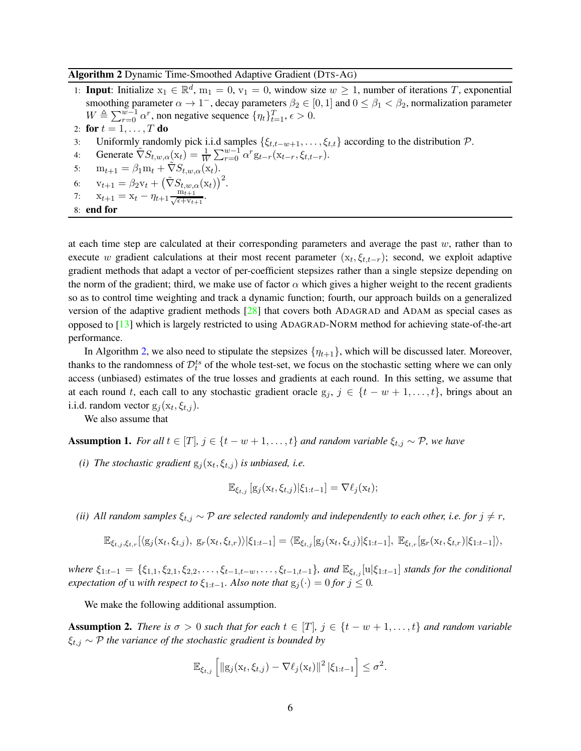**Algorithm 2** Dynamic Time-Smoothed Adaptive Gradient (DTS-AG)

1: **Input**: Initialize $\mathrm{x}_1 \in \mathbb{R}^d$, $\mathrm{m}_1 = 0$, $\mathrm{v}_1 = 0$, window size $w \geq 1$, number of iterations $T$, exponential smoothing parameter $\alpha \to 1^-$, decay parameters $\beta_2 \in [0, 1]$ and $0 \leq \beta_1 < \beta_2$, normalization parameter $W \triangleq \sum_{r=0}^{w-1} \alpha^r$, non negative sequence $\{\eta_t\}_{t=1}^T$, $\epsilon > 0$.
2: **for** $t = 1, \ldots, T$ **do**
3: Uniformly randomly pick i.i.d samples $\{\xi_{t,t-w+1}, \ldots, \xi_{t,t}\}$ according to the distribution $\mathcal{P}$.
4: Generate $\tilde{\nabla} S_{t,w,\alpha}(\mathrm{x}_t) = \frac{1}{W} \sum_{r=0}^{w-1} \alpha^r \mathrm{g}_{t-r}(\mathrm{x}_{t-r}, \xi_{t,t-r})$.
5: $\mathrm{m}_{t+1} = \beta_1 \mathrm{m}_t + \tilde{\nabla} S_{t,w,\alpha}(\mathrm{x}_t)$.
6: $\mathrm{v}_{t+1} = \beta_2 \mathrm{v}_t + \left(\tilde{\nabla} S_{t,w,\alpha}(\mathrm{x}_t)\right)^2$.
7: $\mathrm{x}_{t+1} = \mathrm{x}_t - \eta_{t+1} \frac{\mathrm{m}_{t+1}}{\sqrt{\epsilon + \mathrm{v}_{t+1}}}$.
8: **end for**

at each time step are calculated at their corresponding parameters and average the past $w$, rather than to execute $w$ gradient calculations at their most recent parameter $(\mathrm{x}_t, \xi_{t,t-r})$; second, we exploit adaptive gradient methods that adapt a vector of per-coefficient stepsizes rather than a single stepsize depending on the norm of the gradient; third, we make use of factor $\alpha$ which gives a higher weight to the recent gradients so as to control time weighting and track a dynamic function; fourth, our approach builds on a generalized version of the adaptive gradient methods [28] that covers both ADAGRAD and ADAM as special cases as opposed to [13] which is largely restricted to using ADAGRAD-NORM method for achieving state-of-the-art performance.

In Algorithm 2, we also need to stipulate the stepsizes $\{\eta_{t+1}\}$, which will be discussed later. Moreover, thanks to the randomness of $\mathcal{D}_t^{ts}$ of the whole test-set, we focus on the stochastic setting where we can only access (unbiased) estimates of the true losses and gradients at each round. In this setting, we assume that at each round $t$, each call to any stochastic gradient oracle $\mathrm{g}_j$, $j \in \{t - w + 1, \ldots, t\}$, brings about an i.i.d. random vector $\mathrm{g}_j(\mathrm{x}_t, \xi_{t,j})$.

We also assume that

**Assumption 1.** *For all $t \in [T]$, $j \in \{t - w + 1, \ldots, t\}$ and random variable $\xi_{t,j} \sim \mathcal{P}$, we have*

*(i) The stochastic gradient $\mathrm{g}_j(\mathrm{x}_t, \xi_{t,j})$ is unbiased, i.e.*

$$\mathbb{E}_{\xi_{t,j}} \left[ \mathrm{g}_j(\mathrm{x}_t, \xi_{t,j}) | \xi_{1:t-1} \right] = \nabla \ell_j(\mathrm{x}_t);$$

*(ii) All random samples $\xi_{t,j} \sim \mathcal{P}$ are selected randomly and independently to each other, i.e. for $j \neq r$,*

$$\mathbb{E}_{\xi_{t,j}, \xi_{t,r}} [\langle \mathrm{g}_j(\mathrm{x}_t, \xi_{t,j}),\ \mathrm{g}_r(\mathrm{x}_t, \xi_{t,r}) \rangle | \xi_{1:t-1}] = \langle \mathbb{E}_{\xi_{t,j}} [\mathrm{g}_j(\mathrm{x}_t, \xi_{t,j}) | \xi_{1:t-1}],\ \mathbb{E}_{\xi_{t,r}} [\mathrm{g}_r(\mathrm{x}_t, \xi_{t,r}) | \xi_{1:t-1}] \rangle,$$

*where $\xi_{1:t-1} = \{\xi_{1,1}, \xi_{2,1}, \xi_{2,2}, \ldots, \xi_{t-1,t-w}, \ldots, \xi_{t-1,t-1}\}$, and $\mathbb{E}_{\xi_{t,j}}[\mathrm{u} | \xi_{1:t-1}]$ stands for the conditional expectation of $\mathrm{u}$ with respect to $\xi_{1:t-1}$. Also note that $\mathrm{g}_j(\cdot) = 0$ for $j \leq 0$.*

We make the following additional assumption.

**Assumption 2.** *There is $\sigma > 0$ such that for each $t \in [T]$, $j \in \{t - w + 1, \ldots, t\}$ and random variable $\xi_{t,j} \sim \mathcal{P}$ the variance of the stochastic gradient is bounded by*

$$\mathbb{E}_{\xi_{t,j}} \left[ \| \mathrm{g}_j(\mathrm{x}_t, \xi_{t,j}) - \nabla \ell_j(\mathrm{x}_t) \|^2 | \xi_{1:t-1} \right] \leq \sigma^2.$$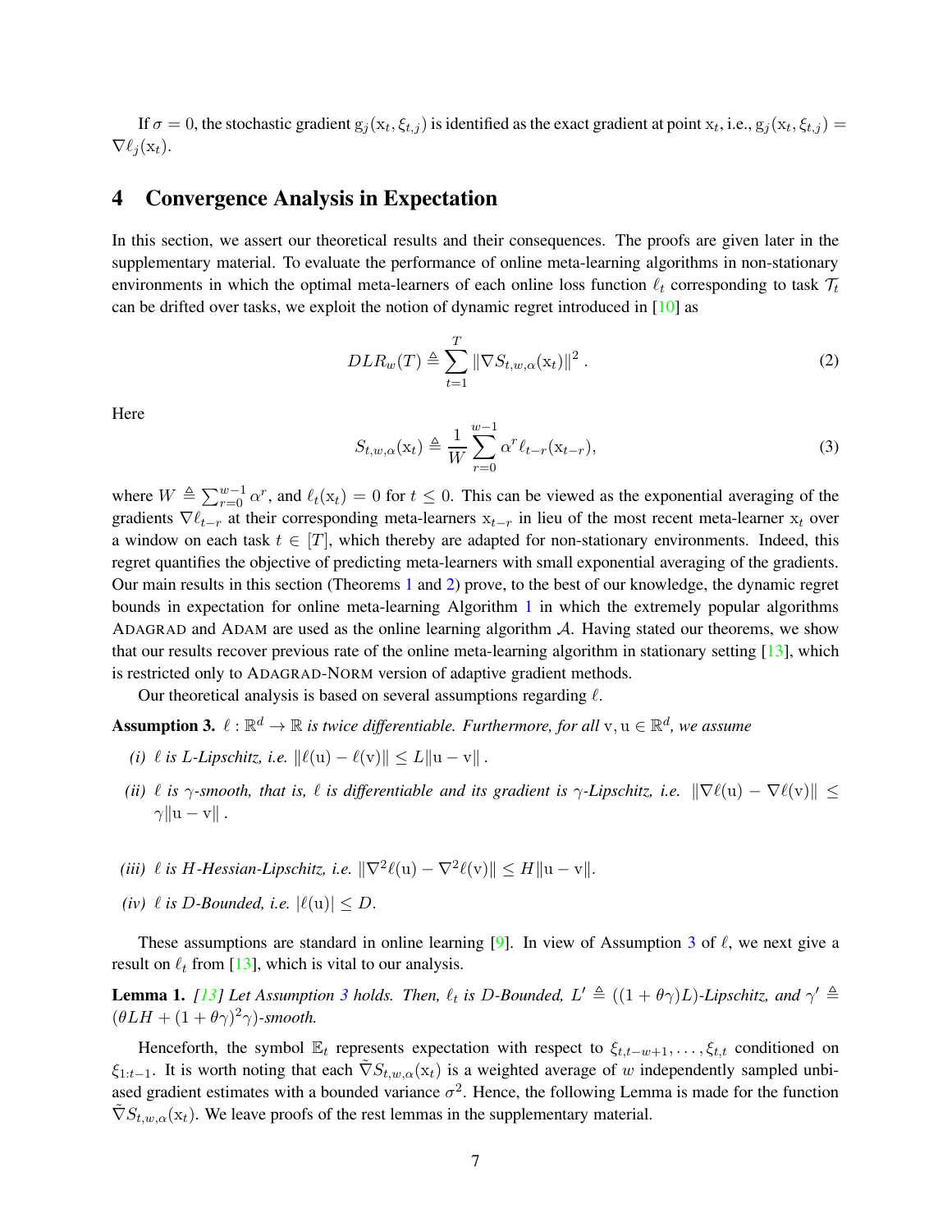If $\sigma = 0$, the stochastic gradient $\mathrm{g}_j(\mathrm{x}_t, \xi_{t,j})$ is identified as the exact gradient at point $\mathrm{x}_t$, i.e., $\mathrm{g}_j(\mathrm{x}_t, \xi_{t,j}) = \nabla \ell_j(\mathrm{x}_t)$.

## 4 Convergence Analysis in Expectation

In this section, we assert our theoretical results and their consequences. The proofs are given later in the supplementary material. To evaluate the performance of online meta-learning algorithms in non-stationary environments in which the optimal meta-learners of each online loss function $\ell_t$ corresponding to task $\mathcal{T}_t$ can be drifted over tasks, we exploit the notion of dynamic regret introduced in [10] as

$$DLR_w(T) \triangleq \sum_{t=1}^{T} \|\nabla S_{t,w,\alpha}(\mathrm{x}_t)\|^2 . \tag{2}$$

Here

$$S_{t,w,\alpha}(\mathrm{x}_t) \triangleq \frac{1}{W} \sum_{r=0}^{w-1} \alpha^r \ell_{t-r}(\mathrm{x}_{t-r}), \tag{3}$$

where $W \triangleq \sum_{r=0}^{w-1} \alpha^r$, and $\ell_t(\mathrm{x}_t) = 0$ for $t \leq 0$. This can be viewed as the exponential averaging of the gradients $\nabla \ell_{t-r}$ at their corresponding meta-learners $\mathrm{x}_{t-r}$ in lieu of the most recent meta-learner $\mathrm{x}_t$ over a window on each task $t \in [T]$, which thereby are adapted for non-stationary environments. Indeed, this regret quantifies the objective of predicting meta-learners with small exponential averaging of the gradients. Our main results in this section (Theorems 1 and 2) prove, to the best of our knowledge, the dynamic regret bounds in expectation for online meta-learning Algorithm 1 in which the extremely popular algorithms ADAGRAD and ADAM are used as the online learning algorithm $\mathcal{A}$. Having stated our theorems, we show that our results recover previous rate of the online meta-learning algorithm in stationary setting [13], which is restricted only to ADAGRAD-NORM version of adaptive gradient methods.

Our theoretical analysis is based on several assumptions regarding $\ell$.

**Assumption 3.** *$\ell : \mathbb{R}^d \to \mathbb{R}$ is twice differentiable. Furthermore, for all $\mathrm{v}, \mathrm{u} \in \mathbb{R}^d$, we assume*

*(i) $\ell$ is $L$-Lipschitz, i.e. $\|\ell(\mathrm{u}) - \ell(\mathrm{v})\| \leq L\|\mathrm{u} - \mathrm{v}\|$ .*

*(ii) $\ell$ is $\gamma$-smooth, that is, $\ell$ is differentiable and its gradient is $\gamma$-Lipschitz, i.e. $\|\nabla \ell(\mathrm{u}) - \nabla \ell(\mathrm{v})\| \leq \gamma\|\mathrm{u} - \mathrm{v}\|$ .*

*(iii) $\ell$ is $H$-Hessian-Lipschitz, i.e. $\|\nabla^2 \ell(\mathrm{u}) - \nabla^2 \ell(\mathrm{v})\| \leq H\|\mathrm{u} - \mathrm{v}\|$.*

*(iv) $\ell$ is $D$-Bounded, i.e. $|\ell(\mathrm{u})| \leq D$.*

These assumptions are standard in online learning [9]. In view of Assumption 3 of $\ell$, we next give a result on $\ell_t$ from [13], which is vital to our analysis.

**Lemma 1.** *[13] Let Assumption 3 holds. Then, $\ell_t$ is $D$-Bounded, $L' \triangleq ((1 + \theta\gamma)L)$-Lipschitz, and $\gamma' \triangleq (\theta L H + (1 + \theta\gamma)^2\gamma)$-smooth.*

Henceforth, the symbol $\mathbb{E}_t$ represents expectation with respect to $\xi_{t,t-w+1}, \ldots, \xi_{t,t}$ conditioned on $\xi_{1:t-1}$. It is worth noting that each $\tilde{\nabla} S_{t,w,\alpha}(\mathrm{x}_t)$ is a weighted average of $w$ independently sampled unbiased gradient estimates with a bounded variance $\sigma^2$. Hence, the following Lemma is made for the function $\tilde{\nabla} S_{t,w,\alpha}(\mathrm{x}_t)$. We leave proofs of the rest lemmas in the supplementary material.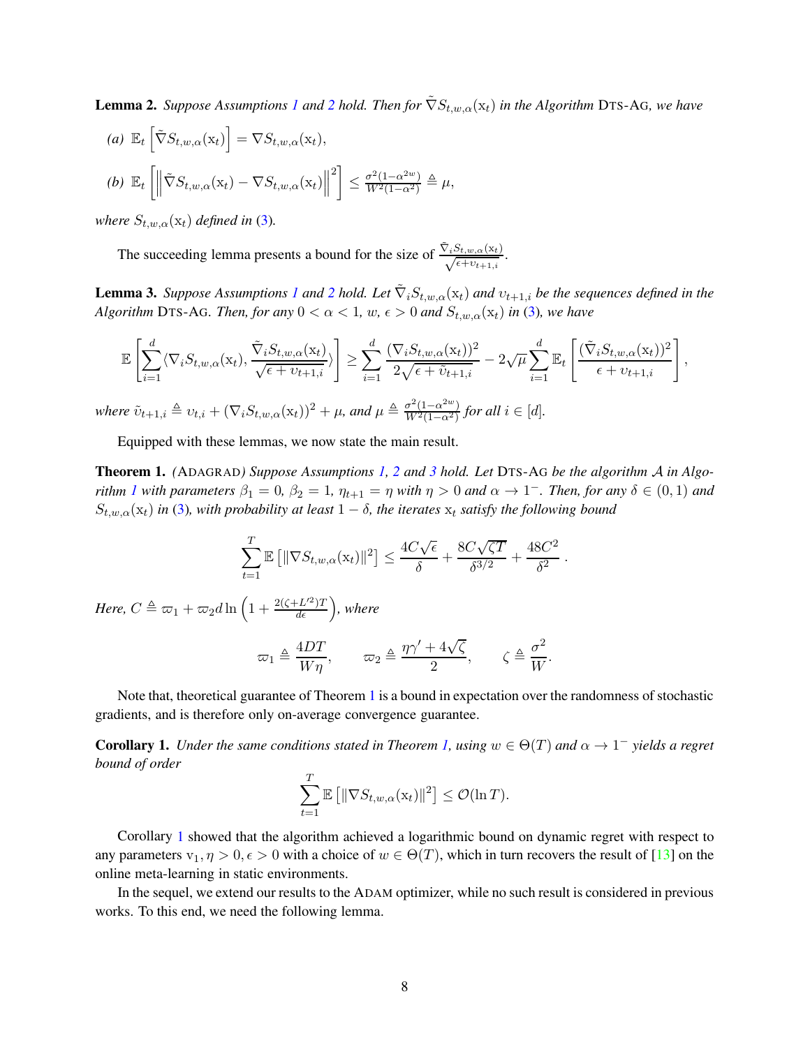**Lemma 2.** *Suppose Assumptions 1 and 2 hold. Then for $\tilde{\nabla} S_{t,w,\alpha}(\mathrm{x}_t)$ in the Algorithm* DTS-AG*, we have*

*(a)* $\mathbb{E}_t\left[\tilde{\nabla} S_{t,w,\alpha}(\mathrm{x}_t)\right] = \nabla S_{t,w,\alpha}(\mathrm{x}_t)$,

*(b)* $\mathbb{E}_t\left[\left\|\tilde{\nabla} S_{t,w,\alpha}(\mathrm{x}_t) - \nabla S_{t,w,\alpha}(\mathrm{x}_t)\right\|^2\right] \leq \frac{\sigma^2(1-\alpha^{2w})}{W^2(1-\alpha^2)} \triangleq \mu$,

*where $S_{t,w,\alpha}(\mathrm{x}_t)$ defined in (3).*

The succeeding lemma presents a bound for the size of $\frac{\tilde{\nabla}_i S_{t,w,\alpha}(\mathrm{x}_t)}{\sqrt{\epsilon + \upsilon_{t+1,i}}}$.

**Lemma 3.** *Suppose Assumptions 1 and 2 hold. Let $\tilde{\nabla}_i S_{t,w,\alpha}(\mathrm{x}_t)$ and $\upsilon_{t+1,i}$ be the sequences defined in the Algorithm* DTS-AG*. Then, for any $0 < \alpha < 1$, $w$, $\epsilon > 0$ and $S_{t,w,\alpha}(\mathrm{x}_t)$ in (3), we have*

$$\mathbb{E}\left[\sum_{i=1}^{d} \langle \nabla_i S_{t,w,\alpha}(\mathrm{x}_t), \frac{\tilde{\nabla}_i S_{t,w,\alpha}(\mathrm{x}_t)}{\sqrt{\epsilon + \upsilon_{t+1,i}}} \rangle\right] \geq \sum_{i=1}^{d} \frac{(\nabla_i S_{t,w,\alpha}(\mathrm{x}_t))^2}{2\sqrt{\epsilon + \tilde{\upsilon}_{t+1,i}}} - 2\sqrt{\mu} \sum_{i=1}^{d} \mathbb{E}_t\left[\frac{(\tilde{\nabla}_i S_{t,w,\alpha}(\mathrm{x}_t))^2}{\epsilon + \upsilon_{t+1,i}}\right],$$

*where $\tilde{\upsilon}_{t+1,i} \triangleq \upsilon_{t,i} + (\nabla_i S_{t,w,\alpha}(\mathrm{x}_t))^2 + \mu$, and $\mu \triangleq \frac{\sigma^2(1-\alpha^{2w})}{W^2(1-\alpha^2)}$ for all $i \in [d]$.*

Equipped with these lemmas, we now state the main result.

**Theorem 1.** *(*ADAGRAD*) Suppose Assumptions 1, 2 and 3 hold. Let* DTS-AG *be the algorithm $\mathcal{A}$ in Algorithm 1 with parameters $\beta_1 = 0$, $\beta_2 = 1$, $\eta_{t+1} = \eta$ with $\eta > 0$ and $\alpha \to 1^-$. Then, for any $\delta \in (0,1)$ and $S_{t,w,\alpha}(\mathrm{x}_t)$ in (3), with probability at least $1-\delta$, the iterates $\mathrm{x}_t$ satisfy the following bound*

$$\sum_{t=1}^{T} \mathbb{E}\left[\|\nabla S_{t,w,\alpha}(\mathrm{x}_t)\|^2\right] \leq \frac{4C\sqrt{\epsilon}}{\delta} + \frac{8C\sqrt{\zeta T}}{\delta^{3/2}} + \frac{48C^2}{\delta^2}.$$

*Here, $C \triangleq \varpi_1 + \varpi_2 d \ln\left(1 + \frac{2(\zeta + L'^2)T}{d\epsilon}\right)$, where*

$$\varpi_1 \triangleq \frac{4DT}{W\eta}, \qquad \varpi_2 \triangleq \frac{\eta\gamma' + 4\sqrt{\zeta}}{2}, \qquad \zeta \triangleq \frac{\sigma^2}{W}.$$

Note that, theoretical guarantee of Theorem 1 is a bound in expectation over the randomness of stochastic gradients, and is therefore only on-average convergence guarantee.

**Corollary 1.** *Under the same conditions stated in Theorem 1, using $w \in \Theta(T)$ and $\alpha \to 1^-$ yields a regret bound of order*

$$\sum_{t=1}^{T} \mathbb{E}\left[\|\nabla S_{t,w,\alpha}(\mathrm{x}_t)\|^2\right] \leq \mathcal{O}(\ln T).$$

Corollary 1 showed that the algorithm achieved a logarithmic bound on dynamic regret with respect to any parameters $\mathrm{v}_1, \eta > 0, \epsilon > 0$ with a choice of $w \in \Theta(T)$, which in turn recovers the result of [13] on the online meta-learning in static environments.

In the sequel, we extend our results to the ADAM optimizer, while no such result is considered in previous works. To this end, we need the following lemma.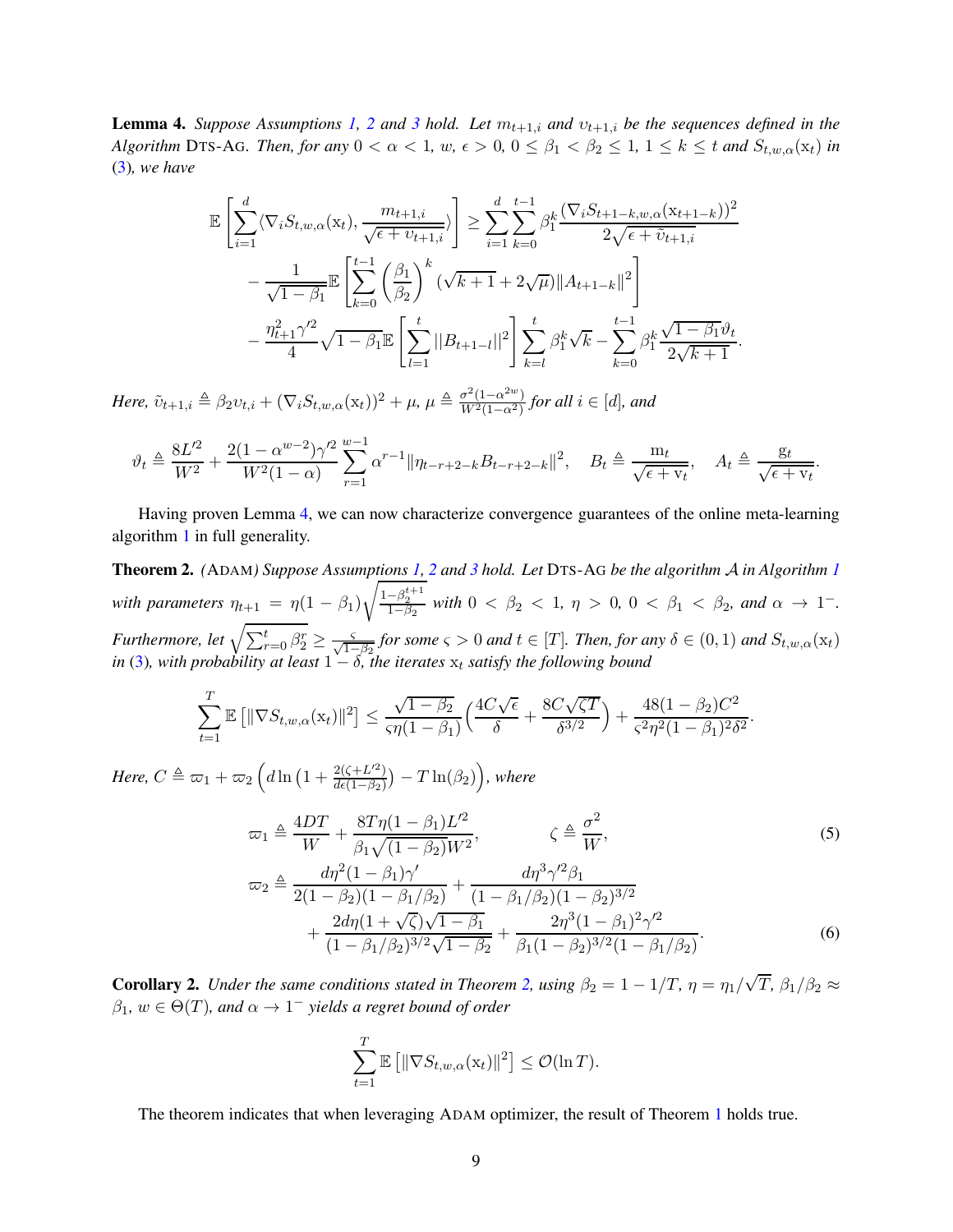**Lemma 4.** *Suppose Assumptions 1, 2 and 3 hold. Let $m_{t+1,i}$ and $\upsilon_{t+1,i}$ be the sequences defined in the Algorithm* DTS-AG. *Then, for any $0 < \alpha < 1$, $w$, $\epsilon > 0$, $0 \leq \beta_1 < \beta_2 \leq 1$, $1 \leq k \leq t$ and $S_{t,w,\alpha}(\mathrm{x}_t)$ in (3), we have*

$$
\begin{aligned}
\mathbb{E}\left[\sum_{i=1}^{d}\langle \nabla_i S_{t,w,\alpha}(\mathrm{x}_t), \frac{m_{t+1,i}}{\sqrt{\epsilon + \upsilon_{t+1,i}}}\rangle\right] &\geq \sum_{i=1}^{d}\sum_{k=0}^{t-1} \beta_1^k \frac{(\nabla_i S_{t+1-k,w,\alpha}(\mathrm{x}_{t+1-k}))^2}{2\sqrt{\epsilon + \tilde{\upsilon}_{t+1,i}}} \\
&- \frac{1}{\sqrt{1-\beta_1}}\mathbb{E}\left[\sum_{k=0}^{t-1}\left(\frac{\beta_1}{\beta_2}\right)^k (\sqrt{k+1} + 2\sqrt{\mu})\|A_{t+1-k}\|^2\right] \\
&- \frac{\eta_{t+1}^2 \gamma'^2}{4}\sqrt{1-\beta_1}\,\mathbb{E}\left[\sum_{l=1}^{t}||B_{t+1-l}||^2\right]\sum_{k=l}^{t}\beta_1^k\sqrt{k} - \sum_{k=0}^{t-1}\beta_1^k \frac{\sqrt{1-\beta_1}\vartheta_t}{2\sqrt{k+1}}.
\end{aligned}
$$

*Here, $\tilde{\upsilon}_{t+1,i} \triangleq \beta_2 \upsilon_{t,i} + (\nabla_i S_{t,w,\alpha}(\mathrm{x}_t))^2 + \mu$, $\mu \triangleq \frac{\sigma^2(1-\alpha^{2w})}{W^2(1-\alpha^2)}$ for all $i \in [d]$, and*

$$
\vartheta_t \triangleq \frac{8L'^2}{W^2} + \frac{2(1-\alpha^{w-2})\gamma'^2}{W^2(1-\alpha)}\sum_{r=1}^{w-1}\alpha^{r-1}\|\eta_{t-r+2-k}B_{t-r+2-k}\|^2, \quad B_t \triangleq \frac{\mathrm{m}_t}{\sqrt{\epsilon + \mathrm{v}_t}}, \quad A_t \triangleq \frac{\mathrm{g}_t}{\sqrt{\epsilon + \mathrm{v}_t}}.
$$

Having proven Lemma 4, we can now characterize convergence guarantees of the online meta-learning algorithm 1 in full generality.

**Theorem 2.** *(*ADAM*) Suppose Assumptions 1, 2 and 3 hold. Let* DTS-AG *be the algorithm $\mathcal{A}$ in Algorithm 1 with parameters $\eta_{t+1} = \eta(1-\beta_1)\sqrt{\frac{1-\beta_2^{t+1}}{1-\beta_2}}$ with $0 < \beta_2 < 1$, $\eta > 0$, $0 < \beta_1 < \beta_2$, and $\alpha \to 1^-$. Furthermore, let $\sqrt{\sum_{r=0}^{t}\beta_2^r} \geq \frac{\varsigma}{\sqrt{1-\beta_2}}$ for some $\varsigma > 0$ and $t \in [T]$. Then, for any $\delta \in (0,1)$ and $S_{t,w,\alpha}(\mathrm{x}_t)$ in (3), with probability at least $1-\delta$, the iterates $\mathrm{x}_t$ satisfy the following bound*

$$
\sum_{t=1}^{T}\mathbb{E}\left[\|\nabla S_{t,w,\alpha}(\mathrm{x}_t)\|^2\right] \leq \frac{\sqrt{1-\beta_2}}{\varsigma\eta(1-\beta_1)}\left(\frac{4C\sqrt{\epsilon}}{\delta} + \frac{8C\sqrt{\zeta T}}{\delta^{3/2}}\right) + \frac{48(1-\beta_2)C^2}{\varsigma^2\eta^2(1-\beta_1)^2\delta^2}.
$$

*Here, $C \triangleq \varpi_1 + \varpi_2\left(d\ln\left(1 + \frac{2(\zeta + L'^2)}{d\epsilon(1-\beta_2)}\right) - T\ln(\beta_2)\right)$, where*

$$
\varpi_1 \triangleq \frac{4DT}{W} + \frac{8T\eta(1-\beta_1)L'^2}{\beta_1\sqrt{(1-\beta_2)}W^2}, \qquad \zeta \triangleq \frac{\sigma^2}{W}, \tag{5}
$$

$$
\begin{aligned}
\varpi_2 \triangleq\; & \frac{d\eta^2(1-\beta_1)\gamma'}{2(1-\beta_2)(1-\beta_1/\beta_2)} + \frac{d\eta^3\gamma'^2\beta_1}{(1-\beta_1/\beta_2)(1-\beta_2)^{3/2}} \\
&+ \frac{2d\eta(1+\sqrt{\zeta})\sqrt{1-\beta_1}}{(1-\beta_1/\beta_2)^{3/2}\sqrt{1-\beta_2}} + \frac{2\eta^3(1-\beta_1)^2\gamma'^2}{\beta_1(1-\beta_2)^{3/2}(1-\beta_1/\beta_2)}.
\end{aligned} \tag{6}
$$

**Corollary 2.** *Under the same conditions stated in Theorem 2, using $\beta_2 = 1 - 1/T$, $\eta = \eta_1/\sqrt{T}$, $\beta_1/\beta_2 \approx \beta_1$, $w \in \Theta(T)$, and $\alpha \to 1^-$ yields a regret bound of order*

$$
\sum_{t=1}^{T}\mathbb{E}\left[\|\nabla S_{t,w,\alpha}(\mathrm{x}_t)\|^2\right] \leq \mathcal{O}(\ln T).
$$

The theorem indicates that when leveraging ADAM optimizer, the result of Theorem 1 holds true.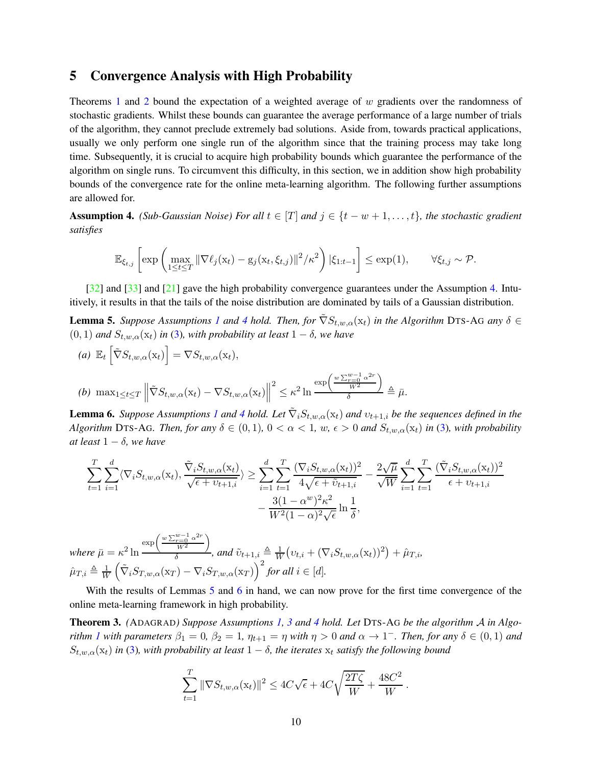## 5 Convergence Analysis with High Probability

Theorems 1 and 2 bound the expectation of a weighted average of $w$ gradients over the randomness of stochastic gradients. Whilst these bounds can guarantee the average performance of a large number of trials of the algorithm, they cannot preclude extremely bad solutions. Aside from, towards practical applications, usually we only perform one single run of the algorithm since that the training process may take long time. Subsequently, it is crucial to acquire high probability bounds which guarantee the performance of the algorithm on single runs. To circumvent this difficulty, in this section, we in addition show high probability bounds of the convergence rate for the online meta-learning algorithm. The following further assumptions are allowed for.

**Assumption 4.** *(Sub-Gaussian Noise) For all $t \in [T]$ and $j \in \{t-w+1, \dots, t\}$, the stochastic gradient satisfies*

$$\mathbb{E}_{\xi_{t,j}}\left[\exp\left(\max_{1\le t\le T}\|\nabla \ell_j(\mathrm{x}_t) - \mathrm{g}_j(\mathrm{x}_t, \xi_{t,j})\|^2/\kappa^2\right)|\xi_{1:t-1}\right] \le \exp(1), \qquad \forall \xi_{t,j} \sim \mathcal{P}.$$

[32] and [33] and [21] gave the high probability convergence guarantees under the Assumption 4. Intuitively, it results in that the tails of the noise distribution are dominated by tails of a Gaussian distribution.

**Lemma 5.** *Suppose Assumptions 1 and 4 hold. Then, for $\tilde{\nabla} S_{t,w,\alpha}(\mathrm{x}_t)$ in the Algorithm* DTS-AG *any $\delta \in (0,1)$ and $S_{t,w,\alpha}(\mathrm{x}_t)$ in (3), with probability at least $1-\delta$, we have*

*(a)* $\mathbb{E}_t\left[\tilde{\nabla} S_{t,w,\alpha}(\mathrm{x}_t)\right] = \nabla S_{t,w,\alpha}(\mathrm{x}_t)$,

*(b)* $\max_{1\le t\le T}\left\|\tilde{\nabla} S_{t,w,\alpha}(\mathrm{x}_t) - \nabla S_{t,w,\alpha}(\mathrm{x}_t)\right\|^2 \le \kappa^2 \ln \dfrac{\exp\left(\frac{w\sum_{r=0}^{w-1}\alpha^{2r}}{W^2}\right)}{\delta} \triangleq \bar{\mu}.$

**Lemma 6.** *Suppose Assumptions 1 and 4 hold. Let $\tilde{\nabla}_i S_{t,w,\alpha}(\mathrm{x}_t)$ and $\upsilon_{t+1,i}$ be the sequences defined in the Algorithm* DTS-AG*. Then, for any $\delta \in (0,1)$, $0<\alpha<1$, $w$, $\epsilon>0$ and $S_{t,w,\alpha}(\mathrm{x}_t)$ in (3), with probability at least $1-\delta$, we have*

$$\sum_{t=1}^{T}\sum_{i=1}^{d}\langle \nabla_i S_{t,w,\alpha}(\mathrm{x}_t), \frac{\tilde{\nabla}_i S_{t,w,\alpha}(\mathrm{x}_t)}{\sqrt{\epsilon+\upsilon_{t+1,i}}}\rangle \ge \sum_{i=1}^{d}\sum_{t=1}^{T}\frac{(\nabla_i S_{t,w,\alpha}(\mathrm{x}_t))^2}{4\sqrt{\epsilon+\tilde{\upsilon}_{t+1,i}}} - \frac{2\sqrt{\bar{\mu}}}{\sqrt{W}}\sum_{i=1}^{d}\sum_{t=1}^{T}\frac{(\tilde{\nabla}_i S_{t,w,\alpha}(\mathrm{x}_t))^2}{\epsilon+\upsilon_{t+1,i}}$$
$$- \frac{3(1-\alpha^w)^2\kappa^2}{W^2(1-\alpha)^2\sqrt{\epsilon}}\ln\frac{1}{\delta},$$

*where $\bar{\mu} = \kappa^2 \ln \frac{\exp\left(\frac{w\sum_{r=0}^{w-1}\alpha^{2r}}{W^2}\right)}{\delta}$, and $\tilde{\upsilon}_{t+1,i} \triangleq \frac{1}{W}\left(\upsilon_{t,i} + (\nabla_i S_{t,w,\alpha}(\mathrm{x}_t))^2\right) + \hat{\mu}_{T,i}$, $\hat{\mu}_{T,i} \triangleq \frac{1}{W}\left(\tilde{\nabla}_i S_{T,w,\alpha}(\mathrm{x}_T) - \nabla_i S_{T,w,\alpha}(\mathrm{x}_T)\right)^2$ for all $i \in [d]$.*

With the results of Lemmas 5 and 6 in hand, we can now prove for the first time convergence of the online meta-learning framework in high probability.

**Theorem 3.** *(*ADAGRAD*) Suppose Assumptions 1, 3 and 4 hold. Let* DTS-AG *be the algorithm $\mathcal{A}$ in Algorithm 1 with parameters $\beta_1 = 0$, $\beta_2 = 1$, $\eta_{t+1} = \eta$ with $\eta > 0$ and $\alpha \to 1^-$. Then, for any $\delta \in (0,1)$ and $S_{t,w,\alpha}(\mathrm{x}_t)$ in (3), with probability at least $1-\delta$, the iterates $\mathrm{x}_t$ satisfy the following bound*

$$\sum_{t=1}^{T}\|\nabla S_{t,w,\alpha}(\mathrm{x}_t)\|^2 \le 4C\sqrt{\epsilon} + 4C\sqrt{\frac{2T\zeta}{W}} + \frac{48C^2}{W}.$$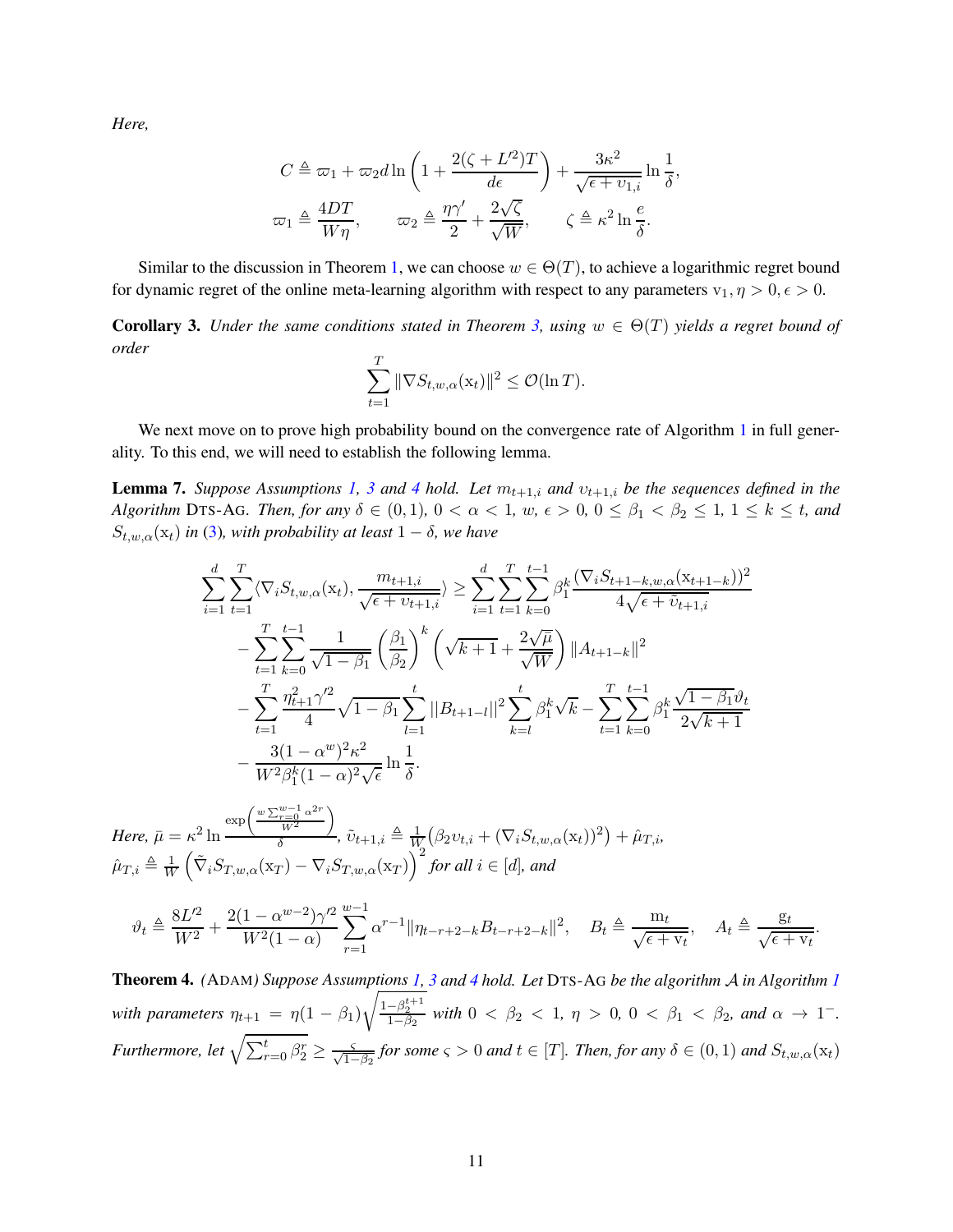*Here,*

$$C \triangleq \varpi_1 + \varpi_2 d \ln\left(1 + \frac{2(\zeta + L'^2)T}{d\epsilon}\right) + \frac{3\kappa^2}{\sqrt{\epsilon + \upsilon_{1,i}}} \ln \frac{1}{\delta},$$

$$\varpi_1 \triangleq \frac{4DT}{W\eta}, \qquad \varpi_2 \triangleq \frac{\eta\gamma'}{2} + \frac{2\sqrt{\zeta}}{\sqrt{W}}, \qquad \zeta \triangleq \kappa^2 \ln \frac{e}{\delta}.$$

Similar to the discussion in Theorem 1, we can choose $w \in \Theta(T)$, to achieve a logarithmic regret bound for dynamic regret of the online meta-learning algorithm with respect to any parameters $\mathrm{v}_1, \eta > 0, \epsilon > 0$.

**Corollary 3.** *Under the same conditions stated in Theorem 3, using $w \in \Theta(T)$ yields a regret bound of order*

$$\sum_{t=1}^{T} \|\nabla S_{t,w,\alpha}(\mathrm{x}_t)\|^2 \leq \mathcal{O}(\ln T).$$

We next move on to prove high probability bound on the convergence rate of Algorithm 1 in full generality. To this end, we will need to establish the following lemma.

**Lemma 7.** *Suppose Assumptions 1, 3 and 4 hold. Let $m_{t+1,i}$ and $\upsilon_{t+1,i}$ be the sequences defined in the Algorithm* DTS-AG. *Then, for any $\delta \in (0,1)$, $0 < \alpha < 1$, $w$, $\epsilon > 0$, $0 \leq \beta_1 < \beta_2 \leq 1$, $1 \leq k \leq t$, and $S_{t,w,\alpha}(\mathrm{x}_t)$ in (3), with probability at least $1-\delta$, we have*

$$\begin{aligned}
\sum_{i=1}^{d}\sum_{t=1}^{T}\langle \nabla_i S_{t,w,\alpha}(\mathrm{x}_t), \frac{m_{t+1,i}}{\sqrt{\epsilon + \upsilon_{t+1,i}}}\rangle &\geq \sum_{i=1}^{d}\sum_{t=1}^{T}\sum_{k=0}^{t-1} \beta_1^k \frac{(\nabla_i S_{t+1-k,w,\alpha}(\mathrm{x}_{t+1-k}))^2}{4\sqrt{\epsilon + \tilde{\upsilon}_{t+1,i}}} \\
&- \sum_{t=1}^{T}\sum_{k=0}^{t-1} \frac{1}{\sqrt{1-\beta_1}}\left(\frac{\beta_1}{\beta_2}\right)^k \left(\sqrt{k+1} + \frac{2\sqrt{\bar{\mu}}}{\sqrt{W}}\right)\|A_{t+1-k}\|^2 \\
&- \sum_{t=1}^{T} \frac{\eta_{t+1}^2 \gamma'^2}{4}\sqrt{1-\beta_1}\sum_{l=1}^{t} \|B_{t+1-l}\|^2 \sum_{k=l}^{t}\beta_1^k\sqrt{k} - \sum_{t=1}^{T}\sum_{k=0}^{t-1}\beta_1^k \frac{\sqrt{1-\beta_1}\vartheta_t}{2\sqrt{k+1}} \\
&- \frac{3(1-\alpha^w)^2\kappa^2}{W^2\beta_1^k(1-\alpha)^2\sqrt{\epsilon}} \ln\frac{1}{\delta}.
\end{aligned}$$

*Here,* $\bar{\mu} = \kappa^2 \ln \frac{\exp\left(\frac{w\sum_{r=0}^{w-1}\alpha^{2r}}{W^2}\right)}{\delta}$, $\tilde{\upsilon}_{t+1,i} \triangleq \frac{1}{W}\left(\beta_2 \upsilon_{t,i} + (\nabla_i S_{t,w,\alpha}(\mathrm{x}_t))^2\right) + \hat{\mu}_{T,i}$,
$\hat{\mu}_{T,i} \triangleq \frac{1}{W}\left(\tilde{\nabla}_i S_{T,w,\alpha}(\mathrm{x}_T) - \nabla_i S_{T,w,\alpha}(\mathrm{x}_T)\right)^2$ *for all $i \in [d]$, and*

$$\vartheta_t \triangleq \frac{8L'^2}{W^2} + \frac{2(1-\alpha^{w-2})\gamma'^2}{W^2(1-\alpha)}\sum_{r=1}^{w-1}\alpha^{r-1}\|\eta_{t-r+2-k}B_{t-r+2-k}\|^2, \quad B_t \triangleq \frac{\mathrm{m}_t}{\sqrt{\epsilon + \mathrm{v}_t}}, \quad A_t \triangleq \frac{\mathrm{g}_t}{\sqrt{\epsilon + \mathrm{v}_t}}.$$

**Theorem 4.** *(*ADAM*) Suppose Assumptions 1, 3 and 4 hold. Let* DTS-AG *be the algorithm $\mathcal{A}$ in Algorithm 1 with parameters $\eta_{t+1} = \eta(1-\beta_1)\sqrt{\frac{1-\beta_2^{t+1}}{1-\beta_2}}$ with $0 < \beta_2 < 1$, $\eta > 0$, $0 < \beta_1 < \beta_2$, and $\alpha \to 1^-$. Furthermore, let $\sqrt{\sum_{r=0}^{t}\beta_2^r} \geq \frac{\varsigma}{\sqrt{1-\beta_2}}$ for some $\varsigma > 0$ and $t \in [T]$. Then, for any $\delta \in (0,1)$ and $S_{t,w,\alpha}(\mathrm{x}_t)$*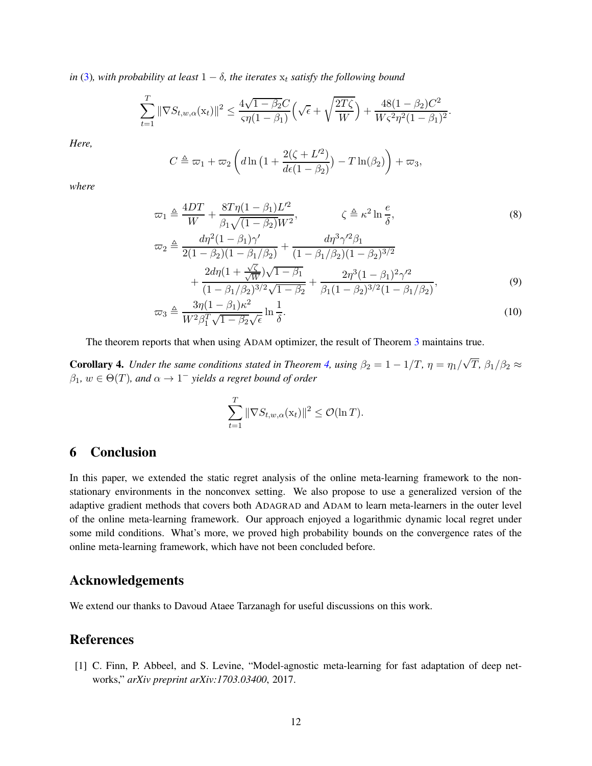*in* (3)*, with probability at least* $1-\delta$*, the iterates* $\mathrm{x}_t$ *satisfy the following bound*

$$
\sum_{t=1}^{T} \|\nabla S_{t,w,\alpha}(\mathrm{x}_t)\|^2 \leq \frac{4\sqrt{1-\beta_2}C}{\varsigma\eta(1-\beta_1)}\Big(\sqrt{\epsilon}+\sqrt{\frac{2T\zeta}{W}}\Big)+\frac{48(1-\beta_2)C^2}{W\varsigma^2\eta^2(1-\beta_1)^2}.
$$

*Here,*

$$
C \triangleq \varpi_1 + \varpi_2\left(d\ln\big(1+\frac{2(\zeta+L'^2)}{d\epsilon(1-\beta_2)}\big)-T\ln(\beta_2)\right)+\varpi_3,
$$

*where*

$$
\varpi_1 \triangleq \frac{4DT}{W}+\frac{8T\eta(1-\beta_1)L'^2}{\beta_1\sqrt{(1-\beta_2)}W^2}, \qquad \zeta \triangleq \kappa^2\ln\frac{e}{\delta}, \tag{8}
$$

$$
\begin{aligned}
\varpi_2 \triangleq\ & \frac{d\eta^2(1-\beta_1)\gamma'}{2(1-\beta_2)(1-\beta_1/\beta_2)}+\frac{d\eta^3\gamma'^2\beta_1}{(1-\beta_1/\beta_2)(1-\beta_2)^{3/2}} \\
&+\frac{2d\eta(1+\frac{\sqrt{\zeta}}{\sqrt{W}})\sqrt{1-\beta_1}}{(1-\beta_1/\beta_2)^{3/2}\sqrt{1-\beta_2}}+\frac{2\eta^3(1-\beta_1)^2\gamma'^2}{\beta_1(1-\beta_2)^{3/2}(1-\beta_1/\beta_2)},
\end{aligned} \tag{9}
$$

$$
\varpi_3 \triangleq \frac{3\eta(1-\beta_1)\kappa^2}{W^2\beta_1^T\sqrt{1-\beta_2}\sqrt{\epsilon}}\ln\frac{1}{\delta}. \tag{10}
$$

The theorem reports that when using ADAM optimizer, the result of Theorem 3 maintains true.

**Corollary 4.** *Under the same conditions stated in Theorem 4, using* $\beta_2 = 1-1/T$*,* $\eta=\eta_1/\sqrt{T}$*,* $\beta_1/\beta_2\approx\beta_1$*,* $w\in\Theta(T)$*, and* $\alpha\to 1^-$ *yields a regret bound of order*

$$
\sum_{t=1}^{T}\|\nabla S_{t,w,\alpha}(\mathrm{x}_t)\|^2 \leq \mathcal{O}(\ln T).
$$

## 6 Conclusion

In this paper, we extended the static regret analysis of the online meta-learning framework to the non-stationary environments in the nonconvex setting. We also propose to use a generalized version of the adaptive gradient methods that covers both ADAGRAD and ADAM to learn meta-learners in the outer level of the online meta-learning framework. Our approach enjoyed a logarithmic dynamic local regret under some mild conditions. What's more, we proved high probability bounds on the convergence rates of the online meta-learning framework, which have not been concluded before.

## Acknowledgements

We extend our thanks to Davoud Ataee Tarzanagh for useful discussions on this work.

## References

[1] C. Finn, P. Abbeel, and S. Levine, "Model-agnostic meta-learning for fast adaptation of deep networks," *arXiv preprint arXiv:1703.03400*, 2017.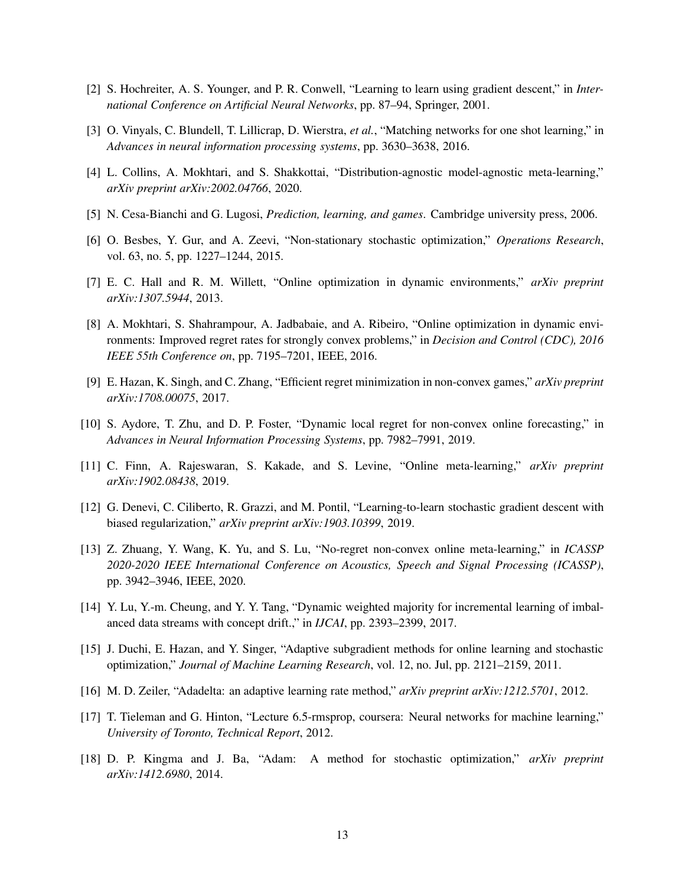[2] S. Hochreiter, A. S. Younger, and P. R. Conwell, "Learning to learn using gradient descent," in *International Conference on Artificial Neural Networks*, pp. 87–94, Springer, 2001.

[3] O. Vinyals, C. Blundell, T. Lillicrap, D. Wierstra, *et al.*, "Matching networks for one shot learning," in *Advances in neural information processing systems*, pp. 3630–3638, 2016.

[4] L. Collins, A. Mokhtari, and S. Shakkottai, "Distribution-agnostic model-agnostic meta-learning," *arXiv preprint arXiv:2002.04766*, 2020.

[5] N. Cesa-Bianchi and G. Lugosi, *Prediction, learning, and games*. Cambridge university press, 2006.

[6] O. Besbes, Y. Gur, and A. Zeevi, "Non-stationary stochastic optimization," *Operations Research*, vol. 63, no. 5, pp. 1227–1244, 2015.

[7] E. C. Hall and R. M. Willett, "Online optimization in dynamic environments," *arXiv preprint arXiv:1307.5944*, 2013.

[8] A. Mokhtari, S. Shahrampour, A. Jadbabaie, and A. Ribeiro, "Online optimization in dynamic environments: Improved regret rates for strongly convex problems," in *Decision and Control (CDC), 2016 IEEE 55th Conference on*, pp. 7195–7201, IEEE, 2016.

[9] E. Hazan, K. Singh, and C. Zhang, "Efficient regret minimization in non-convex games," *arXiv preprint arXiv:1708.00075*, 2017.

[10] S. Aydore, T. Zhu, and D. P. Foster, "Dynamic local regret for non-convex online forecasting," in *Advances in Neural Information Processing Systems*, pp. 7982–7991, 2019.

[11] C. Finn, A. Rajeswaran, S. Kakade, and S. Levine, "Online meta-learning," *arXiv preprint arXiv:1902.08438*, 2019.

[12] G. Denevi, C. Ciliberto, R. Grazzi, and M. Pontil, "Learning-to-learn stochastic gradient descent with biased regularization," *arXiv preprint arXiv:1903.10399*, 2019.

[13] Z. Zhuang, Y. Wang, K. Yu, and S. Lu, "No-regret non-convex online meta-learning," in *ICASSP 2020-2020 IEEE International Conference on Acoustics, Speech and Signal Processing (ICASSP)*, pp. 3942–3946, IEEE, 2020.

[14] Y. Lu, Y.-m. Cheung, and Y. Y. Tang, "Dynamic weighted majority for incremental learning of imbalanced data streams with concept drift.," in *IJCAI*, pp. 2393–2399, 2017.

[15] J. Duchi, E. Hazan, and Y. Singer, "Adaptive subgradient methods for online learning and stochastic optimization," *Journal of Machine Learning Research*, vol. 12, no. Jul, pp. 2121–2159, 2011.

[16] M. D. Zeiler, "Adadelta: an adaptive learning rate method," *arXiv preprint arXiv:1212.5701*, 2012.

[17] T. Tieleman and G. Hinton, "Lecture 6.5-rmsprop, coursera: Neural networks for machine learning," *University of Toronto, Technical Report*, 2012.

[18] D. P. Kingma and J. Ba, "Adam: A method for stochastic optimization," *arXiv preprint arXiv:1412.6980*, 2014.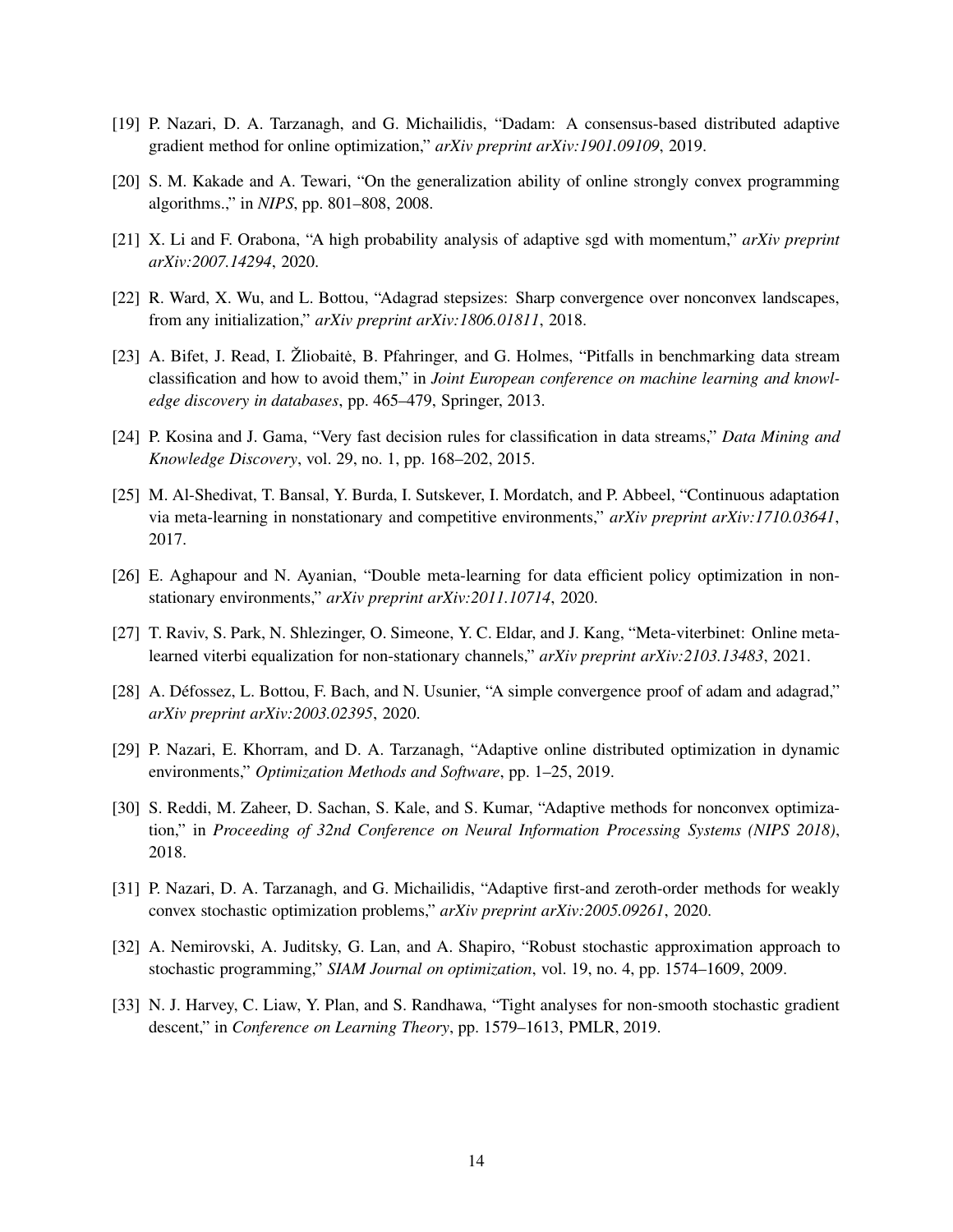[19] P. Nazari, D. A. Tarzanagh, and G. Michailidis, "Dadam: A consensus-based distributed adaptive gradient method for online optimization," *arXiv preprint arXiv:1901.09109*, 2019.

[20] S. M. Kakade and A. Tewari, "On the generalization ability of online strongly convex programming algorithms.," in *NIPS*, pp. 801–808, 2008.

[21] X. Li and F. Orabona, "A high probability analysis of adaptive sgd with momentum," *arXiv preprint arXiv:2007.14294*, 2020.

[22] R. Ward, X. Wu, and L. Bottou, "Adagrad stepsizes: Sharp convergence over nonconvex landscapes, from any initialization," *arXiv preprint arXiv:1806.01811*, 2018.

[23] A. Bifet, J. Read, I. Žliobaitė, B. Pfahringer, and G. Holmes, "Pitfalls in benchmarking data stream classification and how to avoid them," in *Joint European conference on machine learning and knowledge discovery in databases*, pp. 465–479, Springer, 2013.

[24] P. Kosina and J. Gama, "Very fast decision rules for classification in data streams," *Data Mining and Knowledge Discovery*, vol. 29, no. 1, pp. 168–202, 2015.

[25] M. Al-Shedivat, T. Bansal, Y. Burda, I. Sutskever, I. Mordatch, and P. Abbeel, "Continuous adaptation via meta-learning in nonstationary and competitive environments," *arXiv preprint arXiv:1710.03641*, 2017.

[26] E. Aghapour and N. Ayanian, "Double meta-learning for data efficient policy optimization in non-stationary environments," *arXiv preprint arXiv:2011.10714*, 2020.

[27] T. Raviv, S. Park, N. Shlezinger, O. Simeone, Y. C. Eldar, and J. Kang, "Meta-viterbinet: Online meta-learned viterbi equalization for non-stationary channels," *arXiv preprint arXiv:2103.13483*, 2021.

[28] A. Défossez, L. Bottou, F. Bach, and N. Usunier, "A simple convergence proof of adam and adagrad," *arXiv preprint arXiv:2003.02395*, 2020.

[29] P. Nazari, E. Khorram, and D. A. Tarzanagh, "Adaptive online distributed optimization in dynamic environments," *Optimization Methods and Software*, pp. 1–25, 2019.

[30] S. Reddi, M. Zaheer, D. Sachan, S. Kale, and S. Kumar, "Adaptive methods for nonconvex optimization," in *Proceeding of 32nd Conference on Neural Information Processing Systems (NIPS 2018)*, 2018.

[31] P. Nazari, D. A. Tarzanagh, and G. Michailidis, "Adaptive first-and zeroth-order methods for weakly convex stochastic optimization problems," *arXiv preprint arXiv:2005.09261*, 2020.

[32] A. Nemirovski, A. Juditsky, G. Lan, and A. Shapiro, "Robust stochastic approximation approach to stochastic programming," *SIAM Journal on optimization*, vol. 19, no. 4, pp. 1574–1609, 2009.

[33] N. J. Harvey, C. Liaw, Y. Plan, and S. Randhawa, "Tight analyses for non-smooth stochastic gradient descent," in *Conference on Learning Theory*, pp. 1579–1613, PMLR, 2019.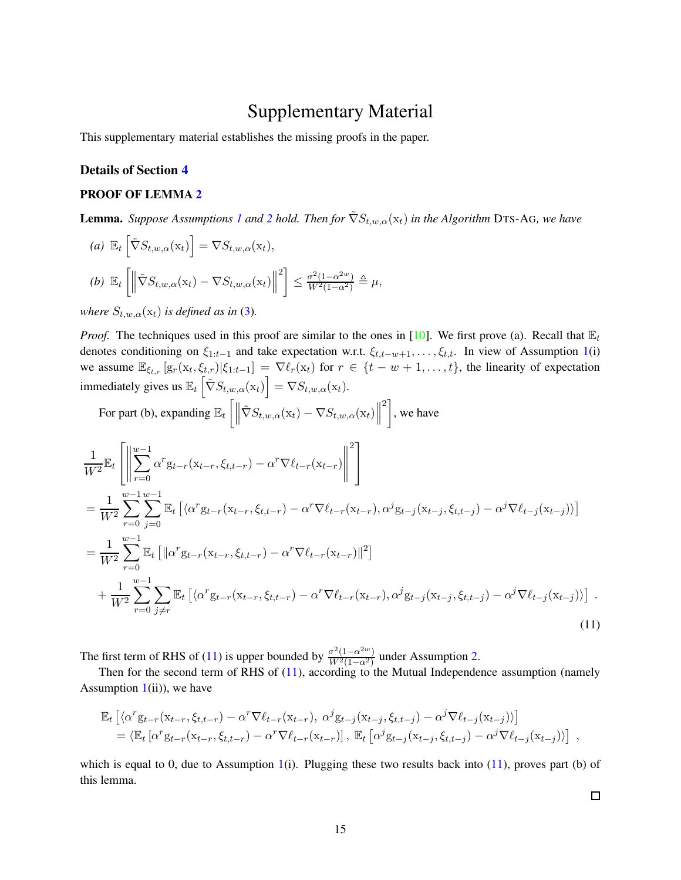# Supplementary Material

This supplementary material establishes the missing proofs in the paper.

## Details of Section 4

### PROOF OF LEMMA 2

**Lemma.** *Suppose Assumptions 1 and 2 hold. Then for $\tilde{\nabla} S_{t,w,\alpha}(\mathrm{x}_t)$ in the Algorithm* DTS-AG*, we have*

*(a)* $\mathbb{E}_t\left[\tilde{\nabla} S_{t,w,\alpha}(\mathrm{x}_t)\right] = \nabla S_{t,w,\alpha}(\mathrm{x}_t)$,

*(b)* $\mathbb{E}_t\left[\left\|\tilde{\nabla} S_{t,w,\alpha}(\mathrm{x}_t) - \nabla S_{t,w,\alpha}(\mathrm{x}_t)\right\|^2\right] \le \frac{\sigma^2(1-\alpha^{2w})}{W^2(1-\alpha^2)} \triangleq \mu$,

*where $S_{t,w,\alpha}(\mathrm{x}_t)$ is defined as in (3).*

*Proof.* The techniques used in this proof are similar to the ones in [10]. We first prove (a). Recall that $\mathbb{E}_t$ denotes conditioning on $\xi_{1:t-1}$ and take expectation w.r.t. $\xi_{t,t-w+1}, \ldots, \xi_{t,t}$. In view of Assumption 1(i) we assume $\mathbb{E}_{\xi_{t,r}}\left[\mathrm{g}_r(\mathrm{x}_t, \xi_{t,r}) | \xi_{1:t-1}\right] = \nabla \ell_r(\mathrm{x}_t)$ for $r \in \{t-w+1, \ldots, t\}$, the linearity of expectation immediately gives us $\mathbb{E}_t\left[\tilde{\nabla} S_{t,w,\alpha}(\mathrm{x}_t)\right] = \nabla S_{t,w,\alpha}(\mathrm{x}_t)$.

For part (b), expanding $\mathbb{E}_t\left[\left\|\tilde{\nabla} S_{t,w,\alpha}(\mathrm{x}_t) - \nabla S_{t,w,\alpha}(\mathrm{x}_t)\right\|^2\right]$, we have

$$
\begin{aligned}
&\frac{1}{W^2}\mathbb{E}_t\left[\left\|\sum_{r=0}^{w-1} \alpha^r \mathrm{g}_{t-r}(\mathrm{x}_{t-r}, \xi_{t,t-r}) - \alpha^r \nabla \ell_{t-r}(\mathrm{x}_{t-r})\right\|^2\right] \\
&= \frac{1}{W^2}\sum_{r=0}^{w-1}\sum_{j=0}^{w-1} \mathbb{E}_t\left[\langle \alpha^r \mathrm{g}_{t-r}(\mathrm{x}_{t-r}, \xi_{t,t-r}) - \alpha^r \nabla \ell_{t-r}(\mathrm{x}_{t-r}), \alpha^j \mathrm{g}_{t-j}(\mathrm{x}_{t-j}, \xi_{t,t-j}) - \alpha^j \nabla \ell_{t-j}(\mathrm{x}_{t-j})\rangle\right] \\
&= \frac{1}{W^2}\sum_{r=0}^{w-1} \mathbb{E}_t\left[\left\|\alpha^r \mathrm{g}_{t-r}(\mathrm{x}_{t-r}, \xi_{t,t-r}) - \alpha^r \nabla \ell_{t-r}(\mathrm{x}_{t-r})\right\|^2\right] \\
&\quad + \frac{1}{W^2}\sum_{r=0}^{w-1}\sum_{j \ne r} \mathbb{E}_t\left[\langle \alpha^r \mathrm{g}_{t-r}(\mathrm{x}_{t-r}, \xi_{t,t-r}) - \alpha^r \nabla \ell_{t-r}(\mathrm{x}_{t-r}), \alpha^j \mathrm{g}_{t-j}(\mathrm{x}_{t-j}, \xi_{t,t-j}) - \alpha^j \nabla \ell_{t-j}(\mathrm{x}_{t-j})\rangle\right] .
\end{aligned}
\tag{11}
$$

The first term of RHS of (11) is upper bounded by $\frac{\sigma^2(1-\alpha^{2w})}{W^2(1-\alpha^2)}$ under Assumption 2.

Then for the second term of RHS of (11), according to the Mutual Independence assumption (namely Assumption 1(ii)), we have

$$
\begin{aligned}
&\mathbb{E}_t\left[\langle \alpha^r \mathrm{g}_{t-r}(\mathrm{x}_{t-r}, \xi_{t,t-r}) - \alpha^r \nabla \ell_{t-r}(\mathrm{x}_{t-r}),\ \alpha^j \mathrm{g}_{t-j}(\mathrm{x}_{t-j}, \xi_{t,t-j}) - \alpha^j \nabla \ell_{t-j}(\mathrm{x}_{t-j})\rangle\right] \\
&\quad = \langle \mathbb{E}_t\left[\alpha^r \mathrm{g}_{t-r}(\mathrm{x}_{t-r}, \xi_{t,t-r}) - \alpha^r \nabla \ell_{t-r}(\mathrm{x}_{t-r})\right],\ \mathbb{E}_t\left[\alpha^j \mathrm{g}_{t-j}(\mathrm{x}_{t-j}, \xi_{t,t-j}) - \alpha^j \nabla \ell_{t-j}(\mathrm{x}_{t-j})\rangle\right] ,
\end{aligned}
$$

which is equal to 0, due to Assumption 1(i). Plugging these two results back into (11), proves part (b) of this lemma.

□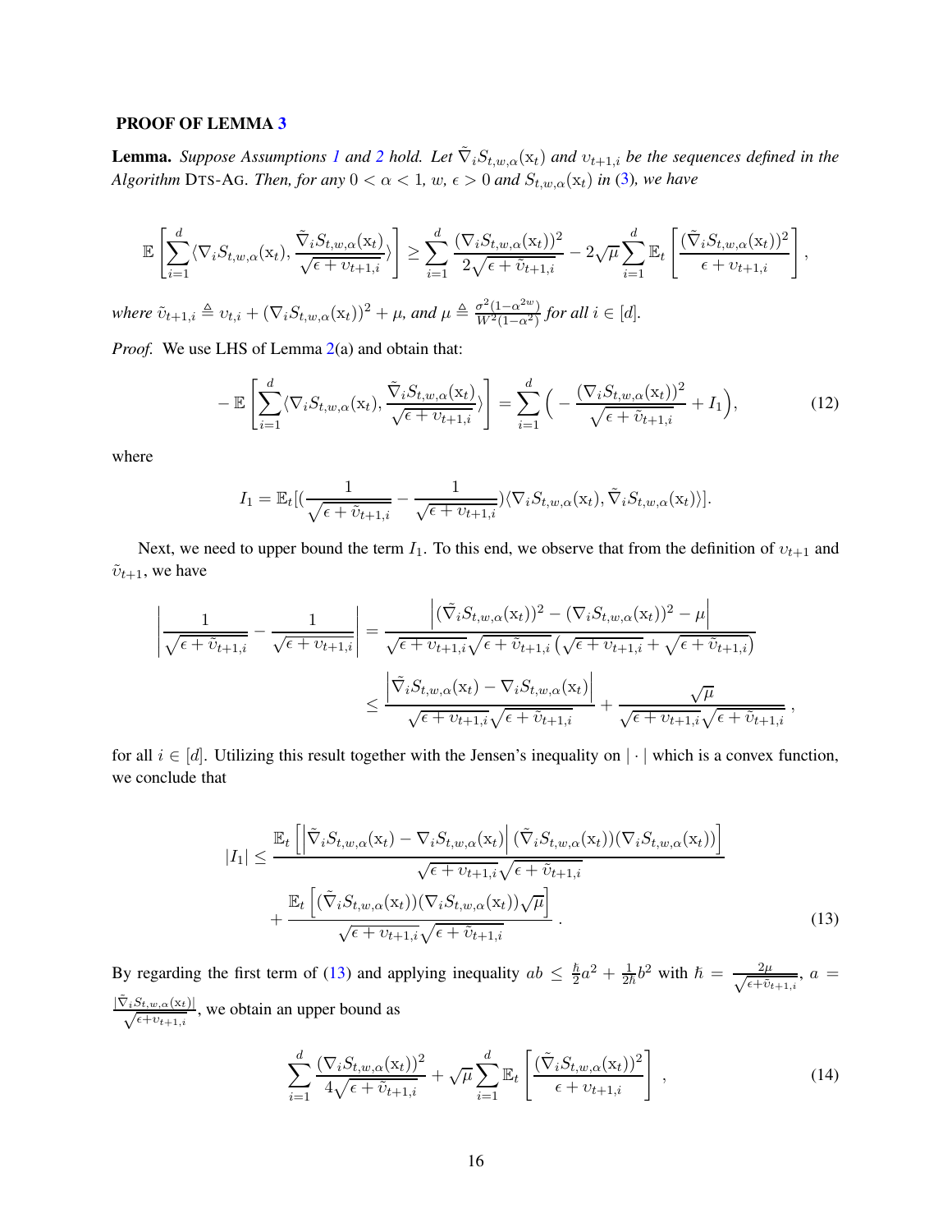### PROOF OF LEMMA 3

**Lemma.** *Suppose Assumptions 1 and 2 hold. Let $\tilde{\nabla}_i S_{t,w,\alpha}(\mathrm{x}_t)$ and $\upsilon_{t+1,i}$ be the sequences defined in the Algorithm* DTS-AG*. Then, for any $0 < \alpha < 1$, $w$, $\epsilon > 0$ and $S_{t,w,\alpha}(\mathrm{x}_t)$ in (3), we have*

$$
\mathbb{E}\left[\sum_{i=1}^{d}\langle \nabla_i S_{t,w,\alpha}(\mathrm{x}_t), \frac{\tilde{\nabla}_i S_{t,w,\alpha}(\mathrm{x}_t)}{\sqrt{\epsilon+\upsilon_{t+1,i}}}\rangle\right] \geq \sum_{i=1}^{d}\frac{(\nabla_i S_{t,w,\alpha}(\mathrm{x}_t))^2}{2\sqrt{\epsilon+\tilde{\upsilon}_{t+1,i}}} - 2\sqrt{\mu}\sum_{i=1}^{d}\mathbb{E}_t\left[\frac{(\tilde{\nabla}_i S_{t,w,\alpha}(\mathrm{x}_t))^2}{\epsilon+\upsilon_{t+1,i}}\right],
$$

*where $\tilde{\upsilon}_{t+1,i} \triangleq \upsilon_{t,i} + (\nabla_i S_{t,w,\alpha}(\mathrm{x}_t))^2 + \mu$, and $\mu \triangleq \frac{\sigma^2(1-\alpha^{2w})}{W^2(1-\alpha^2)}$ for all $i \in [d]$.*

*Proof.* We use LHS of Lemma 2(a) and obtain that:

$$
-\,\mathbb{E}\left[\sum_{i=1}^{d}\langle \nabla_i S_{t,w,\alpha}(\mathrm{x}_t), \frac{\tilde{\nabla}_i S_{t,w,\alpha}(\mathrm{x}_t)}{\sqrt{\epsilon+\upsilon_{t+1,i}}}\rangle\right] = \sum_{i=1}^{d}\Big(-\frac{(\nabla_i S_{t,w,\alpha}(\mathrm{x}_t))^2}{\sqrt{\epsilon+\tilde{\upsilon}_{t+1,i}}} + I_1\Big), \tag{12}
$$

where

$$
I_1 = \mathbb{E}_t[(\frac{1}{\sqrt{\epsilon+\tilde{\upsilon}_{t+1,i}}} - \frac{1}{\sqrt{\epsilon+\upsilon_{t+1,i}}})\langle \nabla_i S_{t,w,\alpha}(\mathrm{x}_t), \tilde{\nabla}_i S_{t,w,\alpha}(\mathrm{x}_t)\rangle].
$$

Next, we need to upper bound the term $I_1$. To this end, we observe that from the definition of $\upsilon_{t+1}$ and $\tilde{\upsilon}_{t+1}$, we have

$$
\begin{aligned}
\left|\frac{1}{\sqrt{\epsilon+\tilde{\upsilon}_{t+1,i}}} - \frac{1}{\sqrt{\epsilon+\upsilon_{t+1,i}}}\right| &= \frac{\left|(\tilde{\nabla}_i S_{t,w,\alpha}(\mathrm{x}_t))^2 - (\nabla_i S_{t,w,\alpha}(\mathrm{x}_t))^2 - \mu\right|}{\sqrt{\epsilon+\upsilon_{t+1,i}}\sqrt{\epsilon+\tilde{\upsilon}_{t+1,i}}\left(\sqrt{\epsilon+\upsilon_{t+1,i}}+\sqrt{\epsilon+\tilde{\upsilon}_{t+1,i}}\right)} \\
&\leq \frac{\left|\tilde{\nabla}_i S_{t,w,\alpha}(\mathrm{x}_t) - \nabla_i S_{t,w,\alpha}(\mathrm{x}_t)\right|}{\sqrt{\epsilon+\upsilon_{t+1,i}}\sqrt{\epsilon+\tilde{\upsilon}_{t+1,i}}} + \frac{\sqrt{\mu}}{\sqrt{\epsilon+\upsilon_{t+1,i}}\sqrt{\epsilon+\tilde{\upsilon}_{t+1,i}}},
\end{aligned}
$$

for all $i \in [d]$. Utilizing this result together with the Jensen's inequality on $|\cdot|$ which is a convex function, we conclude that

$$
\begin{aligned}
|I_1| \leq\; & \frac{\mathbb{E}_t\left[\left|\tilde{\nabla}_i S_{t,w,\alpha}(\mathrm{x}_t) - \nabla_i S_{t,w,\alpha}(\mathrm{x}_t)\right|(\tilde{\nabla}_i S_{t,w,\alpha}(\mathrm{x}_t))(\nabla_i S_{t,w,\alpha}(\mathrm{x}_t))\right]}{\sqrt{\epsilon+\upsilon_{t+1,i}}\sqrt{\epsilon+\tilde{\upsilon}_{t+1,i}}} \\
& + \frac{\mathbb{E}_t\left[(\tilde{\nabla}_i S_{t,w,\alpha}(\mathrm{x}_t))(\nabla_i S_{t,w,\alpha}(\mathrm{x}_t))\sqrt{\mu}\right]}{\sqrt{\epsilon+\upsilon_{t+1,i}}\sqrt{\epsilon+\tilde{\upsilon}_{t+1,i}}}.
\end{aligned} \tag{13}
$$

By regarding the first term of (13) and applying inequality $ab \leq \frac{\hbar}{2}a^2 + \frac{1}{2\hbar}b^2$ with $\hbar = \frac{2\mu}{\sqrt{\epsilon+\tilde{\upsilon}_{t+1,i}}}$, $a = \frac{|\tilde{\nabla}_i S_{t,w,\alpha}(\mathrm{x}_t)|}{\sqrt{\epsilon+\upsilon_{t+1,i}}}$, we obtain an upper bound as

$$
\sum_{i=1}^{d}\frac{(\nabla_i S_{t,w,\alpha}(\mathrm{x}_t))^2}{4\sqrt{\epsilon+\tilde{\upsilon}_{t+1,i}}} + \sqrt{\mu}\sum_{i=1}^{d}\mathbb{E}_t\left[\frac{(\tilde{\nabla}_i S_{t,w,\alpha}(\mathrm{x}_t))^2}{\epsilon+\upsilon_{t+1,i}}\right], \tag{14}
$$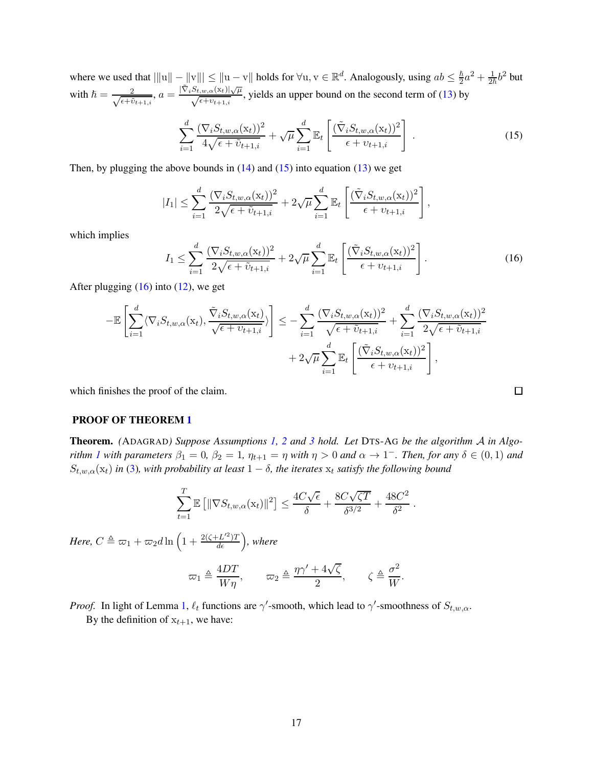where we used that $|\|\mathrm{u}\| - \|\mathrm{v}\|| \leq \|\mathrm{u} - \mathrm{v}\|$ holds for $\forall \mathrm{u}, \mathrm{v} \in \mathbb{R}^d$. Analogously, using $ab \leq \frac{\hbar}{2}a^2 + \frac{1}{2\hbar}b^2$ but with $\hbar = \frac{2}{\sqrt{\epsilon + \tilde{\upsilon}_{t+1,i}}}$, $a = \frac{|\tilde{\nabla}_i S_{t,w,\alpha}(\mathrm{x}_t)|\sqrt{\mu}}{\sqrt{\epsilon + \upsilon_{t+1,i}}}$, yields an upper bound on the second term of (13) by

$$\sum_{i=1}^{d} \frac{(\nabla_i S_{t,w,\alpha}(\mathrm{x}_t))^2}{4\sqrt{\epsilon + \tilde{\upsilon}_{t+1,i}}} + \sqrt{\mu} \sum_{i=1}^{d} \mathbb{E}_t \left[ \frac{(\tilde{\nabla}_i S_{t,w,\alpha}(\mathrm{x}_t))^2}{\epsilon + \upsilon_{t+1,i}} \right] . \tag{15}$$

Then, by plugging the above bounds in (14) and (15) into equation (13) we get

$$|I_1| \leq \sum_{i=1}^{d} \frac{(\nabla_i S_{t,w,\alpha}(\mathrm{x}_t))^2}{2\sqrt{\epsilon + \tilde{\upsilon}_{t+1,i}}} + 2\sqrt{\mu} \sum_{i=1}^{d} \mathbb{E}_t \left[ \frac{(\tilde{\nabla}_i S_{t,w,\alpha}(\mathrm{x}_t))^2}{\epsilon + \upsilon_{t+1,i}} \right],$$

which implies

$$I_1 \leq \sum_{i=1}^{d} \frac{(\nabla_i S_{t,w,\alpha}(\mathrm{x}_t))^2}{2\sqrt{\epsilon + \tilde{\upsilon}_{t+1,i}}} + 2\sqrt{\mu} \sum_{i=1}^{d} \mathbb{E}_t \left[ \frac{(\tilde{\nabla}_i S_{t,w,\alpha}(\mathrm{x}_t))^2}{\epsilon + \upsilon_{t+1,i}} \right]. \tag{16}$$

After plugging (16) into (12), we get

$$-\mathbb{E}\left[\sum_{i=1}^{d} \langle \nabla_i S_{t,w,\alpha}(\mathrm{x}_t), \frac{\tilde{\nabla}_i S_{t,w,\alpha}(\mathrm{x}_t)}{\sqrt{\epsilon + \upsilon_{t+1,i}}} \rangle \right] \leq -\sum_{i=1}^{d} \frac{(\nabla_i S_{t,w,\alpha}(\mathrm{x}_t))^2}{\sqrt{\epsilon + \tilde{\upsilon}_{t+1,i}}} + \sum_{i=1}^{d} \frac{(\nabla_i S_{t,w,\alpha}(\mathrm{x}_t))^2}{2\sqrt{\epsilon + \tilde{\upsilon}_{t+1,i}}} + 2\sqrt{\mu} \sum_{i=1}^{d} \mathbb{E}_t \left[ \frac{(\tilde{\nabla}_i S_{t,w,\alpha}(\mathrm{x}_t))^2}{\epsilon + \upsilon_{t+1,i}} \right],$$

which finishes the proof of the claim. □

## PROOF OF THEOREM 1

**Theorem.** *(ADAGRAD) Suppose Assumptions 1, 2 and 3 hold. Let DTS-AG be the algorithm $\mathcal{A}$ in Algorithm 1 with parameters $\beta_1 = 0$, $\beta_2 = 1$, $\eta_{t+1} = \eta$ with $\eta > 0$ and $\alpha \to 1^-$. Then, for any $\delta \in (0,1)$ and $S_{t,w,\alpha}(\mathrm{x}_t)$ in (3), with probability at least $1-\delta$, the iterates $\mathrm{x}_t$ satisfy the following bound*

$$\sum_{t=1}^{T} \mathbb{E}\left[\|\nabla S_{t,w,\alpha}(\mathrm{x}_t)\|^2\right] \leq \frac{4C\sqrt{\epsilon}}{\delta} + \frac{8C\sqrt{\zeta T}}{\delta^{3/2}} + \frac{48C^2}{\delta^2} .$$

*Here, $C \triangleq \varpi_1 + \varpi_2 d \ln\left(1 + \frac{2(\zeta + L'^2)T}{d\epsilon}\right)$, where*

$$\varpi_1 \triangleq \frac{4DT}{W\eta}, \qquad \varpi_2 \triangleq \frac{\eta\gamma' + 4\sqrt{\zeta}}{2}, \qquad \zeta \triangleq \frac{\sigma^2}{W}.$$

*Proof.* In light of Lemma 1, $\ell_t$ functions are $\gamma'$-smooth, which lead to $\gamma'$-smoothness of $S_{t,w,\alpha}$.

By the definition of $\mathrm{x}_{t+1}$, we have: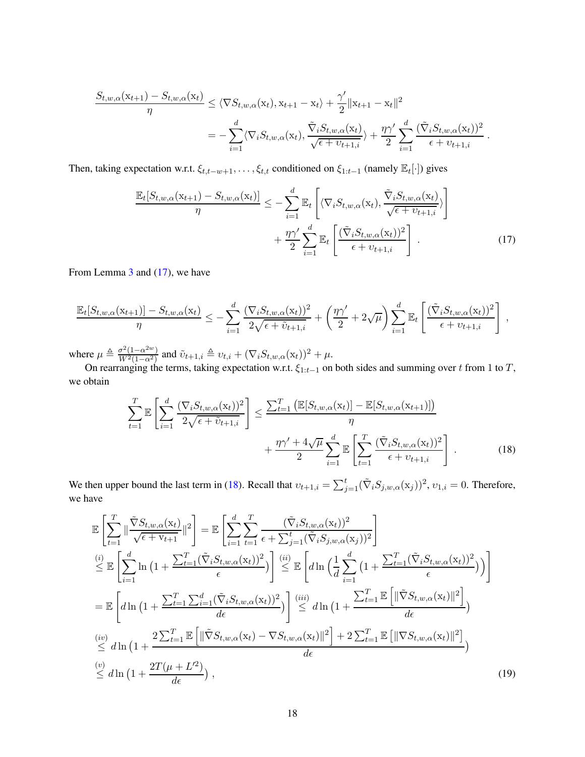$$
\begin{aligned}
\frac{S_{t,w,\alpha}(\mathrm{x}_{t+1}) - S_{t,w,\alpha}(\mathrm{x}_t)}{\eta} &\le \langle \nabla S_{t,w,\alpha}(\mathrm{x}_t), \mathrm{x}_{t+1} - \mathrm{x}_t \rangle + \frac{\gamma'}{2}\|\mathrm{x}_{t+1} - \mathrm{x}_t\|^2 \\
&= -\sum_{i=1}^d \langle \nabla_i S_{t,w,\alpha}(\mathrm{x}_t), \frac{\tilde{\nabla}_i S_{t,w,\alpha}(\mathrm{x}_t)}{\sqrt{\epsilon + \upsilon_{t+1,i}}} \rangle + \frac{\eta\gamma'}{2}\sum_{i=1}^d \frac{(\tilde{\nabla}_i S_{t,w,\alpha}(\mathrm{x}_t))^2}{\epsilon + \upsilon_{t+1,i}} \ .
\end{aligned}
$$

Then, taking expectation w.r.t. $\xi_{t,t-w+1}, \ldots, \xi_{t,t}$ conditioned on $\xi_{1:t-1}$ (namely $\mathbb{E}_t[\cdot]$) gives

$$
\begin{aligned}
\frac{\mathbb{E}_t[S_{t,w,\alpha}(\mathrm{x}_{t+1}) - S_{t,w,\alpha}(\mathrm{x}_t)]}{\eta} \le &-\sum_{i=1}^d \mathbb{E}_t\left[\langle \nabla_i S_{t,w,\alpha}(\mathrm{x}_t), \frac{\tilde{\nabla}_i S_{t,w,\alpha}(\mathrm{x}_t)}{\sqrt{\epsilon + \upsilon_{t+1,i}}} \rangle\right] \\
&+ \frac{\eta\gamma'}{2}\sum_{i=1}^d \mathbb{E}_t\left[\frac{(\tilde{\nabla}_i S_{t,w,\alpha}(\mathrm{x}_t))^2}{\epsilon + \upsilon_{t+1,i}}\right] \ .
\end{aligned} \tag{17}
$$

From Lemma 3 and (17), we have

$$
\frac{\mathbb{E}_t[S_{t,w,\alpha}(\mathrm{x}_{t+1})] - S_{t,w,\alpha}(\mathrm{x}_t)}{\eta} \le -\sum_{i=1}^d \frac{(\nabla_i S_{t,w,\alpha}(\mathrm{x}_t))^2}{2\sqrt{\epsilon + \tilde{\upsilon}_{t+1,i}}} + \left(\frac{\eta\gamma'}{2} + 2\sqrt{\mu}\right)\sum_{i=1}^d \mathbb{E}_t\left[\frac{(\tilde{\nabla}_i S_{t,w,\alpha}(\mathrm{x}_t))^2}{\epsilon + \upsilon_{t+1,i}}\right] ,
$$

where $\mu \triangleq \frac{\sigma^2(1-\alpha^{2w})}{W^2(1-\alpha^2)}$ and $\tilde{\upsilon}_{t+1,i} \triangleq \upsilon_{t,i} + (\nabla_i S_{t,w,\alpha}(\mathrm{x}_t))^2 + \mu$.

On rearranging the terms, taking expectation w.r.t. $\xi_{1:t-1}$ on both sides and summing over $t$ from 1 to $T$, we obtain

$$
\begin{aligned}
\sum_{t=1}^T \mathbb{E}\left[\sum_{i=1}^d \frac{(\nabla_i S_{t,w,\alpha}(\mathrm{x}_t))^2}{2\sqrt{\epsilon + \tilde{\upsilon}_{t+1,i}}}\right] \le &\frac{\sum_{t=1}^T \left(\mathbb{E}[S_{t,w,\alpha}(\mathrm{x}_t)] - \mathbb{E}[S_{t,w,\alpha}(\mathrm{x}_{t+1})]\right)}{\eta} \\
&+ \frac{\eta\gamma' + 4\sqrt{\mu}}{2}\sum_{i=1}^d \mathbb{E}\left[\sum_{t=1}^T \frac{(\tilde{\nabla}_i S_{t,w,\alpha}(\mathrm{x}_t))^2}{\epsilon + \upsilon_{t+1,i}}\right] \ .
\end{aligned} \tag{18}
$$

We then upper bound the last term in (18). Recall that $\upsilon_{t+1,i} = \sum_{j=1}^t (\tilde{\nabla}_i S_{j,w,\alpha}(\mathrm{x}_j))^2$, $\upsilon_{1,i} = 0$. Therefore, we have

$$
\begin{aligned}
&\mathbb{E}\left[\sum_{t=1}^T \|\frac{\tilde{\nabla} S_{t,w,\alpha}(\mathrm{x}_t)}{\sqrt{\epsilon + \mathrm{v}_{t+1}}}\|^2\right] = \mathbb{E}\left[\sum_{i=1}^d \sum_{t=1}^T \frac{(\tilde{\nabla}_i S_{t,w,\alpha}(\mathrm{x}_t))^2}{\epsilon + \sum_{j=1}^t (\tilde{\nabla}_i S_{j,w,\alpha}(\mathrm{x}_j))^2}\right] \\
&\overset{(i)}{\le} \mathbb{E}\left[\sum_{i=1}^d \ln\left(1 + \frac{\sum_{t=1}^T (\tilde{\nabla}_i S_{t,w,\alpha}(\mathrm{x}_t))^2}{\epsilon}\right)\right] \overset{(ii)}{\le} \mathbb{E}\left[d \ln\left(\frac{1}{d}\sum_{i=1}^d \left(1 + \frac{\sum_{t=1}^T (\tilde{\nabla}_i S_{t,w,\alpha}(\mathrm{x}_t))^2}{\epsilon}\right)\right)\right] \\
&= \mathbb{E}\left[d \ln\left(1 + \frac{\sum_{t=1}^T \sum_{i=1}^d (\tilde{\nabla}_i S_{t,w,\alpha}(\mathrm{x}_t))^2}{d\epsilon}\right)\right] \overset{(iii)}{\le} d \ln\left(1 + \frac{\sum_{t=1}^T \mathbb{E}\left[\|\tilde{\nabla} S_{t,w,\alpha}(\mathrm{x}_t)\|^2\right]}{d\epsilon}\right) \\
&\overset{(iv)}{\le} d \ln\left(1 + \frac{2\sum_{t=1}^T \mathbb{E}\left[\|\tilde{\nabla} S_{t,w,\alpha}(\mathrm{x}_t) - \nabla S_{t,w,\alpha}(\mathrm{x}_t)\|^2\right] + 2\sum_{t=1}^T \mathbb{E}\left[\|\nabla S_{t,w,\alpha}(\mathrm{x}_t)\|^2\right]}{d\epsilon}\right) \\
&\overset{(v)}{\le} d \ln\left(1 + \frac{2T(\mu + L'^2)}{d\epsilon}\right) ,
\end{aligned} \tag{19}
$$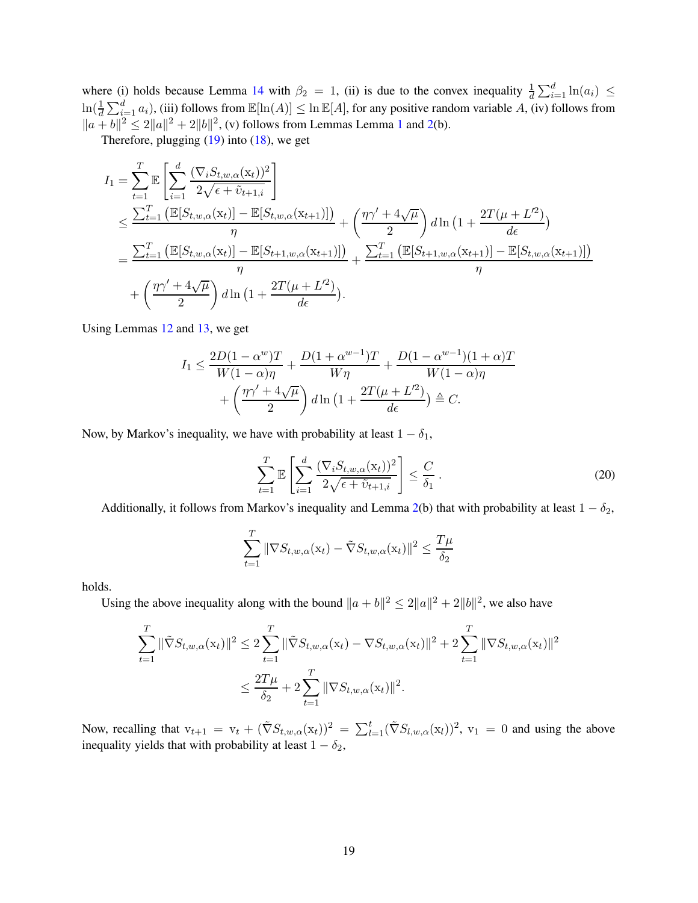where (i) holds because Lemma 14 with $\beta_2 = 1$, (ii) is due to the convex inequality $\frac{1}{d}\sum_{i=1}^d \ln(a_i) \leq \ln(\frac{1}{d}\sum_{i=1}^d a_i)$, (iii) follows from $\mathbb{E}[\ln(A)] \leq \ln \mathbb{E}[A]$, for any positive random variable $A$, (iv) follows from $\|a+b\|^2 \leq 2\|a\|^2 + 2\|b\|^2$, (v) follows from Lemmas Lemma 1 and 2(b).

Therefore, plugging (19) into (18), we get

$$
\begin{aligned}
I_1 &= \sum_{t=1}^T \mathbb{E}\left[\sum_{i=1}^d \frac{(\nabla_i S_{t,w,\alpha}(\mathrm{x}_t))^2}{2\sqrt{\epsilon + \tilde{v}_{t+1,i}}}\right] \\
&\leq \frac{\sum_{t=1}^T \left(\mathbb{E}[S_{t,w,\alpha}(\mathrm{x}_t)] - \mathbb{E}[S_{t,w,\alpha}(\mathrm{x}_{t+1})]\right)}{\eta} + \left(\frac{\eta\gamma' + 4\sqrt{\mu}}{2}\right) d \ln\big(1 + \frac{2T(\mu + L'^2)}{d\epsilon}\big) \\
&= \frac{\sum_{t=1}^T \left(\mathbb{E}[S_{t,w,\alpha}(\mathrm{x}_t)] - \mathbb{E}[S_{t+1,w,\alpha}(\mathrm{x}_{t+1})]\right)}{\eta} + \frac{\sum_{t=1}^T \left(\mathbb{E}[S_{t+1,w,\alpha}(\mathrm{x}_{t+1})] - \mathbb{E}[S_{t,w,\alpha}(\mathrm{x}_{t+1})]\right)}{\eta} \\
&\quad + \left(\frac{\eta\gamma' + 4\sqrt{\mu}}{2}\right) d \ln\big(1 + \frac{2T(\mu + L'^2)}{d\epsilon}\big).
\end{aligned}
$$

Using Lemmas 12 and 13, we get

$$
\begin{aligned}
I_1 &\leq \frac{2D(1-\alpha^w)T}{W(1-\alpha)\eta} + \frac{D(1+\alpha^{w-1})T}{W\eta} + \frac{D(1-\alpha^{w-1})(1+\alpha)T}{W(1-\alpha)\eta} \\
&\quad + \left(\frac{\eta\gamma' + 4\sqrt{\mu}}{2}\right) d \ln\big(1 + \frac{2T(\mu + L'^2)}{d\epsilon}\big) \triangleq C.
\end{aligned}
$$

Now, by Markov's inequality, we have with probability at least $1 - \delta_1$,

$$
\sum_{t=1}^T \mathbb{E}\left[\sum_{i=1}^d \frac{(\nabla_i S_{t,w,\alpha}(\mathrm{x}_t))^2}{2\sqrt{\epsilon + \tilde{v}_{t+1,i}}}\right] \leq \frac{C}{\delta_1}\,. \tag{20}
$$

Additionally, it follows from Markov's inequality and Lemma 2(b) that with probability at least $1 - \delta_2$,

$$
\sum_{t=1}^T \|\nabla S_{t,w,\alpha}(\mathrm{x}_t) - \tilde{\nabla} S_{t,w,\alpha}(\mathrm{x}_t)\|^2 \leq \frac{T\mu}{\delta_2}
$$

holds.

Using the above inequality along with the bound $\|a+b\|^2 \leq 2\|a\|^2 + 2\|b\|^2$, we also have

$$
\begin{aligned}
\sum_{t=1}^T \|\tilde{\nabla} S_{t,w,\alpha}(\mathrm{x}_t)\|^2 &\leq 2\sum_{t=1}^T \|\tilde{\nabla} S_{t,w,\alpha}(\mathrm{x}_t) - \nabla S_{t,w,\alpha}(\mathrm{x}_t)\|^2 + 2\sum_{t=1}^T \|\nabla S_{t,w,\alpha}(\mathrm{x}_t)\|^2 \\
&\leq \frac{2T\mu}{\delta_2} + 2\sum_{t=1}^T \|\nabla S_{t,w,\alpha}(\mathrm{x}_t)\|^2.
\end{aligned}
$$

Now, recalling that $\mathrm{v}_{t+1} = \mathrm{v}_t + (\tilde{\nabla} S_{t,w,\alpha}(\mathrm{x}_t))^2 = \sum_{l=1}^t (\tilde{\nabla} S_{l,w,\alpha}(\mathrm{x}_l))^2$, $\mathrm{v}_1 = 0$ and using the above inequality yields that with probability at least $1 - \delta_2$,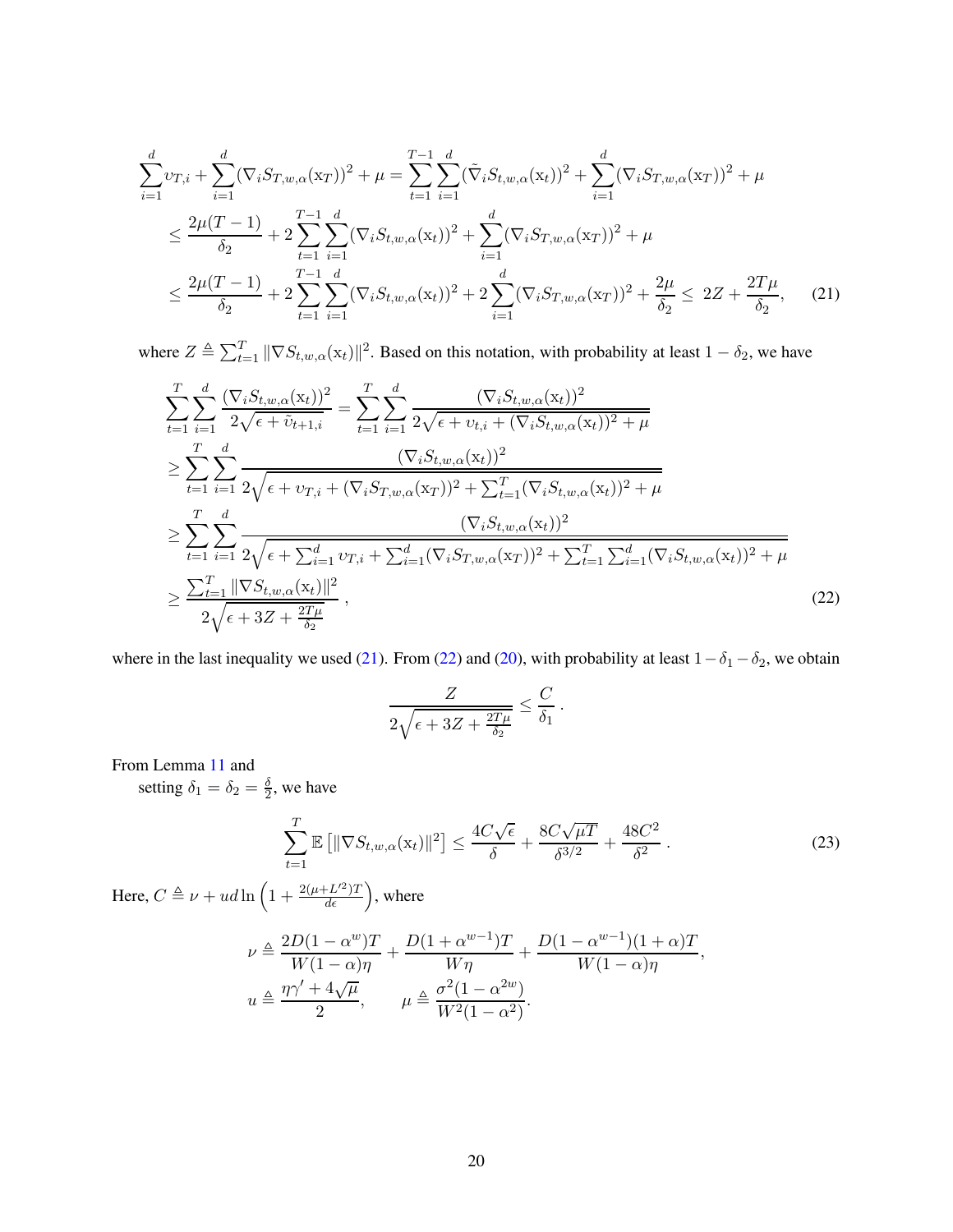$$
\begin{aligned}
\sum_{i=1}^{d}\upsilon_{T,i} + \sum_{i=1}^{d}(\nabla_i S_{T,w,\alpha}(\mathrm{x}_T))^2 + \mu &= \sum_{t=1}^{T-1}\sum_{i=1}^{d}(\tilde{\nabla}_i S_{t,w,\alpha}(\mathrm{x}_t))^2 + \sum_{i=1}^{d}(\nabla_i S_{T,w,\alpha}(\mathrm{x}_T))^2 + \mu \\
&\leq \frac{2\mu(T-1)}{\delta_2} + 2\sum_{t=1}^{T-1}\sum_{i=1}^{d}(\nabla_i S_{t,w,\alpha}(\mathrm{x}_t))^2 + \sum_{i=1}^{d}(\nabla_i S_{T,w,\alpha}(\mathrm{x}_T))^2 + \mu \\
&\leq \frac{2\mu(T-1)}{\delta_2} + 2\sum_{t=1}^{T-1}\sum_{i=1}^{d}(\nabla_i S_{t,w,\alpha}(\mathrm{x}_t))^2 + 2\sum_{i=1}^{d}(\nabla_i S_{T,w,\alpha}(\mathrm{x}_T))^2 + \frac{2\mu}{\delta_2} \leq \; 2Z + \frac{2T\mu}{\delta_2}, \qquad (21)
\end{aligned}
$$

where $Z \triangleq \sum_{t=1}^{T}\|\nabla S_{t,w,\alpha}(\mathrm{x}_t)\|^2$. Based on this notation, with probability at least $1-\delta_2$, we have

$$
\begin{aligned}
\sum_{t=1}^{T}\sum_{i=1}^{d}\frac{(\nabla_i S_{t,w,\alpha}(\mathrm{x}_t))^2}{2\sqrt{\epsilon+\tilde{\upsilon}_{t+1,i}}} &= \sum_{t=1}^{T}\sum_{i=1}^{d}\frac{(\nabla_i S_{t,w,\alpha}(\mathrm{x}_t))^2}{2\sqrt{\epsilon+\upsilon_{t,i}+(\nabla_i S_{t,w,\alpha}(\mathrm{x}_t))^2+\mu}} \\
&\geq \sum_{t=1}^{T}\sum_{i=1}^{d}\frac{(\nabla_i S_{t,w,\alpha}(\mathrm{x}_t))^2}{2\sqrt{\epsilon+\upsilon_{T,i}+(\nabla_i S_{T,w,\alpha}(\mathrm{x}_T))^2+\sum_{t=1}^{T}(\nabla_i S_{t,w,\alpha}(\mathrm{x}_t))^2+\mu}} \\
&\geq \sum_{t=1}^{T}\sum_{i=1}^{d}\frac{(\nabla_i S_{t,w,\alpha}(\mathrm{x}_t))^2}{2\sqrt{\epsilon+\sum_{i=1}^{d}\upsilon_{T,i}+\sum_{i=1}^{d}(\nabla_i S_{T,w,\alpha}(\mathrm{x}_T))^2+\sum_{t=1}^{T}\sum_{i=1}^{d}(\nabla_i S_{t,w,\alpha}(\mathrm{x}_t))^2+\mu}} \\
&\geq \frac{\sum_{t=1}^{T}\|\nabla S_{t,w,\alpha}(\mathrm{x}_t)\|^2}{2\sqrt{\epsilon+3Z+\frac{2T\mu}{\delta_2}}}\,, \qquad (22)
\end{aligned}
$$

where in the last inequality we used (21). From (22) and (20), with probability at least $1-\delta_1-\delta_2$, we obtain

$$
\frac{Z}{2\sqrt{\epsilon+3Z+\frac{2T\mu}{\delta_2}}} \leq \frac{C}{\delta_1}\,.
$$

From Lemma 11 and setting $\delta_1 = \delta_2 = \frac{\delta}{2}$, we have

$$
\sum_{t=1}^{T}\mathbb{E}\left[\|\nabla S_{t,w,\alpha}(\mathrm{x}_t)\|^2\right] \leq \frac{4C\sqrt{\epsilon}}{\delta} + \frac{8C\sqrt{\mu T}}{\delta^{3/2}} + \frac{48C^2}{\delta^2}\,. \qquad (23)
$$

Here, $C \triangleq \nu + ud\ln\left(1+\frac{2(\mu+L'^2)T}{d\epsilon}\right)$, where

$$
\begin{aligned}
\nu &\triangleq \frac{2D(1-\alpha^w)T}{W(1-\alpha)\eta} + \frac{D(1+\alpha^{w-1})T}{W\eta} + \frac{D(1-\alpha^{w-1})(1+\alpha)T}{W(1-\alpha)\eta}, \\
u &\triangleq \frac{\eta\gamma'+4\sqrt{\mu}}{2}, \qquad \mu \triangleq \frac{\sigma^2(1-\alpha^{2w})}{W^2(1-\alpha^2)}.
\end{aligned}
$$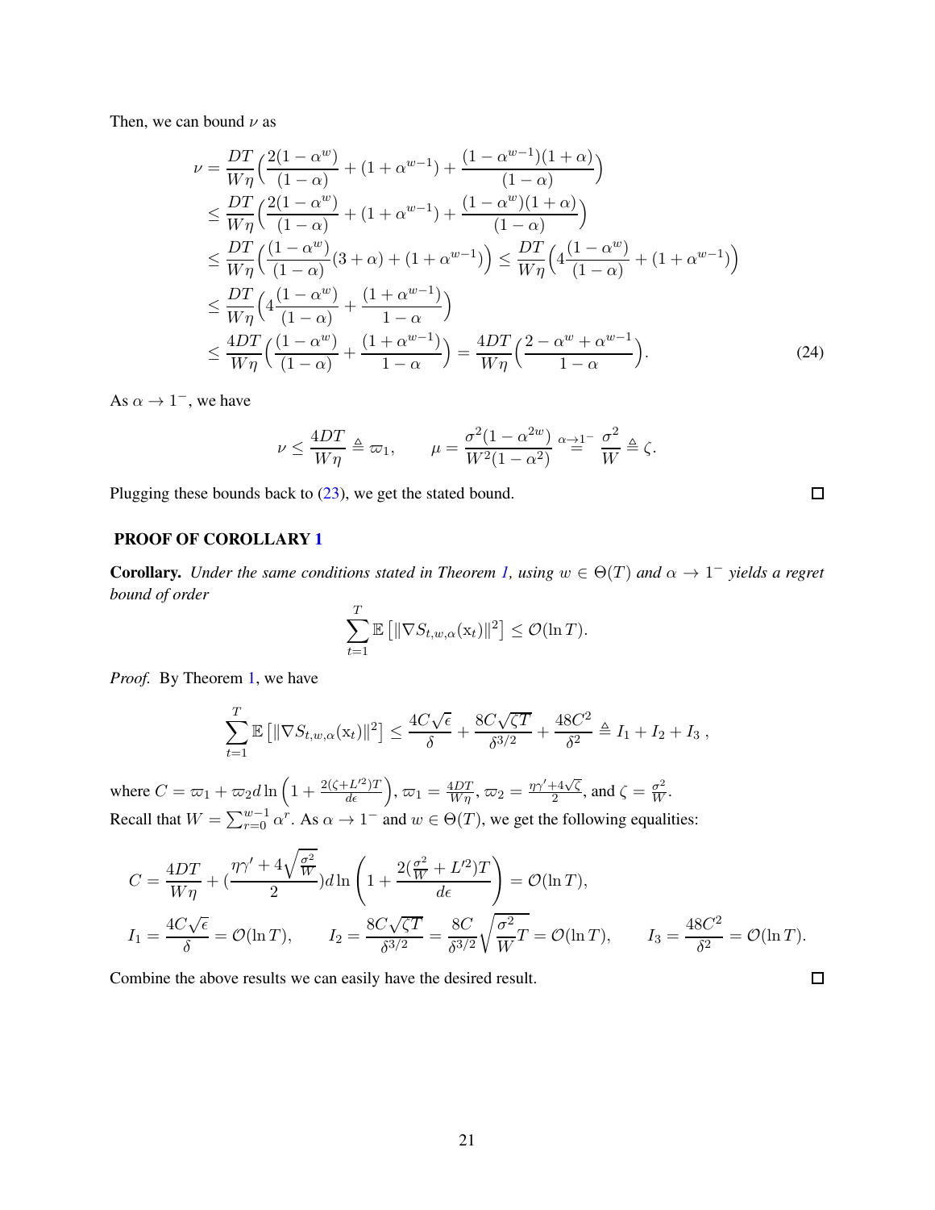Then, we can bound $\nu$ as

$$
\begin{aligned}
\nu &= \frac{DT}{W\eta}\Big(\frac{2(1-\alpha^w)}{(1-\alpha)} + (1+\alpha^{w-1}) + \frac{(1-\alpha^{w-1})(1+\alpha)}{(1-\alpha)}\Big) \\
&\leq \frac{DT}{W\eta}\Big(\frac{2(1-\alpha^w)}{(1-\alpha)} + (1+\alpha^{w-1}) + \frac{(1-\alpha^{w})(1+\alpha)}{(1-\alpha)}\Big) \\
&\leq \frac{DT}{W\eta}\Big(\frac{(1-\alpha^w)}{(1-\alpha)}(3+\alpha) + (1+\alpha^{w-1})\Big) \leq \frac{DT}{W\eta}\Big(4\frac{(1-\alpha^w)}{(1-\alpha)} + (1+\alpha^{w-1})\Big) \\
&\leq \frac{DT}{W\eta}\Big(4\frac{(1-\alpha^w)}{(1-\alpha)} + \frac{(1+\alpha^{w-1})}{1-\alpha}\Big) \\
&\leq \frac{4DT}{W\eta}\Big(\frac{(1-\alpha^w)}{(1-\alpha)} + \frac{(1+\alpha^{w-1})}{1-\alpha}\Big) = \frac{4DT}{W\eta}\Big(\frac{2-\alpha^w+\alpha^{w-1}}{1-\alpha}\Big).
\end{aligned} \tag{24}
$$

As $\alpha \to 1^-$, we have

$$
\nu \leq \frac{4DT}{W\eta} \triangleq \varpi_1, \qquad \mu = \frac{\sigma^2(1-\alpha^{2w})}{W^2(1-\alpha^2)} \overset{\alpha\to 1^-}{=} \frac{\sigma^2}{W} \triangleq \zeta.
$$

Plugging these bounds back to (23), we get the stated bound. $\square$

## PROOF OF COROLLARY 1

**Corollary.** *Under the same conditions stated in Theorem 1, using $w \in \Theta(T)$ and $\alpha \to 1^-$ yields a regret bound of order*

$$
\sum_{t=1}^{T} \mathbb{E}\left[\|\nabla S_{t,w,\alpha}(\mathrm{x}_t)\|^2\right] \leq \mathcal{O}(\ln T).
$$

*Proof.* By Theorem 1, we have

$$
\sum_{t=1}^{T} \mathbb{E}\left[\|\nabla S_{t,w,\alpha}(\mathrm{x}_t)\|^2\right] \leq \frac{4C\sqrt{\epsilon}}{\delta} + \frac{8C\sqrt{\zeta T}}{\delta^{3/2}} + \frac{48C^2}{\delta^2} \triangleq I_1 + I_2 + I_3\ ,
$$

where $C = \varpi_1 + \varpi_2 d\ln\left(1 + \frac{2(\zeta+L'^2)T}{d\epsilon}\right)$, $\varpi_1 = \frac{4DT}{W\eta}$, $\varpi_2 = \frac{\eta\gamma'+4\sqrt{\zeta}}{2}$, and $\zeta = \frac{\sigma^2}{W}$.
Recall that $W = \sum_{r=0}^{w-1}\alpha^r$. As $\alpha \to 1^-$ and $w \in \Theta(T)$, we get the following equalities:

$$
C = \frac{4DT}{W\eta} + \Big(\frac{\eta\gamma' + 4\sqrt{\frac{\sigma^2}{W}}}{2}\Big)d\ln\left(1 + \frac{2(\frac{\sigma^2}{W}+L'^2)T}{d\epsilon}\right) = \mathcal{O}(\ln T),
$$

$$
I_1 = \frac{4C\sqrt{\epsilon}}{\delta} = \mathcal{O}(\ln T), \qquad I_2 = \frac{8C\sqrt{\zeta T}}{\delta^{3/2}} = \frac{8C}{\delta^{3/2}}\sqrt{\frac{\sigma^2}{W}T} = \mathcal{O}(\ln T), \qquad I_3 = \frac{48C^2}{\delta^2} = \mathcal{O}(\ln T).
$$

Combine the above results we can easily have the desired result. $\square$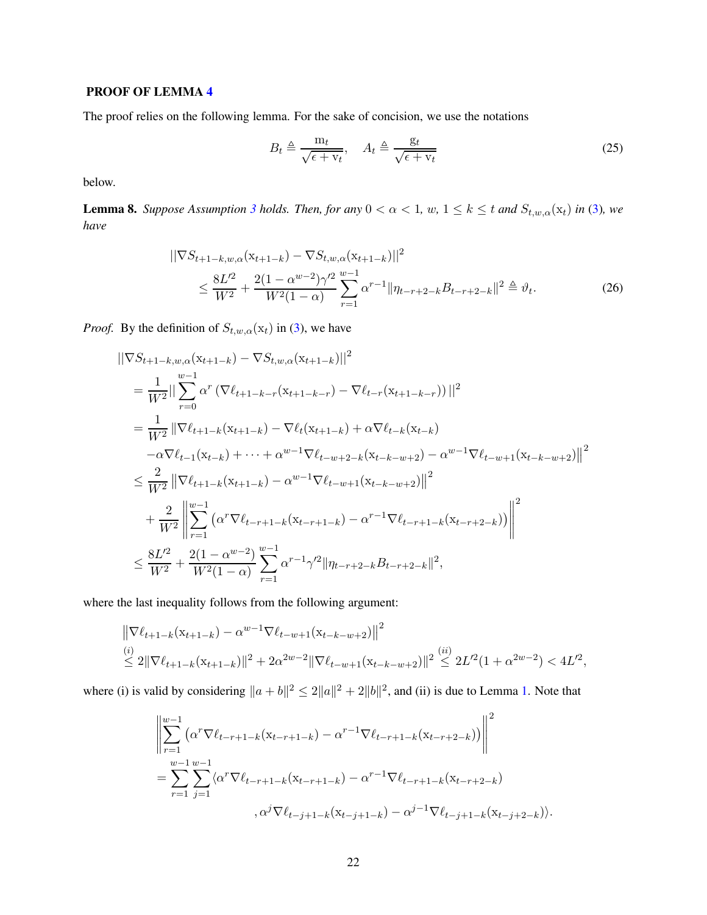## PROOF OF LEMMA 4

The proof relies on the following lemma. For the sake of concision, we use the notations

$$B_t \triangleq \frac{\mathrm{m}_t}{\sqrt{\epsilon + \mathrm{v}_t}}, \quad A_t \triangleq \frac{\mathrm{g}_t}{\sqrt{\epsilon + \mathrm{v}_t}} \tag{25}$$

below.

**Lemma 8.** *Suppose Assumption 3 holds. Then, for any $0 < \alpha < 1$, $w$, $1 \leq k \leq t$ and $S_{t,w,\alpha}(\mathrm{x}_t)$ in (3), we have*

$$\begin{aligned}
&||\nabla S_{t+1-k,w,\alpha}(\mathrm{x}_{t+1-k}) - \nabla S_{t,w,\alpha}(\mathrm{x}_{t+1-k})||^2 \\
&\quad \leq \frac{8L'^2}{W^2} + \frac{2(1-\alpha^{w-2})\gamma'^2}{W^2(1-\alpha)} \sum_{r=1}^{w-1} \alpha^{r-1} \|\eta_{t-r+2-k} B_{t-r+2-k}\|^2 \triangleq \vartheta_t.
\end{aligned} \tag{26}$$

*Proof.* By the definition of $S_{t,w,\alpha}(\mathrm{x}_t)$ in (3), we have

$$\begin{aligned}
&||\nabla S_{t+1-k,w,\alpha}(\mathrm{x}_{t+1-k}) - \nabla S_{t,w,\alpha}(\mathrm{x}_{t+1-k})||^2 \\
&= \frac{1}{W^2} || \sum_{r=0}^{w-1} \alpha^r \left( \nabla \ell_{t+1-k-r}(\mathrm{x}_{t+1-k-r}) - \nabla \ell_{t-r}(\mathrm{x}_{t+1-k-r}) \right) ||^2 \\
&= \frac{1}{W^2} \| \nabla \ell_{t+1-k}(\mathrm{x}_{t+1-k}) - \nabla \ell_t(\mathrm{x}_{t+1-k}) + \alpha \nabla \ell_{t-k}(\mathrm{x}_{t-k}) \\
&\quad - \alpha \nabla \ell_{t-1}(\mathrm{x}_{t-k}) + \cdots + \alpha^{w-1} \nabla \ell_{t-w+2-k}(\mathrm{x}_{t-k-w+2}) - \alpha^{w-1} \nabla \ell_{t-w+1}(\mathrm{x}_{t-k-w+2}) \|^2 \\
&\leq \frac{2}{W^2} \left\| \nabla \ell_{t+1-k}(\mathrm{x}_{t+1-k}) - \alpha^{w-1} \nabla \ell_{t-w+1}(\mathrm{x}_{t-k-w+2}) \right\|^2 \\
&\quad + \frac{2}{W^2} \left\| \sum_{r=1}^{w-1} \left( \alpha^r \nabla \ell_{t-r+1-k}(\mathrm{x}_{t-r+1-k}) - \alpha^{r-1} \nabla \ell_{t-r+1-k}(\mathrm{x}_{t-r+2-k}) \right) \right\|^2 \\
&\leq \frac{8L'^2}{W^2} + \frac{2(1-\alpha^{w-2})}{W^2(1-\alpha)} \sum_{r=1}^{w-1} \alpha^{r-1} \gamma'^2 \|\eta_{t-r+2-k} B_{t-r+2-k}\|^2,
\end{aligned}$$

where the last inequality follows from the following argument:

$$\begin{aligned}
&\left\| \nabla \ell_{t+1-k}(\mathrm{x}_{t+1-k}) - \alpha^{w-1} \nabla \ell_{t-w+1}(\mathrm{x}_{t-k-w+2}) \right\|^2 \\
&\overset{(i)}{\leq} 2\|\nabla \ell_{t+1-k}(\mathrm{x}_{t+1-k})\|^2 + 2\alpha^{2w-2} \|\nabla \ell_{t-w+1}(\mathrm{x}_{t-k-w+2})\|^2 \overset{(ii)}{\leq} 2L'^2(1+\alpha^{2w-2}) < 4L'^2,
\end{aligned}$$

where (i) is valid by considering $\|a+b\|^2 \leq 2\|a\|^2 + 2\|b\|^2$, and (ii) is due to Lemma 1. Note that

$$\begin{aligned}
&\left\| \sum_{r=1}^{w-1} \left( \alpha^r \nabla \ell_{t-r+1-k}(\mathrm{x}_{t-r+1-k}) - \alpha^{r-1} \nabla \ell_{t-r+1-k}(\mathrm{x}_{t-r+2-k}) \right) \right\|^2 \\
&= \sum_{r=1}^{w-1} \sum_{j=1}^{w-1} \langle \alpha^r \nabla \ell_{t-r+1-k}(\mathrm{x}_{t-r+1-k}) - \alpha^{r-1} \nabla \ell_{t-r+1-k}(\mathrm{x}_{t-r+2-k}) \\
&\qquad\qquad , \alpha^j \nabla \ell_{t-j+1-k}(\mathrm{x}_{t-j+1-k}) - \alpha^{j-1} \nabla \ell_{t-j+1-k}(\mathrm{x}_{t-j+2-k}) \rangle.
\end{aligned}$$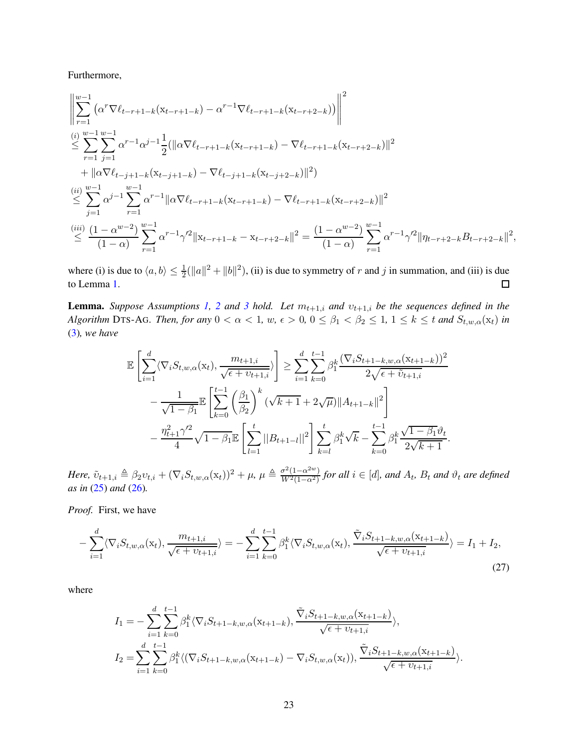Furthermore,

$$
\begin{aligned}
&\left\|\sum_{r=1}^{w-1}\left(\alpha^r \nabla \ell_{t-r+1-k}(\mathrm{x}_{t-r+1-k}) - \alpha^{r-1}\nabla \ell_{t-r+1-k}(\mathrm{x}_{t-r+2-k})\right)\right\|^2 \\
&\overset{(i)}{\leq} \sum_{r=1}^{w-1}\sum_{j=1}^{w-1}\alpha^{r-1}\alpha^{j-1}\frac{1}{2}(\|\alpha\nabla \ell_{t-r+1-k}(\mathrm{x}_{t-r+1-k}) - \nabla \ell_{t-r+1-k}(\mathrm{x}_{t-r+2-k})\|^2 \\
&\quad + \|\alpha\nabla \ell_{t-j+1-k}(\mathrm{x}_{t-j+1-k}) - \nabla \ell_{t-j+1-k}(\mathrm{x}_{t-j+2-k})\|^2) \\
&\overset{(ii)}{\leq} \sum_{j=1}^{w-1}\alpha^{j-1}\sum_{r=1}^{w-1}\alpha^{r-1}\|\alpha\nabla \ell_{t-r+1-k}(\mathrm{x}_{t-r+1-k}) - \nabla \ell_{t-r+1-k}(\mathrm{x}_{t-r+2-k})\|^2 \\
&\overset{(iii)}{\leq} \frac{(1-\alpha^{w-2})}{(1-\alpha)}\sum_{r=1}^{w-1}\alpha^{r-1}\gamma'^2\|\mathrm{x}_{t-r+1-k} - \mathrm{x}_{t-r+2-k}\|^2 = \frac{(1-\alpha^{w-2})}{(1-\alpha)}\sum_{r=1}^{w-1}\alpha^{r-1}\gamma'^2\|\eta_{t-r+2-k}B_{t-r+2-k}\|^2,
\end{aligned}
$$

where (i) is due to $\langle a, b\rangle \leq \frac{1}{2}(\|a\|^2 + \|b\|^2)$, (ii) is due to symmetry of $r$ and $j$ in summation, and (iii) is due to Lemma 1. □

**Lemma.** *Suppose Assumptions 1, 2 and 3 hold. Let $m_{t+1,i}$ and $\upsilon_{t+1,i}$ be the sequences defined in the Algorithm* DTS-AG. *Then, for any $0 < \alpha < 1$, $w$, $\epsilon > 0$, $0 \leq \beta_1 < \beta_2 \leq 1$, $1 \leq k \leq t$ and $S_{t,w,\alpha}(\mathrm{x}_t)$ in (3), we have*

$$
\begin{aligned}
\mathbb{E}\left[\sum_{i=1}^{d}\langle\nabla_i S_{t,w,\alpha}(\mathrm{x}_t), \frac{m_{t+1,i}}{\sqrt{\epsilon+\upsilon_{t+1,i}}}\rangle\right] &\geq \sum_{i=1}^{d}\sum_{k=0}^{t-1}\beta_1^k\frac{(\nabla_i S_{t+1-k,w,\alpha}(\mathrm{x}_{t+1-k}))^2}{2\sqrt{\epsilon+\tilde{\upsilon}_{t+1,i}}} \\
&- \frac{1}{\sqrt{1-\beta_1}}\mathbb{E}\left[\sum_{k=0}^{t-1}\left(\frac{\beta_1}{\beta_2}\right)^k(\sqrt{k+1}+2\sqrt{\mu})\|A_{t+1-k}\|^2\right] \\
&- \frac{\eta_{t+1}^2\gamma'^2}{4}\sqrt{1-\beta_1}\mathbb{E}\left[\sum_{l=1}^{t}||B_{t+1-l}||^2\right]\sum_{k=l}^{t}\beta_1^k\sqrt{k} - \sum_{k=0}^{t-1}\beta_1^k\frac{\sqrt{1-\beta_1}\vartheta_t}{2\sqrt{k+1}}.
\end{aligned}
$$

*Here, $\tilde{\upsilon}_{t+1,i} \triangleq \beta_2\upsilon_{t,i} + (\nabla_i S_{t,w,\alpha}(\mathrm{x}_t))^2 + \mu$, $\mu \triangleq \frac{\sigma^2(1-\alpha^{2w})}{W^2(1-\alpha^2)}$ for all $i \in [d]$, and $A_t$, $B_t$ and $\vartheta_t$ are defined as in (25) and (26).*

*Proof.* First, we have

$$
-\sum_{i=1}^{d}\langle\nabla_i S_{t,w,\alpha}(\mathrm{x}_t), \frac{m_{t+1,i}}{\sqrt{\epsilon+\upsilon_{t+1,i}}}\rangle = -\sum_{i=1}^{d}\sum_{k=0}^{t-1}\beta_1^k\langle\nabla_i S_{t,w,\alpha}(\mathrm{x}_t), \frac{\tilde{\nabla}_i S_{t+1-k,w,\alpha}(\mathrm{x}_{t+1-k})}{\sqrt{\epsilon+\upsilon_{t+1,i}}}\rangle = I_1 + I_2, \tag{27}
$$

where

$$
\begin{aligned}
I_1 &= -\sum_{i=1}^{d}\sum_{k=0}^{t-1}\beta_1^k\langle\nabla_i S_{t+1-k,w,\alpha}(\mathrm{x}_{t+1-k}), \frac{\tilde{\nabla}_i S_{t+1-k,w,\alpha}(\mathrm{x}_{t+1-k})}{\sqrt{\epsilon+\upsilon_{t+1,i}}}\rangle, \\
I_2 &= \sum_{i=1}^{d}\sum_{k=0}^{t-1}\beta_1^k\langle(\nabla_i S_{t+1-k,w,\alpha}(\mathrm{x}_{t+1-k}) - \nabla_i S_{t,w,\alpha}(\mathrm{x}_t)), \frac{\tilde{\nabla}_i S_{t+1-k,w,\alpha}(\mathrm{x}_{t+1-k})}{\sqrt{\epsilon+\upsilon_{t+1,i}}}\rangle.
\end{aligned}
$$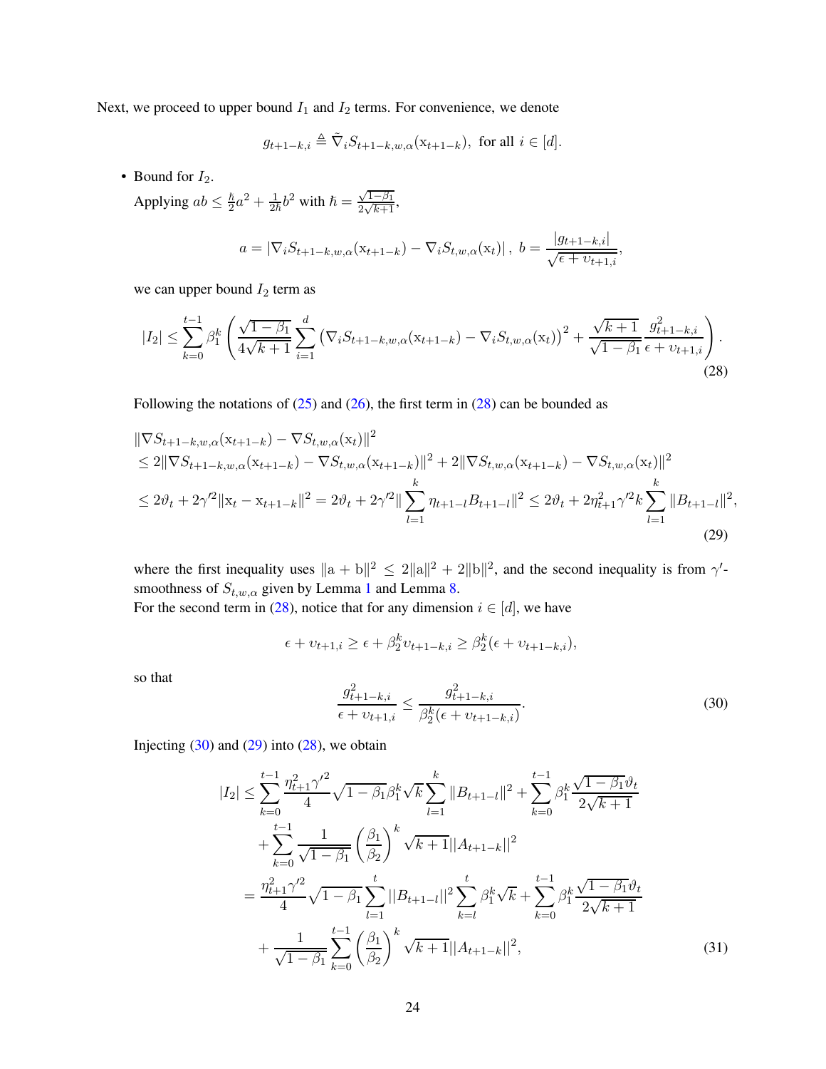Next, we proceed to upper bound $I_1$ and $I_2$ terms. For convenience, we denote

$$g_{t+1-k,i} \triangleq \tilde{\nabla}_i S_{t+1-k,w,\alpha}(\mathrm{x}_{t+1-k}), \text{ for all } i \in [d].$$

- Bound for $I_2$.

  Applying $ab \leq \frac{\hbar}{2}a^2 + \frac{1}{2\hbar}b^2$ with $\hbar = \frac{\sqrt{1-\beta_1}}{2\sqrt{k+1}}$,

$$a = |\nabla_i S_{t+1-k,w,\alpha}(\mathrm{x}_{t+1-k}) - \nabla_i S_{t,w,\alpha}(\mathrm{x}_t)|, \ b = \frac{|g_{t+1-k,i}|}{\sqrt{\epsilon + \upsilon_{t+1,i}}},$$

  we can upper bound $I_2$ term as

$$|I_2| \leq \sum_{k=0}^{t-1} \beta_1^k \left( \frac{\sqrt{1-\beta_1}}{4\sqrt{k+1}} \sum_{i=1}^{d} \left( \nabla_i S_{t+1-k,w,\alpha}(\mathrm{x}_{t+1-k}) - \nabla_i S_{t,w,\alpha}(\mathrm{x}_t) \right)^2 + \frac{\sqrt{k+1}}{\sqrt{1-\beta_1}} \frac{g_{t+1-k,i}^2}{\epsilon + \upsilon_{t+1,i}} \right). \tag{28}$$

  Following the notations of (25) and (26), the first term in (28) can be bounded as

$$\begin{aligned}
&\|\nabla S_{t+1-k,w,\alpha}(\mathrm{x}_{t+1-k}) - \nabla S_{t,w,\alpha}(\mathrm{x}_t)\|^2 \\
&\leq 2\|\nabla S_{t+1-k,w,\alpha}(\mathrm{x}_{t+1-k}) - \nabla S_{t,w,\alpha}(\mathrm{x}_{t+1-k})\|^2 + 2\|\nabla S_{t,w,\alpha}(\mathrm{x}_{t+1-k}) - \nabla S_{t,w,\alpha}(\mathrm{x}_t)\|^2 \\
&\leq 2\vartheta_t + 2\gamma'^2 \|\mathrm{x}_t - \mathrm{x}_{t+1-k}\|^2 = 2\vartheta_t + 2\gamma'^2 \|\sum_{l=1}^{k} \eta_{t+1-l} B_{t+1-l}\|^2 \leq 2\vartheta_t + 2\eta_{t+1}^2 \gamma'^2 k \sum_{l=1}^{k} \|B_{t+1-l}\|^2,
\end{aligned} \tag{29}$$

  where the first inequality uses $\|\mathrm{a}+\mathrm{b}\|^2 \leq 2\|\mathrm{a}\|^2 + 2\|\mathrm{b}\|^2$, and the second inequality is from $\gamma'$-smoothness of $S_{t,w,\alpha}$ given by Lemma 1 and Lemma 8.

  For the second term in (28), notice that for any dimension $i \in [d]$, we have

$$\epsilon + \upsilon_{t+1,i} \geq \epsilon + \beta_2^k \upsilon_{t+1-k,i} \geq \beta_2^k(\epsilon + \upsilon_{t+1-k,i}),$$

  so that

$$\frac{g_{t+1-k,i}^2}{\epsilon + \upsilon_{t+1,i}} \leq \frac{g_{t+1-k,i}^2}{\beta_2^k(\epsilon + \upsilon_{t+1-k,i})}. \tag{30}$$

  Injecting (30) and (29) into (28), we obtain

$$\begin{aligned}
|I_2| &\leq \sum_{k=0}^{t-1} \frac{\eta_{t+1}^2 \gamma'^2}{4} \sqrt{1-\beta_1} \beta_1^k \sqrt{k} \sum_{l=1}^{k} \|B_{t+1-l}\|^2 + \sum_{k=0}^{t-1} \beta_1^k \frac{\sqrt{1-\beta_1}\vartheta_t}{2\sqrt{k+1}} \\
&\quad + \sum_{k=0}^{t-1} \frac{1}{\sqrt{1-\beta_1}} \left(\frac{\beta_1}{\beta_2}\right)^k \sqrt{k+1} ||A_{t+1-k}||^2 \\
&= \frac{\eta_{t+1}^2 \gamma'^2}{4} \sqrt{1-\beta_1} \sum_{l=1}^{t} ||B_{t+1-l}||^2 \sum_{k=l}^{t} \beta_1^k \sqrt{k} + \sum_{k=0}^{t-1} \beta_1^k \frac{\sqrt{1-\beta_1}\vartheta_t}{2\sqrt{k+1}} \\
&\quad + \frac{1}{\sqrt{1-\beta_1}} \sum_{k=0}^{t-1} \left(\frac{\beta_1}{\beta_2}\right)^k \sqrt{k+1} ||A_{t+1-k}||^2,
\end{aligned} \tag{31}$$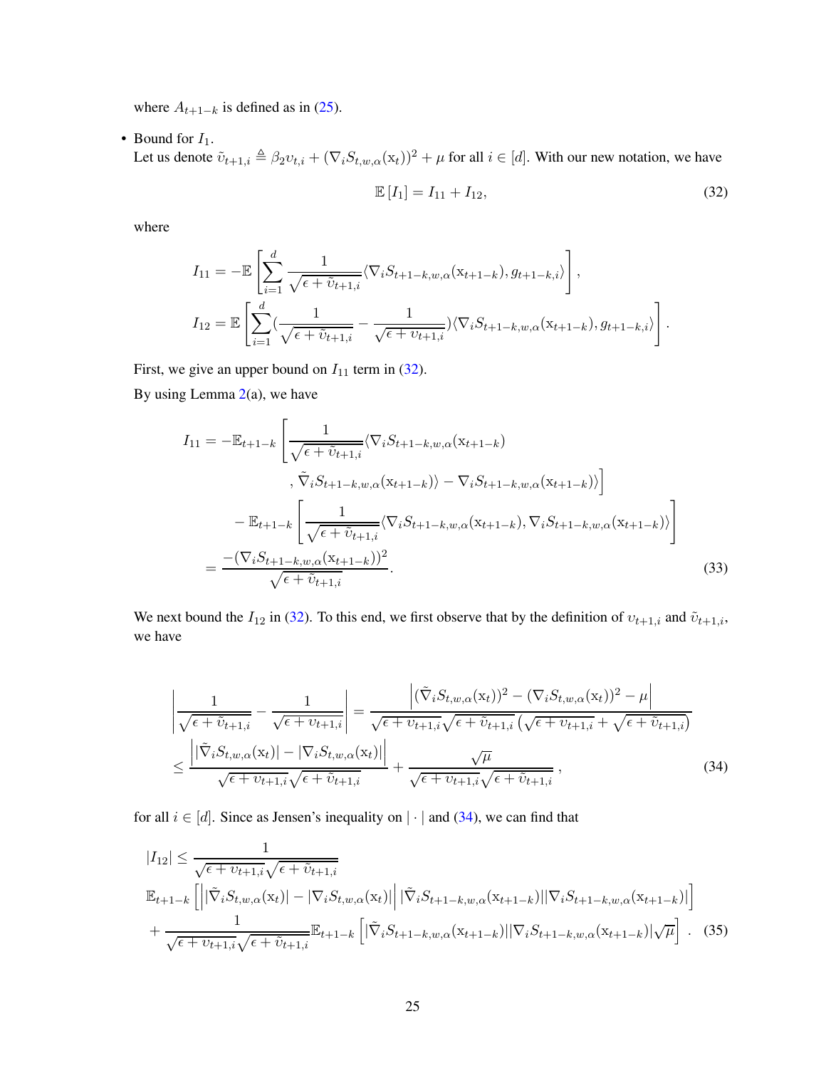where $A_{t+1-k}$ is defined as in (25).

- Bound for $I_1$.
  Let us denote $\tilde{\upsilon}_{t+1,i} \triangleq \beta_2 \upsilon_{t,i} + (\nabla_i S_{t,w,\alpha}(\mathrm{x}_t))^2 + \mu$ for all $i \in [d]$. With our new notation, we have

$$\mathbb{E}\left[I_1\right] = I_{11} + I_{12}, \tag{32}$$

where

$$I_{11} = -\mathbb{E}\left[\sum_{i=1}^{d} \frac{1}{\sqrt{\epsilon + \tilde{\upsilon}_{t+1,i}}} \langle \nabla_i S_{t+1-k,w,\alpha}(\mathrm{x}_{t+1-k}), g_{t+1-k,i}\rangle\right],$$

$$I_{12} = \mathbb{E}\left[\sum_{i=1}^{d} \left(\frac{1}{\sqrt{\epsilon + \tilde{\upsilon}_{t+1,i}}} - \frac{1}{\sqrt{\epsilon + \upsilon_{t+1,i}}}\right) \langle \nabla_i S_{t+1-k,w,\alpha}(\mathrm{x}_{t+1-k}), g_{t+1-k,i}\rangle\right].$$

First, we give an upper bound on $I_{11}$ term in (32).

By using Lemma 2(a), we have

$$\begin{aligned}
I_{11} = &-\mathbb{E}_{t+1-k}\left[\frac{1}{\sqrt{\epsilon + \tilde{\upsilon}_{t+1,i}}} \langle \nabla_i S_{t+1-k,w,\alpha}(\mathrm{x}_{t+1-k}) \right. \\
&\left. , \tilde{\nabla}_i S_{t+1-k,w,\alpha}(\mathrm{x}_{t+1-k}) \rangle - \nabla_i S_{t+1-k,w,\alpha}(\mathrm{x}_{t+1-k}) \rangle \right] \\
&- \mathbb{E}_{t+1-k}\left[\frac{1}{\sqrt{\epsilon + \tilde{\upsilon}_{t+1,i}}} \langle \nabla_i S_{t+1-k,w,\alpha}(\mathrm{x}_{t+1-k}), \nabla_i S_{t+1-k,w,\alpha}(\mathrm{x}_{t+1-k}) \rangle\right] \\
= &\frac{-(\nabla_i S_{t+1-k,w,\alpha}(\mathrm{x}_{t+1-k}))^2}{\sqrt{\epsilon + \tilde{\upsilon}_{t+1,i}}}.
\end{aligned} \tag{33}$$

We next bound the $I_{12}$ in (32). To this end, we first observe that by the definition of $\upsilon_{t+1,i}$ and $\tilde{\upsilon}_{t+1,i}$, we have

$$\begin{aligned}
\left|\frac{1}{\sqrt{\epsilon + \tilde{\upsilon}_{t+1,i}}} - \frac{1}{\sqrt{\epsilon + \upsilon_{t+1,i}}}\right| &= \frac{\left|(\tilde{\nabla}_i S_{t,w,\alpha}(\mathrm{x}_t))^2 - (\nabla_i S_{t,w,\alpha}(\mathrm{x}_t))^2 - \mu\right|}{\sqrt{\epsilon + \upsilon_{t+1,i}}\sqrt{\epsilon + \tilde{\upsilon}_{t+1,i}}\left(\sqrt{\epsilon + \upsilon_{t+1,i}} + \sqrt{\epsilon + \tilde{\upsilon}_{t+1,i}}\right)} \\
&\le \frac{\left||\tilde{\nabla}_i S_{t,w,\alpha}(\mathrm{x}_t)| - |\nabla_i S_{t,w,\alpha}(\mathrm{x}_t)|\right|}{\sqrt{\epsilon + \upsilon_{t+1,i}}\sqrt{\epsilon + \tilde{\upsilon}_{t+1,i}}} + \frac{\sqrt{\mu}}{\sqrt{\epsilon + \upsilon_{t+1,i}}\sqrt{\epsilon + \tilde{\upsilon}_{t+1,i}}},
\end{aligned} \tag{34}$$

for all $i \in [d]$. Since as Jensen's inequality on $|\cdot|$ and (34), we can find that

$$\begin{aligned}
|I_{12}| \le &\frac{1}{\sqrt{\epsilon + \upsilon_{t+1,i}}\sqrt{\epsilon + \tilde{\upsilon}_{t+1,i}}} \\
&\mathbb{E}_{t+1-k}\left[\left||\tilde{\nabla}_i S_{t,w,\alpha}(\mathrm{x}_t)| - |\nabla_i S_{t,w,\alpha}(\mathrm{x}_t)|\right| |\tilde{\nabla}_i S_{t+1-k,w,\alpha}(\mathrm{x}_{t+1-k})||\nabla_i S_{t+1-k,w,\alpha}(\mathrm{x}_{t+1-k})|\right] \\
&+ \frac{1}{\sqrt{\epsilon + \upsilon_{t+1,i}}\sqrt{\epsilon + \tilde{\upsilon}_{t+1,i}}}\mathbb{E}_{t+1-k}\left[|\tilde{\nabla}_i S_{t+1-k,w,\alpha}(\mathrm{x}_{t+1-k})||\nabla_i S_{t+1-k,w,\alpha}(\mathrm{x}_{t+1-k})|\sqrt{\mu}\right].
\end{aligned} \tag{35}$$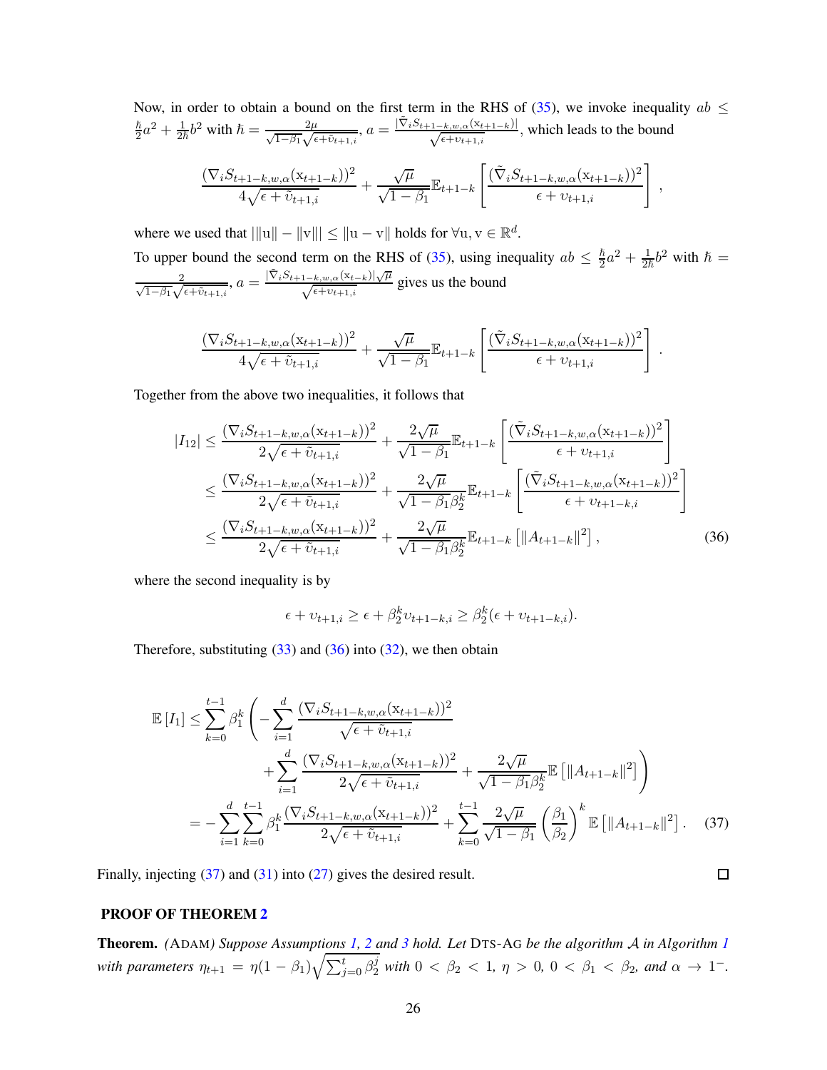Now, in order to obtain a bound on the first term in the RHS of (35), we invoke inequality $ab \leq \frac{\hbar}{2}a^2 + \frac{1}{2\hbar}b^2$ with $\hbar = \frac{2\mu}{\sqrt{1-\beta_1}\sqrt{\epsilon+\tilde{\upsilon}_{t+1,i}}}$, $a = \frac{|\tilde{\nabla}_i S_{t+1-k,w,\alpha}(\mathrm{x}_{t+1-k})|}{\sqrt{\epsilon+\upsilon_{t+1,i}}}$, which leads to the bound

$$
\frac{(\nabla_i S_{t+1-k,w,\alpha}(\mathrm{x}_{t+1-k}))^2}{4\sqrt{\epsilon+\tilde{\upsilon}_{t+1,i}}} + \frac{\sqrt{\mu}}{\sqrt{1-\beta_1}}\mathbb{E}_{t+1-k}\left[\frac{(\tilde{\nabla}_i S_{t+1-k,w,\alpha}(\mathrm{x}_{t+1-k}))^2}{\epsilon+\upsilon_{t+1,i}}\right],
$$

where we used that $|\|\mathrm{u}\| - \|\mathrm{v}\|| \leq \|\mathrm{u}-\mathrm{v}\|$ holds for $\forall \mathrm{u}, \mathrm{v} \in \mathbb{R}^d$.

To upper bound the second term on the RHS of (35), using inequality $ab \leq \frac{\hbar}{2}a^2 + \frac{1}{2\hbar}b^2$ with $\hbar = \frac{2}{\sqrt{1-\beta_1}\sqrt{\epsilon+\tilde{\upsilon}_{t+1,i}}}$, $a = \frac{|\tilde{\nabla}_i S_{t+1-k,w,\alpha}(\mathrm{x}_{t-k})|\sqrt{\mu}}{\sqrt{\epsilon+\upsilon_{t+1,i}}}$ gives us the bound

$$
\frac{(\nabla_i S_{t+1-k,w,\alpha}(\mathrm{x}_{t+1-k}))^2}{4\sqrt{\epsilon+\tilde{\upsilon}_{t+1,i}}} + \frac{\sqrt{\mu}}{\sqrt{1-\beta_1}}\mathbb{E}_{t+1-k}\left[\frac{(\tilde{\nabla}_i S_{t+1-k,w,\alpha}(\mathrm{x}_{t+1-k}))^2}{\epsilon+\upsilon_{t+1,i}}\right].
$$

Together from the above two inequalities, it follows that

$$
\begin{aligned}
|I_{12}| &\leq \frac{(\nabla_i S_{t+1-k,w,\alpha}(\mathrm{x}_{t+1-k}))^2}{2\sqrt{\epsilon+\tilde{\upsilon}_{t+1,i}}} + \frac{2\sqrt{\mu}}{\sqrt{1-\beta_1}}\mathbb{E}_{t+1-k}\left[\frac{(\tilde{\nabla}_i S_{t+1-k,w,\alpha}(\mathrm{x}_{t+1-k}))^2}{\epsilon+\upsilon_{t+1,i}}\right] \\
&\leq \frac{(\nabla_i S_{t+1-k,w,\alpha}(\mathrm{x}_{t+1-k}))^2}{2\sqrt{\epsilon+\tilde{\upsilon}_{t+1,i}}} + \frac{2\sqrt{\mu}}{\sqrt{1-\beta_1}\beta_2^k}\mathbb{E}_{t+1-k}\left[\frac{(\tilde{\nabla}_i S_{t+1-k,w,\alpha}(\mathrm{x}_{t+1-k}))^2}{\epsilon+\upsilon_{t+1-k,i}}\right] \\
&\leq \frac{(\nabla_i S_{t+1-k,w,\alpha}(\mathrm{x}_{t+1-k}))^2}{2\sqrt{\epsilon+\tilde{\upsilon}_{t+1,i}}} + \frac{2\sqrt{\mu}}{\sqrt{1-\beta_1}\beta_2^k}\mathbb{E}_{t+1-k}\left[\|A_{t+1-k}\|^2\right],
\end{aligned} \tag{36}
$$

where the second inequality is by

$$
\epsilon + \upsilon_{t+1,i} \geq \epsilon + \beta_2^k \upsilon_{t+1-k,i} \geq \beta_2^k(\epsilon + \upsilon_{t+1-k,i}).
$$

Therefore, substituting (33) and (36) into (32), we then obtain

$$
\begin{aligned}
\mathbb{E}[I_1] &\leq \sum_{k=0}^{t-1}\beta_1^k\left(-\sum_{i=1}^d \frac{(\nabla_i S_{t+1-k,w,\alpha}(\mathrm{x}_{t+1-k}))^2}{\sqrt{\epsilon+\tilde{\upsilon}_{t+1,i}}}\right. \\
&\qquad\left. + \sum_{i=1}^d \frac{(\nabla_i S_{t+1-k,w,\alpha}(\mathrm{x}_{t+1-k}))^2}{2\sqrt{\epsilon+\tilde{\upsilon}_{t+1,i}}} + \frac{2\sqrt{\mu}}{\sqrt{1-\beta_1}\beta_2^k}\mathbb{E}\left[\|A_{t+1-k}\|^2\right]\right) \\
&= -\sum_{i=1}^d\sum_{k=0}^{t-1}\beta_1^k\frac{(\nabla_i S_{t+1-k,w,\alpha}(\mathrm{x}_{t+1-k}))^2}{2\sqrt{\epsilon+\tilde{\upsilon}_{t+1,i}}} + \sum_{k=0}^{t-1}\frac{2\sqrt{\mu}}{\sqrt{1-\beta_1}}\left(\frac{\beta_1}{\beta_2}\right)^k\mathbb{E}\left[\|A_{t+1-k}\|^2\right].
\end{aligned} \tag{37}
$$

Finally, injecting (37) and (31) into (27) gives the desired result. $\square$

## PROOF OF THEOREM 2

**Theorem.** *(*ADAM*) Suppose Assumptions 1, 2 and 3 hold. Let* DTS-AG *be the algorithm $\mathcal{A}$ in Algorithm 1 with parameters $\eta_{t+1} = \eta(1-\beta_1)\sqrt{\sum_{j=0}^t \beta_2^j}$ with $0 < \beta_2 < 1$, $\eta > 0$, $0 < \beta_1 < \beta_2$, and $\alpha \to 1^-$.*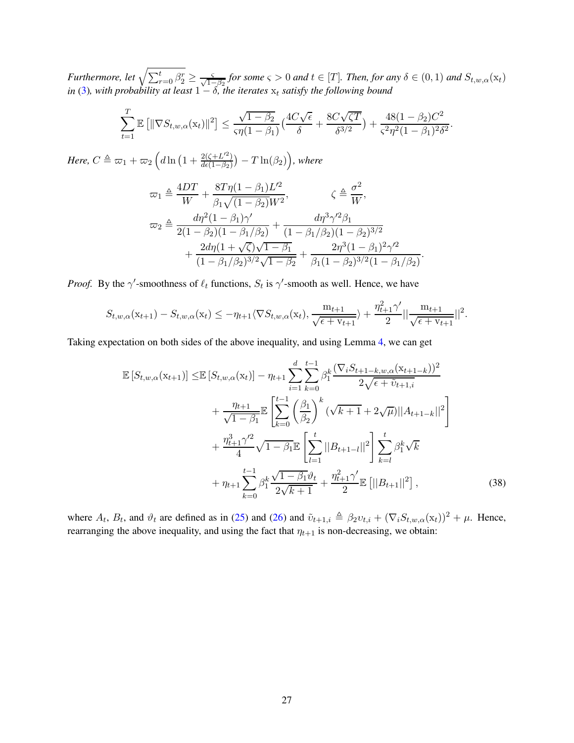*Furthermore, let $\sqrt{\sum_{r=0}^{t}\beta_2^r} \geq \frac{\varsigma}{\sqrt{1-\beta_2}}$ for some $\varsigma > 0$ and $t \in [T]$. Then, for any $\delta \in (0,1)$ and $S_{t,w,\alpha}(\mathrm{x}_t)$ in (3), with probability at least $1-\delta$, the iterates $\mathrm{x}_t$ satisfy the following bound*

$$\sum_{t=1}^{T}\mathbb{E}\left[\|\nabla S_{t,w,\alpha}(\mathrm{x}_t)\|^2\right] \leq \frac{\sqrt{1-\beta_2}}{\varsigma\eta(1-\beta_1)}\left(\frac{4C\sqrt{\epsilon}}{\delta}+\frac{8C\sqrt{\zeta T}}{\delta^{3/2}}\right)+\frac{48(1-\beta_2)C^2}{\varsigma^2\eta^2(1-\beta_1)^2\delta^2}.$$

*Here, $C \triangleq \varpi_1 + \varpi_2\left(d\ln\left(1+\frac{2(\zeta+L'^2)}{d\epsilon(1-\beta_2)}\right) - T\ln(\beta_2)\right)$, where*

$$\varpi_1 \triangleq \frac{4DT}{W} + \frac{8T\eta(1-\beta_1)L'^2}{\beta_1\sqrt{(1-\beta_2)}W^2}, \qquad \zeta \triangleq \frac{\sigma^2}{W},$$

$$\varpi_2 \triangleq \frac{d\eta^2(1-\beta_1)\gamma'}{2(1-\beta_2)(1-\beta_1/\beta_2)} + \frac{d\eta^3\gamma'^2\beta_1}{(1-\beta_1/\beta_2)(1-\beta_2)^{3/2}} + \frac{2d\eta(1+\sqrt{\zeta})\sqrt{1-\beta_1}}{(1-\beta_1/\beta_2)^{3/2}\sqrt{1-\beta_2}} + \frac{2\eta^3(1-\beta_1)^2\gamma'^2}{\beta_1(1-\beta_2)^{3/2}(1-\beta_1/\beta_2)}.$$

*Proof.* By the $\gamma'$-smoothness of $\ell_t$ functions, $S_t$ is $\gamma'$-smooth as well. Hence, we have

$$S_{t,w,\alpha}(\mathrm{x}_{t+1}) - S_{t,w,\alpha}(\mathrm{x}_t) \leq -\eta_{t+1}\langle\nabla S_{t,w,\alpha}(\mathrm{x}_t), \frac{\mathrm{m}_{t+1}}{\sqrt{\epsilon+\mathrm{v}_{t+1}}}\rangle + \frac{\eta_{t+1}^2\gamma'}{2}\|\frac{\mathrm{m}_{t+1}}{\sqrt{\epsilon+\mathrm{v}_{t+1}}}\|^2.$$

Taking expectation on both sides of the above inequality, and using Lemma 4, we can get

$$\begin{aligned}
\mathbb{E}\left[S_{t,w,\alpha}(\mathrm{x}_{t+1})\right] \leq& \mathbb{E}\left[S_{t,w,\alpha}(\mathrm{x}_t)\right] - \eta_{t+1}\sum_{i=1}^{d}\sum_{k=0}^{t-1}\beta_1^k\frac{(\nabla_i S_{t+1-k,w,\alpha}(\mathrm{x}_{t+1-k}))^2}{2\sqrt{\epsilon+\tilde{\upsilon}_{t+1,i}}} \\
&+ \frac{\eta_{t+1}}{\sqrt{1-\beta_1}}\mathbb{E}\left[\sum_{k=0}^{t-1}\left(\frac{\beta_1}{\beta_2}\right)^k(\sqrt{k+1}+2\sqrt{\mu})\|A_{t+1-k}\|^2\right] \\
&+ \frac{\eta_{t+1}^3\gamma'^2}{4}\sqrt{1-\beta_1}\mathbb{E}\left[\sum_{l=1}^{t}\|B_{t+1-l}\|^2\right]\sum_{k=l}^{t}\beta_1^k\sqrt{k} \\
&+ \eta_{t+1}\sum_{k=0}^{t-1}\beta_1^k\frac{\sqrt{1-\beta_1}\vartheta_t}{2\sqrt{k+1}} + \frac{\eta_{t+1}^2\gamma'}{2}\mathbb{E}\left[\|B_{t+1}\|^2\right],
\end{aligned} \tag{38}$$

where $A_t$, $B_t$, and $\vartheta_t$ are defined as in (25) and (26) and $\tilde{\upsilon}_{t+1,i} \triangleq \beta_2\upsilon_{t,i} + (\nabla_i S_{t,w,\alpha}(\mathrm{x}_t))^2 + \mu$. Hence, rearranging the above inequality, and using the fact that $\eta_{t+1}$ is non-decreasing, we obtain: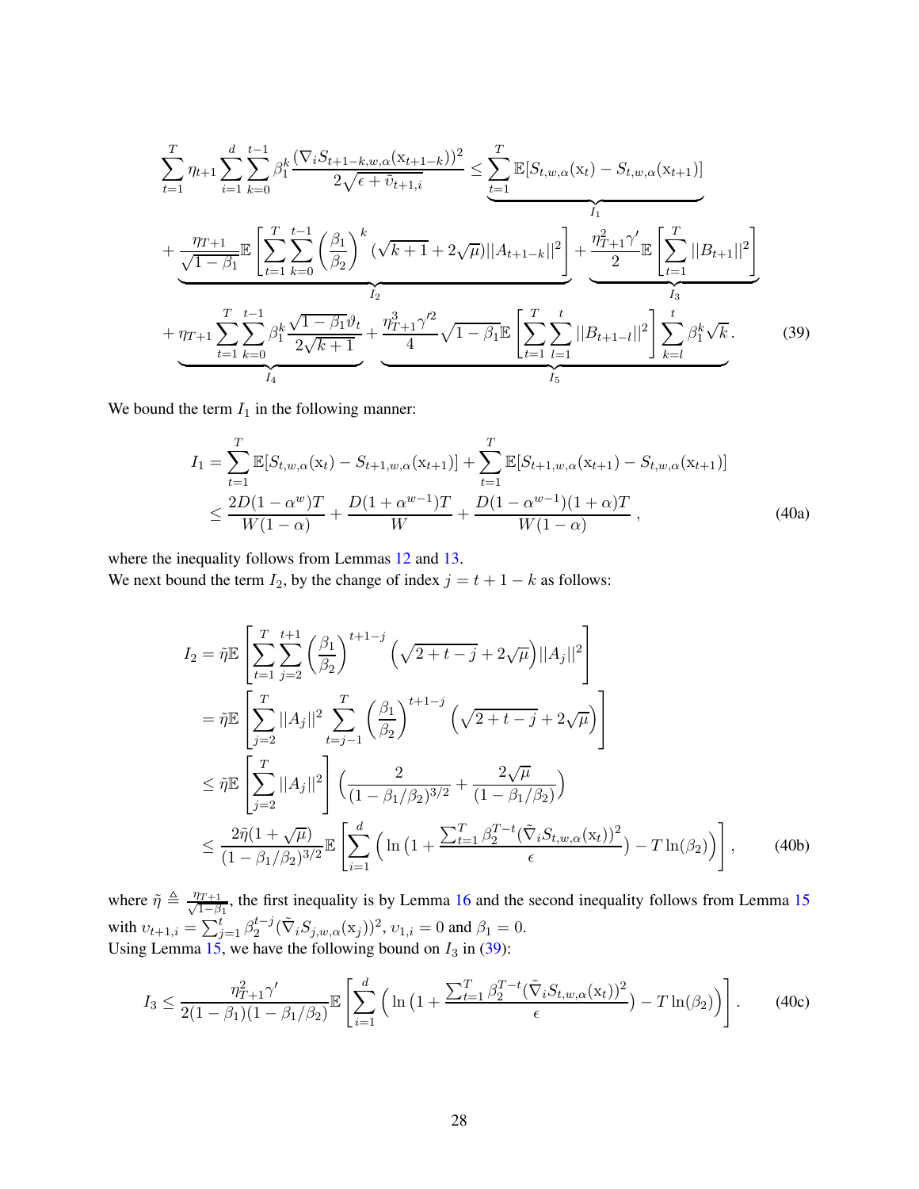$$
\sum_{t=1}^{T} \eta_{t+1} \sum_{i=1}^{d} \sum_{k=0}^{t-1} \beta_1^k \frac{(\nabla_i S_{t+1-k,w,\alpha}(\mathrm{x}_{t+1-k}))^2}{2\sqrt{\epsilon + \tilde{\upsilon}_{t+1,i}}} \leq \underbrace{\sum_{t=1}^{T} \mathbb{E}[S_{t,w,\alpha}(\mathrm{x}_t) - S_{t,w,\alpha}(\mathrm{x}_{t+1})]}_{I_1}
$$

$$
+ \underbrace{\frac{\eta_{T+1}}{\sqrt{1-\beta_1}} \mathbb{E}\left[\sum_{t=1}^{T} \sum_{k=0}^{t-1} \left(\frac{\beta_1}{\beta_2}\right)^k (\sqrt{k+1} + 2\sqrt{\mu}) ||A_{t+1-k}||^2\right]}_{I_2} + \underbrace{\frac{\eta_{T+1}^2 \gamma'}{2} \mathbb{E}\left[\sum_{t=1}^{T} ||B_{t+1}||^2\right]}_{I_3}
$$

$$
+ \underbrace{\eta_{T+1} \sum_{t=1}^{T} \sum_{k=0}^{t-1} \beta_1^k \frac{\sqrt{1-\beta_1} \vartheta_t}{2\sqrt{k+1}}}_{I_4} + \underbrace{\frac{\eta_{T+1}^3 \gamma'^2}{4} \sqrt{1-\beta_1} \mathbb{E}\left[\sum_{t=1}^{T} \sum_{l=1}^{t} ||B_{t+1-l}||^2\right] \sum_{k=l}^{t} \beta_1^k \sqrt{k}}_{I_5}. \tag{39}
$$

We bound the term $I_1$ in the following manner:

$$
\begin{aligned}
I_1 &= \sum_{t=1}^{T} \mathbb{E}[S_{t,w,\alpha}(\mathrm{x}_t) - S_{t+1,w,\alpha}(\mathrm{x}_{t+1})] + \sum_{t=1}^{T} \mathbb{E}[S_{t+1,w,\alpha}(\mathrm{x}_{t+1}) - S_{t,w,\alpha}(\mathrm{x}_{t+1})] \\
&\leq \frac{2D(1-\alpha^w)T}{W(1-\alpha)} + \frac{D(1+\alpha^{w-1})T}{W} + \frac{D(1-\alpha^{w-1})(1+\alpha)T}{W(1-\alpha)},
\end{aligned} \tag{40a}
$$

where the inequality follows from Lemmas 12 and 13.
We next bound the term $I_2$, by the change of index $j = t+1-k$ as follows:

$$
\begin{aligned}
I_2 &= \tilde{\eta} \mathbb{E}\left[\sum_{t=1}^{T} \sum_{j=2}^{t+1} \left(\frac{\beta_1}{\beta_2}\right)^{t+1-j} \left(\sqrt{2+t-j} + 2\sqrt{\mu}\right) ||A_j||^2\right] \\
&= \tilde{\eta} \mathbb{E}\left[\sum_{j=2}^{T} ||A_j||^2 \sum_{t=j-1}^{T} \left(\frac{\beta_1}{\beta_2}\right)^{t+1-j} \left(\sqrt{2+t-j} + 2\sqrt{\mu}\right)\right] \\
&\leq \tilde{\eta} \mathbb{E}\left[\sum_{j=2}^{T} ||A_j||^2\right] \left(\frac{2}{(1-\beta_1/\beta_2)^{3/2}} + \frac{2\sqrt{\mu}}{(1-\beta_1/\beta_2)}\right) \\
&\leq \frac{2\tilde{\eta}(1+\sqrt{\mu})}{(1-\beta_1/\beta_2)^{3/2}} \mathbb{E}\left[\sum_{i=1}^{d} \left(\ln\left(1 + \frac{\sum_{t=1}^{T} \beta_2^{T-t} (\tilde{\nabla}_i S_{t,w,\alpha}(\mathrm{x}_t))^2}{\epsilon}\right) - T\ln(\beta_2)\right)\right],
\end{aligned} \tag{40b}
$$

where $\tilde{\eta} \triangleq \frac{\eta_{T+1}}{\sqrt{1-\beta_1}}$, the first inequality is by Lemma 16 and the second inequality follows from Lemma 15 with $\upsilon_{t+1,i} = \sum_{j=1}^{t} \beta_2^{t-j} (\tilde{\nabla}_i S_{j,w,\alpha}(\mathrm{x}_j))^2$, $\upsilon_{1,i} = 0$ and $\beta_1 = 0$.
Using Lemma 15, we have the following bound on $I_3$ in (39):

$$
I_3 \leq \frac{\eta_{T+1}^2 \gamma'}{2(1-\beta_1)(1-\beta_1/\beta_2)} \mathbb{E}\left[\sum_{i=1}^{d} \left(\ln\left(1 + \frac{\sum_{t=1}^{T} \beta_2^{T-t} (\tilde{\nabla}_i S_{t,w,\alpha}(\mathrm{x}_t))^2}{\epsilon}\right) - T\ln(\beta_2)\right)\right]. \tag{40c}
$$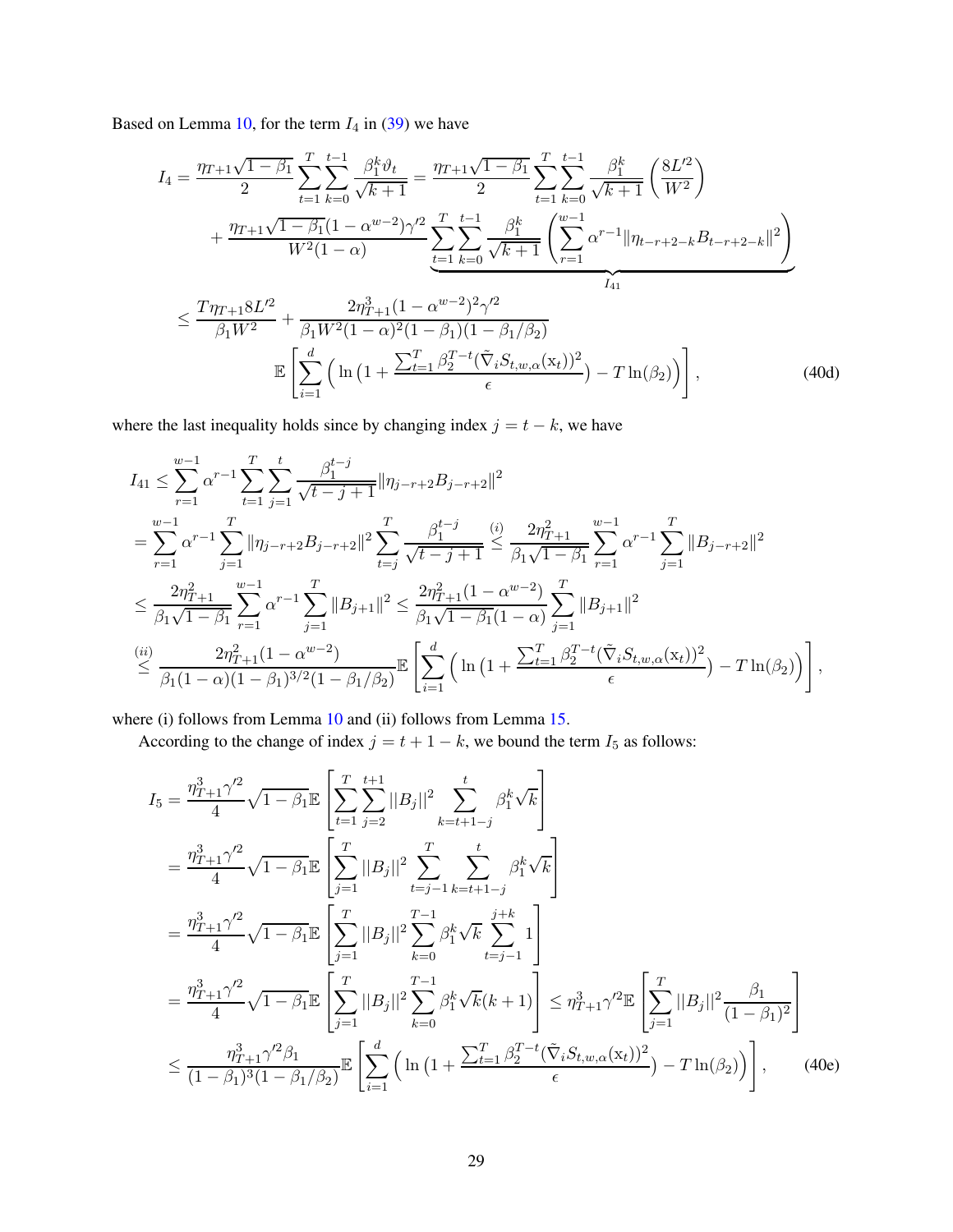Based on Lemma 10, for the term $I_4$ in (39) we have

$$
\begin{aligned}
I_4 &= \frac{\eta_{T+1}\sqrt{1-\beta_1}}{2}\sum_{t=1}^{T}\sum_{k=0}^{t-1}\frac{\beta_1^k\vartheta_t}{\sqrt{k+1}} = \frac{\eta_{T+1}\sqrt{1-\beta_1}}{2}\sum_{t=1}^{T}\sum_{k=0}^{t-1}\frac{\beta_1^k}{\sqrt{k+1}}\left(\frac{8L'^2}{W^2}\right) \\
&\quad + \frac{\eta_{T+1}\sqrt{1-\beta_1}(1-\alpha^{w-2})\gamma'^2}{W^2(1-\alpha)}\underbrace{\sum_{t=1}^{T}\sum_{k=0}^{t-1}\frac{\beta_1^k}{\sqrt{k+1}}\left(\sum_{r=1}^{w-1}\alpha^{r-1}\|\eta_{t-r+2-k}B_{t-r+2-k}\|^2\right)}_{I_{41}} \\
&\leq \frac{T\eta_{T+1}8L'^2}{\beta_1 W^2} + \frac{2\eta_{T+1}^3(1-\alpha^{w-2})^2\gamma'^2}{\beta_1 W^2(1-\alpha)^2(1-\beta_1)(1-\beta_1/\beta_2)} \\
&\qquad \mathbb{E}\left[\sum_{i=1}^{d}\Big(\ln\big(1+\frac{\sum_{t=1}^{T}\beta_2^{T-t}(\tilde{\nabla}_i S_{t,w,\alpha}(\mathrm{x}_t))^2}{\epsilon}\big) - T\ln(\beta_2)\Big)\right],
\end{aligned}
\tag{40d}
$$

where the last inequality holds since by changing index $j = t-k$, we have

$$
\begin{aligned}
I_{41} &\leq \sum_{r=1}^{w-1}\alpha^{r-1}\sum_{t=1}^{T}\sum_{j=1}^{t}\frac{\beta_1^{t-j}}{\sqrt{t-j+1}}\|\eta_{j-r+2}B_{j-r+2}\|^2 \\
&= \sum_{r=1}^{w-1}\alpha^{r-1}\sum_{j=1}^{T}\|\eta_{j-r+2}B_{j-r+2}\|^2\sum_{t=j}^{T}\frac{\beta_1^{t-j}}{\sqrt{t-j+1}} \overset{(i)}{\leq} \frac{2\eta_{T+1}^2}{\beta_1\sqrt{1-\beta_1}}\sum_{r=1}^{w-1}\alpha^{r-1}\sum_{j=1}^{T}\|B_{j-r+2}\|^2 \\
&\leq \frac{2\eta_{T+1}^2}{\beta_1\sqrt{1-\beta_1}}\sum_{r=1}^{w-1}\alpha^{r-1}\sum_{j=1}^{T}\|B_{j+1}\|^2 \leq \frac{2\eta_{T+1}^2(1-\alpha^{w-2})}{\beta_1\sqrt{1-\beta_1}(1-\alpha)}\sum_{j=1}^{T}\|B_{j+1}\|^2 \\
&\overset{(ii)}{\leq} \frac{2\eta_{T+1}^2(1-\alpha^{w-2})}{\beta_1(1-\alpha)(1-\beta_1)^{3/2}(1-\beta_1/\beta_2)}\mathbb{E}\left[\sum_{i=1}^{d}\Big(\ln\big(1+\frac{\sum_{t=1}^{T}\beta_2^{T-t}(\tilde{\nabla}_i S_{t,w,\alpha}(\mathrm{x}_t))^2}{\epsilon}\big) - T\ln(\beta_2)\Big)\right],
\end{aligned}
$$

where (i) follows from Lemma 10 and (ii) follows from Lemma 15.

According to the change of index $j = t+1-k$, we bound the term $I_5$ as follows:

$$
\begin{aligned}
I_5 &= \frac{\eta_{T+1}^3\gamma'^2}{4}\sqrt{1-\beta_1}\,\mathbb{E}\left[\sum_{t=1}^{T}\sum_{j=2}^{t+1}||B_j||^2\sum_{k=t+1-j}^{t}\beta_1^k\sqrt{k}\right] \\
&= \frac{\eta_{T+1}^3\gamma'^2}{4}\sqrt{1-\beta_1}\,\mathbb{E}\left[\sum_{j=1}^{T}||B_j||^2\sum_{t=j-1}^{T}\sum_{k=t+1-j}^{t}\beta_1^k\sqrt{k}\right] \\
&= \frac{\eta_{T+1}^3\gamma'^2}{4}\sqrt{1-\beta_1}\,\mathbb{E}\left[\sum_{j=1}^{T}||B_j||^2\sum_{k=0}^{T-1}\beta_1^k\sqrt{k}\sum_{t=j-1}^{j+k}1\right] \\
&= \frac{\eta_{T+1}^3\gamma'^2}{4}\sqrt{1-\beta_1}\,\mathbb{E}\left[\sum_{j=1}^{T}||B_j||^2\sum_{k=0}^{T-1}\beta_1^k\sqrt{k}(k+1)\right] \leq \eta_{T+1}^3\gamma'^2\,\mathbb{E}\left[\sum_{j=1}^{T}||B_j||^2\frac{\beta_1}{(1-\beta_1)^2}\right] \\
&\leq \frac{\eta_{T+1}^3\gamma'^2\beta_1}{(1-\beta_1)^3(1-\beta_1/\beta_2)}\mathbb{E}\left[\sum_{i=1}^{d}\Big(\ln\big(1+\frac{\sum_{t=1}^{T}\beta_2^{T-t}(\tilde{\nabla}_i S_{t,w,\alpha}(\mathrm{x}_t))^2}{\epsilon}\big) - T\ln(\beta_2)\Big)\right],
\end{aligned}
\tag{40e}
$$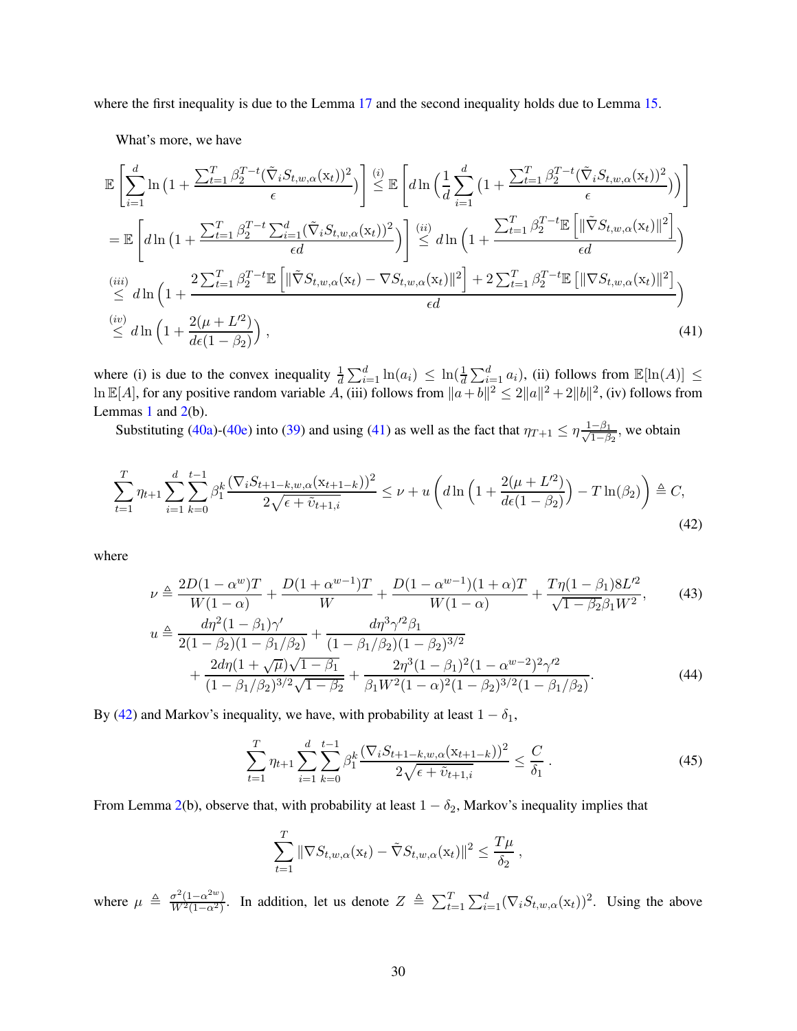where the first inequality is due to the Lemma 17 and the second inequality holds due to Lemma 15.

What's more, we have

$$
\begin{aligned}
&\mathbb{E}\left[\sum_{i=1}^{d}\ln\big(1+\frac{\sum_{t=1}^{T}\beta_2^{T-t}(\tilde{\nabla}_i S_{t,w,\alpha}(\mathrm{x}_t))^2}{\epsilon}\big)\right] \overset{(i)}{\leq} \mathbb{E}\left[d\ln\Big(\frac{1}{d}\sum_{i=1}^{d}\big(1+\frac{\sum_{t=1}^{T}\beta_2^{T-t}(\tilde{\nabla}_i S_{t,w,\alpha}(\mathrm{x}_t))^2}{\epsilon}\big)\Big)\right] \\
&= \mathbb{E}\left[d\ln\big(1+\frac{\sum_{t=1}^{T}\beta_2^{T-t}\sum_{i=1}^{d}(\tilde{\nabla}_i S_{t,w,\alpha}(\mathrm{x}_t))^2}{\epsilon d}\big)\right] \overset{(ii)}{\leq} d\ln\Big(1+\frac{\sum_{t=1}^{T}\beta_2^{T-t}\mathbb{E}\left[\|\tilde{\nabla} S_{t,w,\alpha}(\mathrm{x}_t)\|^2\right]}{\epsilon d}\Big) \\
&\overset{(iii)}{\leq} d\ln\Big(1+\frac{2\sum_{t=1}^{T}\beta_2^{T-t}\mathbb{E}\left[\|\tilde{\nabla} S_{t,w,\alpha}(\mathrm{x}_t)-\nabla S_{t,w,\alpha}(\mathrm{x}_t)\|^2\right]+2\sum_{t=1}^{T}\beta_2^{T-t}\mathbb{E}\left[\|\nabla S_{t,w,\alpha}(\mathrm{x}_t)\|^2\right]}{\epsilon d}\Big) \\
&\overset{(iv)}{\leq} d\ln\Big(1+\frac{2(\mu+L'^2)}{d\epsilon(1-\beta_2)}\Big)\,,
\end{aligned} \tag{41}
$$

where (i) is due to the convex inequality $\frac{1}{d}\sum_{i=1}^{d}\ln(a_i) \leq \ln(\frac{1}{d}\sum_{i=1}^{d}a_i)$, (ii) follows from $\mathbb{E}[\ln(A)] \leq \ln\mathbb{E}[A]$, for any positive random variable $A$, (iii) follows from $\|a+b\|^2 \leq 2\|a\|^2+2\|b\|^2$, (iv) follows from Lemmas 1 and 2(b).

Substituting (40a)-(40e) into (39) and using (41) as well as the fact that $\eta_{T+1} \leq \eta\frac{1-\beta_1}{\sqrt{1-\beta_2}}$, we obtain

$$
\sum_{t=1}^{T}\eta_{t+1}\sum_{i=1}^{d}\sum_{k=0}^{t-1}\beta_1^k\frac{(\nabla_i S_{t+1-k,w,\alpha}(\mathrm{x}_{t+1-k}))^2}{2\sqrt{\epsilon+\tilde{\upsilon}_{t+1,i}}} \leq \nu + u\left(d\ln\Big(1+\frac{2(\mu+L'^2)}{d\epsilon(1-\beta_2)}\Big)-T\ln(\beta_2)\right) \triangleq C, \tag{42}
$$

where

$$
\nu \triangleq \frac{2D(1-\alpha^w)T}{W(1-\alpha)}+\frac{D(1+\alpha^{w-1})T}{W}+\frac{D(1-\alpha^{w-1})(1+\alpha)T}{W(1-\alpha)}+\frac{T\eta(1-\beta_1)8L'^2}{\sqrt{1-\beta_2}\beta_1 W^2}, \tag{43}
$$

$$
\begin{aligned}
u \triangleq\ & \frac{d\eta^2(1-\beta_1)\gamma'}{2(1-\beta_2)(1-\beta_1/\beta_2)}+\frac{d\eta^3\gamma'^2\beta_1}{(1-\beta_1/\beta_2)(1-\beta_2)^{3/2}} \\
&+\frac{2d\eta(1+\sqrt{\mu})\sqrt{1-\beta_1}}{(1-\beta_1/\beta_2)^{3/2}\sqrt{1-\beta_2}}+\frac{2\eta^3(1-\beta_1)^2(1-\alpha^{w-2})^2\gamma'^2}{\beta_1 W^2(1-\alpha)^2(1-\beta_2)^{3/2}(1-\beta_1/\beta_2)}.
\end{aligned} \tag{44}
$$

By (42) and Markov's inequality, we have, with probability at least $1-\delta_1$,

$$
\sum_{t=1}^{T}\eta_{t+1}\sum_{i=1}^{d}\sum_{k=0}^{t-1}\beta_1^k\frac{(\nabla_i S_{t+1-k,w,\alpha}(\mathrm{x}_{t+1-k}))^2}{2\sqrt{\epsilon+\tilde{\upsilon}_{t+1,i}}} \leq \frac{C}{\delta_1}\,. \tag{45}
$$

From Lemma 2(b), observe that, with probability at least $1-\delta_2$, Markov's inequality implies that

$$
\sum_{t=1}^{T}\|\nabla S_{t,w,\alpha}(\mathrm{x}_t)-\tilde{\nabla} S_{t,w,\alpha}(\mathrm{x}_t)\|^2 \leq \frac{T\mu}{\delta_2}\,,
$$

where $\mu \triangleq \frac{\sigma^2(1-\alpha^{2w})}{W^2(1-\alpha^2)}$. In addition, let us denote $Z \triangleq \sum_{t=1}^{T}\sum_{i=1}^{d}(\nabla_i S_{t,w,\alpha}(\mathrm{x}_t))^2$. Using the above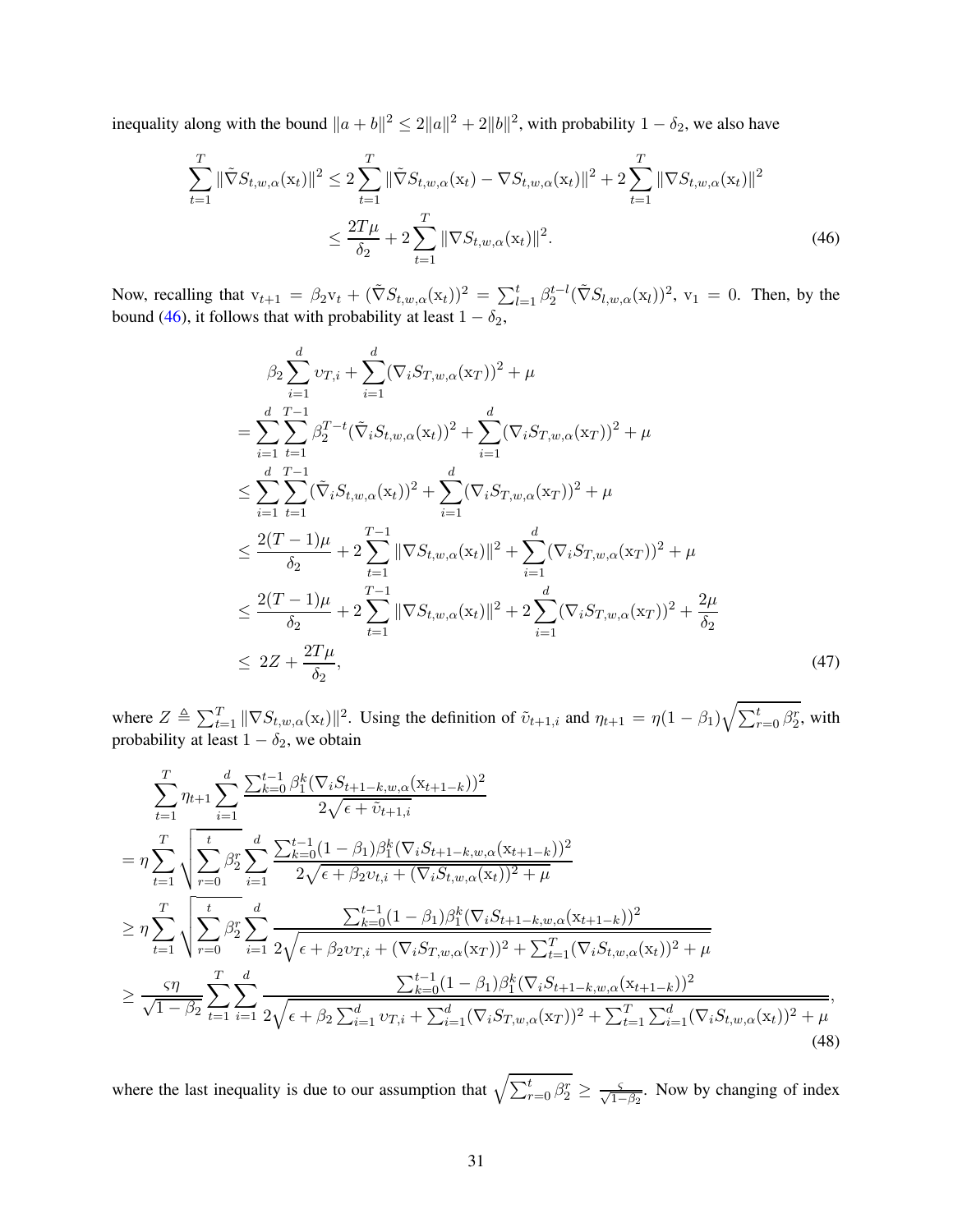inequality along with the bound $\|a+b\|^2 \le 2\|a\|^2 + 2\|b\|^2$, with probability $1-\delta_2$, we also have

$$
\begin{aligned}
\sum_{t=1}^{T} \|\tilde{\nabla} S_{t,w,\alpha}(\mathrm{x}_t)\|^2 &\le 2\sum_{t=1}^{T} \|\tilde{\nabla} S_{t,w,\alpha}(\mathrm{x}_t) - \nabla S_{t,w,\alpha}(\mathrm{x}_t)\|^2 + 2\sum_{t=1}^{T} \|\nabla S_{t,w,\alpha}(\mathrm{x}_t)\|^2 \\
&\le \frac{2T\mu}{\delta_2} + 2\sum_{t=1}^{T} \|\nabla S_{t,w,\alpha}(\mathrm{x}_t)\|^2. \qquad (46)
\end{aligned}
$$

Now, recalling that $\mathrm{v}_{t+1} = \beta_2 \mathrm{v}_t + (\tilde{\nabla} S_{t,w,\alpha}(\mathrm{x}_t))^2 = \sum_{l=1}^{t} \beta_2^{t-l} (\tilde{\nabla} S_{l,w,\alpha}(\mathrm{x}_l))^2$, $\mathrm{v}_1 = 0$. Then, by the bound (46), it follows that with probability at least $1-\delta_2$,

$$
\begin{aligned}
&\beta_2 \sum_{i=1}^{d} \upsilon_{T,i} + \sum_{i=1}^{d} (\nabla_i S_{T,w,\alpha}(\mathrm{x}_T))^2 + \mu \\
&= \sum_{i=1}^{d}\sum_{t=1}^{T-1} \beta_2^{T-t} (\tilde{\nabla}_i S_{t,w,\alpha}(\mathrm{x}_t))^2 + \sum_{i=1}^{d} (\nabla_i S_{T,w,\alpha}(\mathrm{x}_T))^2 + \mu \\
&\le \sum_{i=1}^{d}\sum_{t=1}^{T-1} (\tilde{\nabla}_i S_{t,w,\alpha}(\mathrm{x}_t))^2 + \sum_{i=1}^{d} (\nabla_i S_{T,w,\alpha}(\mathrm{x}_T))^2 + \mu \\
&\le \frac{2(T-1)\mu}{\delta_2} + 2\sum_{t=1}^{T-1} \|\nabla S_{t,w,\alpha}(\mathrm{x}_t)\|^2 + \sum_{i=1}^{d} (\nabla_i S_{T,w,\alpha}(\mathrm{x}_T))^2 + \mu \\
&\le \frac{2(T-1)\mu}{\delta_2} + 2\sum_{t=1}^{T-1} \|\nabla S_{t,w,\alpha}(\mathrm{x}_t)\|^2 + 2\sum_{i=1}^{d} (\nabla_i S_{T,w,\alpha}(\mathrm{x}_T))^2 + \frac{2\mu}{\delta_2} \\
&\le 2Z + \frac{2T\mu}{\delta_2}, \qquad (47)
\end{aligned}
$$

where $Z \triangleq \sum_{t=1}^{T} \|\nabla S_{t,w,\alpha}(\mathrm{x}_t)\|^2$. Using the definition of $\tilde{\upsilon}_{t+1,i}$ and $\eta_{t+1} = \eta(1-\beta_1)\sqrt{\sum_{r=0}^{t} \beta_2^r}$, with probability at least $1-\delta_2$, we obtain

$$
\begin{aligned}
&\sum_{t=1}^{T} \eta_{t+1} \sum_{i=1}^{d} \frac{\sum_{k=0}^{t-1} \beta_1^k (\nabla_i S_{t+1-k,w,\alpha}(\mathrm{x}_{t+1-k}))^2}{2\sqrt{\epsilon + \tilde{\upsilon}_{t+1,i}}} \\
&= \eta \sum_{t=1}^{T} \sqrt{\sum_{r=0}^{t} \beta_2^r} \sum_{i=1}^{d} \frac{\sum_{k=0}^{t-1} (1-\beta_1)\beta_1^k (\nabla_i S_{t+1-k,w,\alpha}(\mathrm{x}_{t+1-k}))^2}{2\sqrt{\epsilon + \beta_2 \upsilon_{t,i} + (\nabla_i S_{t,w,\alpha}(\mathrm{x}_t))^2 + \mu}} \\
&\ge \eta \sum_{t=1}^{T} \sqrt{\sum_{r=0}^{t} \beta_2^r} \sum_{i=1}^{d} \frac{\sum_{k=0}^{t-1} (1-\beta_1)\beta_1^k (\nabla_i S_{t+1-k,w,\alpha}(\mathrm{x}_{t+1-k}))^2}{2\sqrt{\epsilon + \beta_2 \upsilon_{T,i} + (\nabla_i S_{T,w,\alpha}(\mathrm{x}_T))^2 + \sum_{t=1}^{T} (\nabla_i S_{t,w,\alpha}(\mathrm{x}_t))^2 + \mu}} \\
&\ge \frac{\varsigma \eta}{\sqrt{1-\beta_2}} \sum_{t=1}^{T} \sum_{i=1}^{d} \frac{\sum_{k=0}^{t-1} (1-\beta_1)\beta_1^k (\nabla_i S_{t+1-k,w,\alpha}(\mathrm{x}_{t+1-k}))^2}{2\sqrt{\epsilon + \beta_2 \sum_{i=1}^{d} \upsilon_{T,i} + \sum_{i=1}^{d} (\nabla_i S_{T,w,\alpha}(\mathrm{x}_T))^2 + \sum_{t=1}^{T}\sum_{i=1}^{d} (\nabla_i S_{t,w,\alpha}(\mathrm{x}_t))^2 + \mu}}, \qquad (48)
\end{aligned}
$$

where the last inequality is due to our assumption that $\sqrt{\sum_{r=0}^{t} \beta_2^r} \ge \frac{\varsigma}{\sqrt{1-\beta_2}}$. Now by changing of index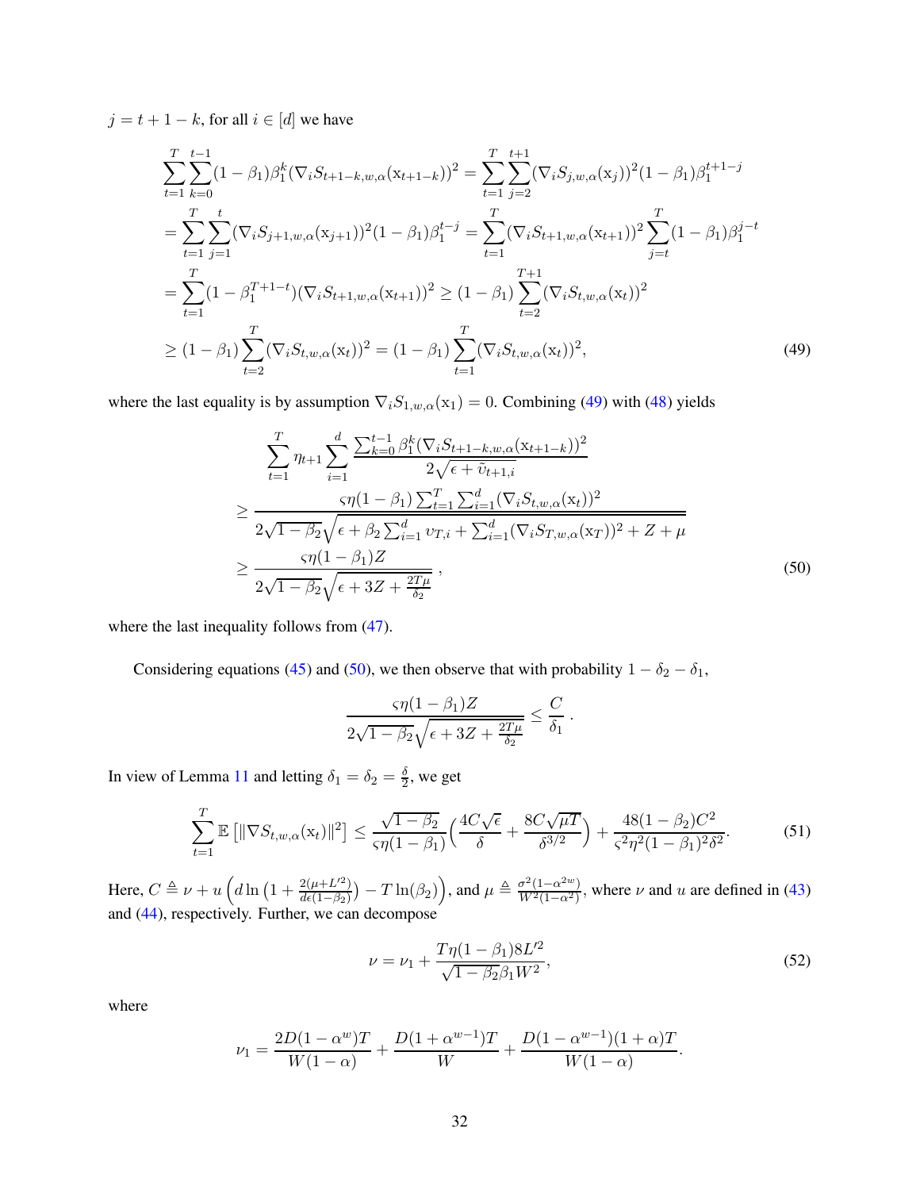$j = t+1-k$, for all $i \in [d]$ we have

$$
\begin{aligned}
&\sum_{t=1}^{T}\sum_{k=0}^{t-1}(1-\beta_1)\beta_1^k(\nabla_i S_{t+1-k,w,\alpha}(\mathrm{x}_{t+1-k}))^2 = \sum_{t=1}^{T}\sum_{j=2}^{t+1}(\nabla_i S_{j,w,\alpha}(\mathrm{x}_j))^2(1-\beta_1)\beta_1^{t+1-j} \\
&= \sum_{t=1}^{T}\sum_{j=1}^{t}(\nabla_i S_{j+1,w,\alpha}(\mathrm{x}_{j+1}))^2(1-\beta_1)\beta_1^{t-j} = \sum_{t=1}^{T}(\nabla_i S_{t+1,w,\alpha}(\mathrm{x}_{t+1}))^2\sum_{j=t}^{T}(1-\beta_1)\beta_1^{j-t} \\
&= \sum_{t=1}^{T}(1-\beta_1^{T+1-t})(\nabla_i S_{t+1,w,\alpha}(\mathrm{x}_{t+1}))^2 \geq (1-\beta_1)\sum_{t=2}^{T+1}(\nabla_i S_{t,w,\alpha}(\mathrm{x}_t))^2 \\
&\geq (1-\beta_1)\sum_{t=2}^{T}(\nabla_i S_{t,w,\alpha}(\mathrm{x}_t))^2 = (1-\beta_1)\sum_{t=1}^{T}(\nabla_i S_{t,w,\alpha}(\mathrm{x}_t))^2,
\end{aligned}
\tag{49}
$$

where the last equality is by assumption $\nabla_i S_{1,w,\alpha}(\mathrm{x}_1) = 0$. Combining (49) with (48) yields

$$
\begin{aligned}
&\sum_{t=1}^{T}\eta_{t+1}\sum_{i=1}^{d}\frac{\sum_{k=0}^{t-1}\beta_1^k(\nabla_i S_{t+1-k,w,\alpha}(\mathrm{x}_{t+1-k}))^2}{2\sqrt{\epsilon+\tilde{\upsilon}_{t+1,i}}} \\
&\geq \frac{\varsigma\eta(1-\beta_1)\sum_{t=1}^{T}\sum_{i=1}^{d}(\nabla_i S_{t,w,\alpha}(\mathrm{x}_t))^2}{2\sqrt{1-\beta_2}\sqrt{\epsilon+\beta_2\sum_{i=1}^{d}\upsilon_{T,i}+\sum_{i=1}^{d}(\nabla_i S_{T,w,\alpha}(\mathrm{x}_T))^2+Z+\mu}} \\
&\geq \frac{\varsigma\eta(1-\beta_1)Z}{2\sqrt{1-\beta_2}\sqrt{\epsilon+3Z+\frac{2T\mu}{\delta_2}}}\,,
\end{aligned}
\tag{50}
$$

where the last inequality follows from (47).

Considering equations (45) and (50), we then observe that with probability $1-\delta_2-\delta_1$,

$$
\frac{\varsigma\eta(1-\beta_1)Z}{2\sqrt{1-\beta_2}\sqrt{\epsilon+3Z+\frac{2T\mu}{\delta_2}}} \leq \frac{C}{\delta_1}\,.
$$

In view of Lemma 11 and letting $\delta_1 = \delta_2 = \frac{\delta}{2}$, we get

$$
\sum_{t=1}^{T}\mathbb{E}\left[\|\nabla S_{t,w,\alpha}(\mathrm{x}_t)\|^2\right] \leq \frac{\sqrt{1-\beta_2}}{\varsigma\eta(1-\beta_1)}\Big(\frac{4C\sqrt{\epsilon}}{\delta}+\frac{8C\sqrt{\mu T}}{\delta^{3/2}}\Big)+\frac{48(1-\beta_2)C^2}{\varsigma^2\eta^2(1-\beta_1)^2\delta^2}.
\tag{51}
$$

Here, $C \triangleq \nu + u\left(d\ln\left(1+\frac{2(\mu+L'^2)}{d\epsilon(1-\beta_2)}\right)-T\ln(\beta_2)\right)$, and $\mu \triangleq \frac{\sigma^2(1-\alpha^{2w})}{W^2(1-\alpha^2)}$, where $\nu$ and $u$ are defined in (43) and (44), respectively. Further, we can decompose

$$
\nu = \nu_1 + \frac{T\eta(1-\beta_1)8L'^2}{\sqrt{1-\beta_2}\beta_1 W^2},
\tag{52}
$$

where

$$
\nu_1 = \frac{2D(1-\alpha^w)T}{W(1-\alpha)} + \frac{D(1+\alpha^{w-1})T}{W} + \frac{D(1-\alpha^{w-1})(1+\alpha)T}{W(1-\alpha)}.
$$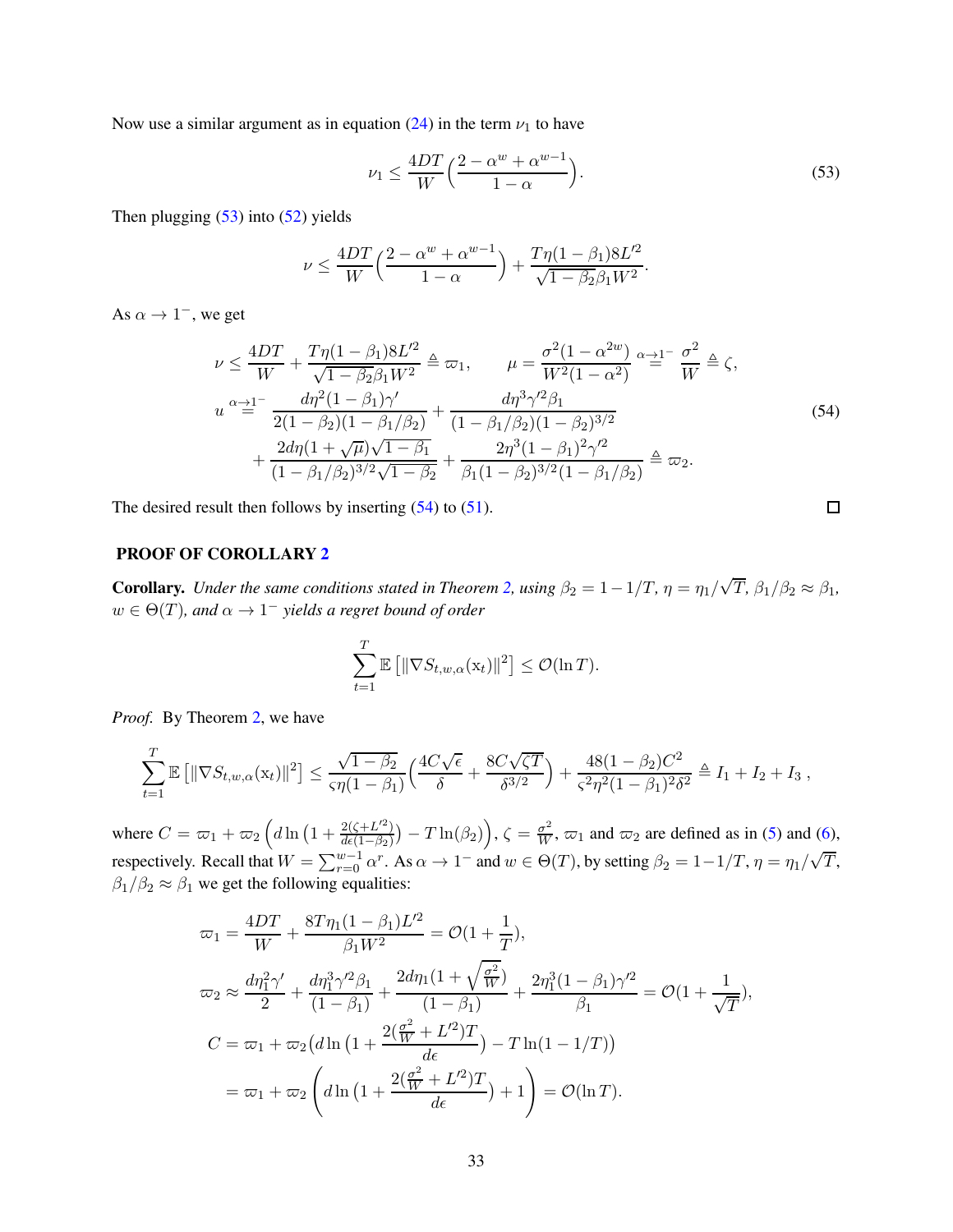Now use a similar argument as in equation (24) in the term $\nu_1$ to have

$$\nu_1 \leq \frac{4DT}{W}\Big(\frac{2-\alpha^w+\alpha^{w-1}}{1-\alpha}\Big). \tag{53}$$

Then plugging (53) into (52) yields

$$\nu \leq \frac{4DT}{W}\Big(\frac{2-\alpha^w+\alpha^{w-1}}{1-\alpha}\Big) + \frac{T\eta(1-\beta_1)8L'^2}{\sqrt{1-\beta_2}\beta_1 W^2}.$$

As $\alpha \to 1^-$, we get

$$\begin{aligned}
&\nu \leq \frac{4DT}{W} + \frac{T\eta(1-\beta_1)8L'^2}{\sqrt{1-\beta_2}\beta_1 W^2} \triangleq \varpi_1, \qquad \mu = \frac{\sigma^2(1-\alpha^{2w})}{W^2(1-\alpha^2)} \overset{\alpha\to 1^-}{=} \frac{\sigma^2}{W} \triangleq \zeta,\\
&u \overset{\alpha\to 1^-}{=} \frac{d\eta^2(1-\beta_1)\gamma'}{2(1-\beta_2)(1-\beta_1/\beta_2)} + \frac{d\eta^3\gamma'^2\beta_1}{(1-\beta_1/\beta_2)(1-\beta_2)^{3/2}}\\
&\qquad + \frac{2d\eta(1+\sqrt{\mu})\sqrt{1-\beta_1}}{(1-\beta_1/\beta_2)^{3/2}\sqrt{1-\beta_2}} + \frac{2\eta^3(1-\beta_1)^2\gamma'^2}{\beta_1(1-\beta_2)^{3/2}(1-\beta_1/\beta_2)} \triangleq \varpi_2.
\end{aligned} \tag{54}$$

The desired result then follows by inserting (54) to (51). $\square$

## PROOF OF COROLLARY 2

**Corollary.** *Under the same conditions stated in Theorem 2, using $\beta_2 = 1-1/T$, $\eta = \eta_1/\sqrt{T}$, $\beta_1/\beta_2 \approx \beta_1$, $w \in \Theta(T)$, and $\alpha \to 1^-$ yields a regret bound of order*

$$\sum_{t=1}^{T} \mathbb{E}\left[\|\nabla S_{t,w,\alpha}(\mathrm{x}_t)\|^2\right] \leq \mathcal{O}(\ln T).$$

*Proof.* By Theorem 2, we have

$$\sum_{t=1}^{T} \mathbb{E}\left[\|\nabla S_{t,w,\alpha}(\mathrm{x}_t)\|^2\right] \leq \frac{\sqrt{1-\beta_2}}{\varsigma\eta(1-\beta_1)}\Big(\frac{4C\sqrt{\epsilon}}{\delta} + \frac{8C\sqrt{\zeta T}}{\delta^{3/2}}\Big) + \frac{48(1-\beta_2)C^2}{\varsigma^2\eta^2(1-\beta_1)^2\delta^2} \triangleq I_1 + I_2 + I_3\,,$$

where $C = \varpi_1 + \varpi_2\Big(d\ln\big(1+\frac{2(\zeta+L'^2)}{d\epsilon(1-\beta_2)}\big) - T\ln(\beta_2)\Big)$, $\zeta = \frac{\sigma^2}{W}$, $\varpi_1$ and $\varpi_2$ are defined as in (5) and (6), respectively. Recall that $W = \sum_{r=0}^{w-1}\alpha^r$. As $\alpha \to 1^-$ and $w \in \Theta(T)$, by setting $\beta_2 = 1-1/T$, $\eta = \eta_1/\sqrt{T}$, $\beta_1/\beta_2 \approx \beta_1$ we get the following equalities:

$$\begin{aligned}
\varpi_1 &= \frac{4DT}{W} + \frac{8T\eta_1(1-\beta_1)L'^2}{\beta_1 W^2} = \mathcal{O}(1+\frac{1}{T}),\\
\varpi_2 &\approx \frac{d\eta_1^2\gamma'}{2} + \frac{d\eta_1^3\gamma'^2\beta_1}{(1-\beta_1)} + \frac{2d\eta_1(1+\sqrt{\frac{\sigma^2}{W}})}{(1-\beta_1)} + \frac{2\eta_1^3(1-\beta_1)\gamma'^2}{\beta_1} = \mathcal{O}(1+\frac{1}{\sqrt{T}}),\\
C &= \varpi_1 + \varpi_2\big(d\ln\big(1+\frac{2(\frac{\sigma^2}{W}+L'^2)T}{d\epsilon}\big) - T\ln(1-1/T)\big)\\
&= \varpi_1 + \varpi_2\left(d\ln\big(1+\frac{2(\frac{\sigma^2}{W}+L'^2)T}{d\epsilon}\big) + 1\right) = \mathcal{O}(\ln T).
\end{aligned}$$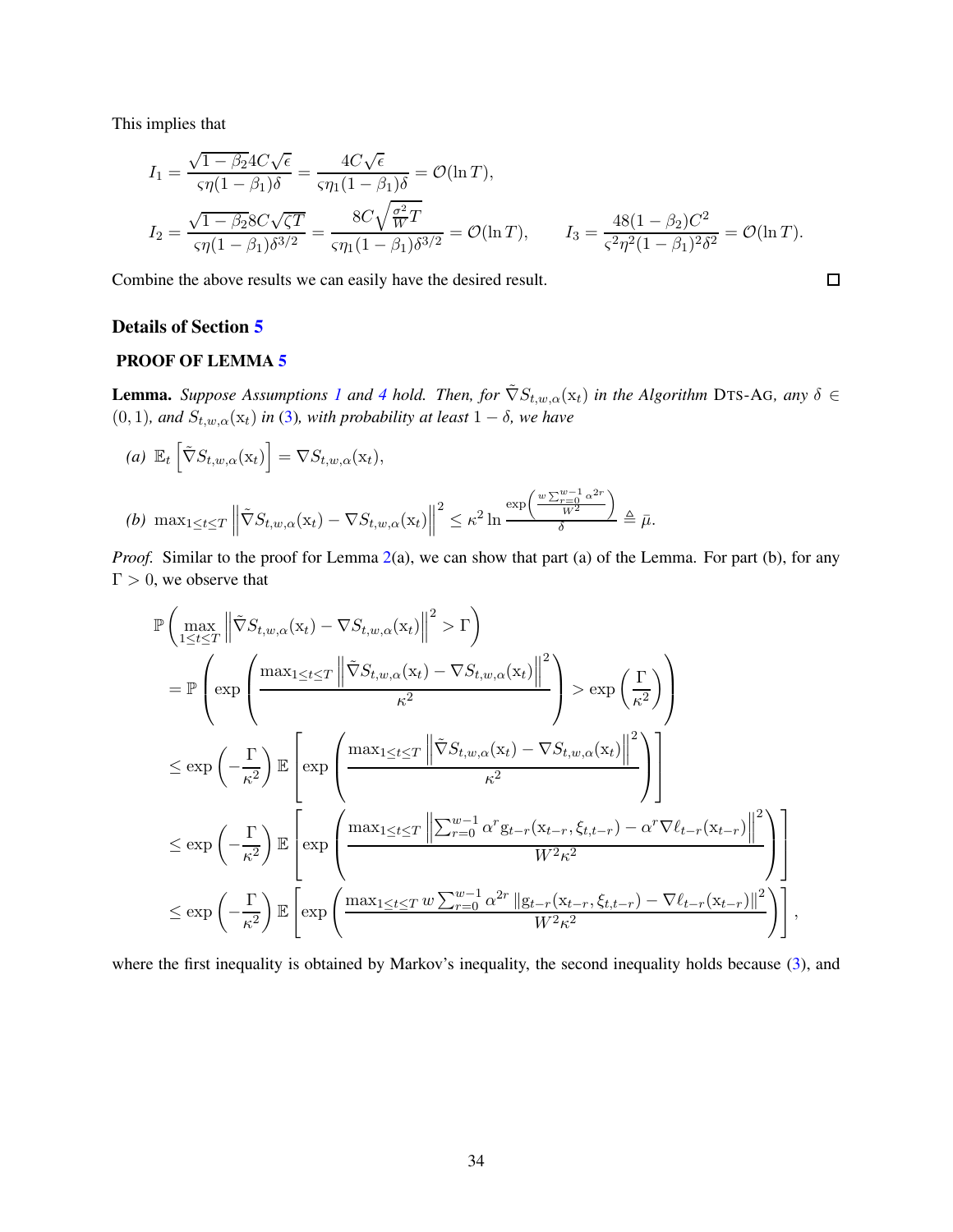This implies that

$$
\begin{aligned}
I_1 &= \frac{\sqrt{1-\beta_2}4C\sqrt{\epsilon}}{\varsigma\eta(1-\beta_1)\delta} = \frac{4C\sqrt{\epsilon}}{\varsigma\eta_1(1-\beta_1)\delta} = \mathcal{O}(\ln T), \\
I_2 &= \frac{\sqrt{1-\beta_2}8C\sqrt{\zeta T}}{\varsigma\eta(1-\beta_1)\delta^{3/2}} = \frac{8C\sqrt{\frac{\sigma^2}{W}T}}{\varsigma\eta_1(1-\beta_1)\delta^{3/2}} = \mathcal{O}(\ln T), \qquad I_3 = \frac{48(1-\beta_2)C^2}{\varsigma^2\eta^2(1-\beta_1)^2\delta^2} = \mathcal{O}(\ln T).
\end{aligned}
$$

Combine the above results we can easily have the desired result. ∎

## Details of Section 5

### PROOF OF LEMMA 5

**Lemma.** *Suppose Assumptions 1 and 4 hold. Then, for $\tilde{\nabla} S_{t,w,\alpha}(\mathrm{x}_t)$ in the Algorithm* DTS-AG*, any $\delta \in (0,1)$, and $S_{t,w,\alpha}(\mathrm{x}_t)$ in (3), with probability at least $1-\delta$, we have*

*(a)* $\mathbb{E}_t\left[\tilde{\nabla} S_{t,w,\alpha}(\mathrm{x}_t)\right] = \nabla S_{t,w,\alpha}(\mathrm{x}_t)$,

*(b)* $\max_{1\le t\le T}\left\|\tilde{\nabla} S_{t,w,\alpha}(\mathrm{x}_t) - \nabla S_{t,w,\alpha}(\mathrm{x}_t)\right\|^2 \le \kappa^2 \ln \frac{\exp\left(\frac{w\sum_{r=0}^{w-1}\alpha^{2r}}{W^2}\right)}{\delta} \triangleq \bar{\mu}.$

*Proof.* Similar to the proof for Lemma 2(a), we can show that part (a) of the Lemma. For part (b), for any $\Gamma > 0$, we observe that

$$
\begin{aligned}
&\mathbb{P}\left(\max_{1\le t\le T}\left\|\tilde{\nabla} S_{t,w,\alpha}(\mathrm{x}_t) - \nabla S_{t,w,\alpha}(\mathrm{x}_t)\right\|^2 > \Gamma\right) \\
&= \mathbb{P}\left(\exp\left(\frac{\max_{1\le t\le T}\left\|\tilde{\nabla} S_{t,w,\alpha}(\mathrm{x}_t) - \nabla S_{t,w,\alpha}(\mathrm{x}_t)\right\|^2}{\kappa^2}\right) > \exp\left(\frac{\Gamma}{\kappa^2}\right)\right) \\
&\le \exp\left(-\frac{\Gamma}{\kappa^2}\right)\mathbb{E}\left[\exp\left(\frac{\max_{1\le t\le T}\left\|\tilde{\nabla} S_{t,w,\alpha}(\mathrm{x}_t) - \nabla S_{t,w,\alpha}(\mathrm{x}_t)\right\|^2}{\kappa^2}\right)\right] \\
&\le \exp\left(-\frac{\Gamma}{\kappa^2}\right)\mathbb{E}\left[\exp\left(\frac{\max_{1\le t\le T}\left\|\sum_{r=0}^{w-1}\alpha^r \mathrm{g}_{t-r}(\mathrm{x}_{t-r},\xi_{t,t-r}) - \alpha^r\nabla\ell_{t-r}(\mathrm{x}_{t-r})\right\|^2}{W^2\kappa^2}\right)\right] \\
&\le \exp\left(-\frac{\Gamma}{\kappa^2}\right)\mathbb{E}\left[\exp\left(\frac{\max_{1\le t\le T} w\sum_{r=0}^{w-1}\alpha^{2r}\left\|\mathrm{g}_{t-r}(\mathrm{x}_{t-r},\xi_{t,t-r}) - \nabla\ell_{t-r}(\mathrm{x}_{t-r})\right\|^2}{W^2\kappa^2}\right)\right],
\end{aligned}
$$

where the first inequality is obtained by Markov's inequality, the second inequality holds because (3), and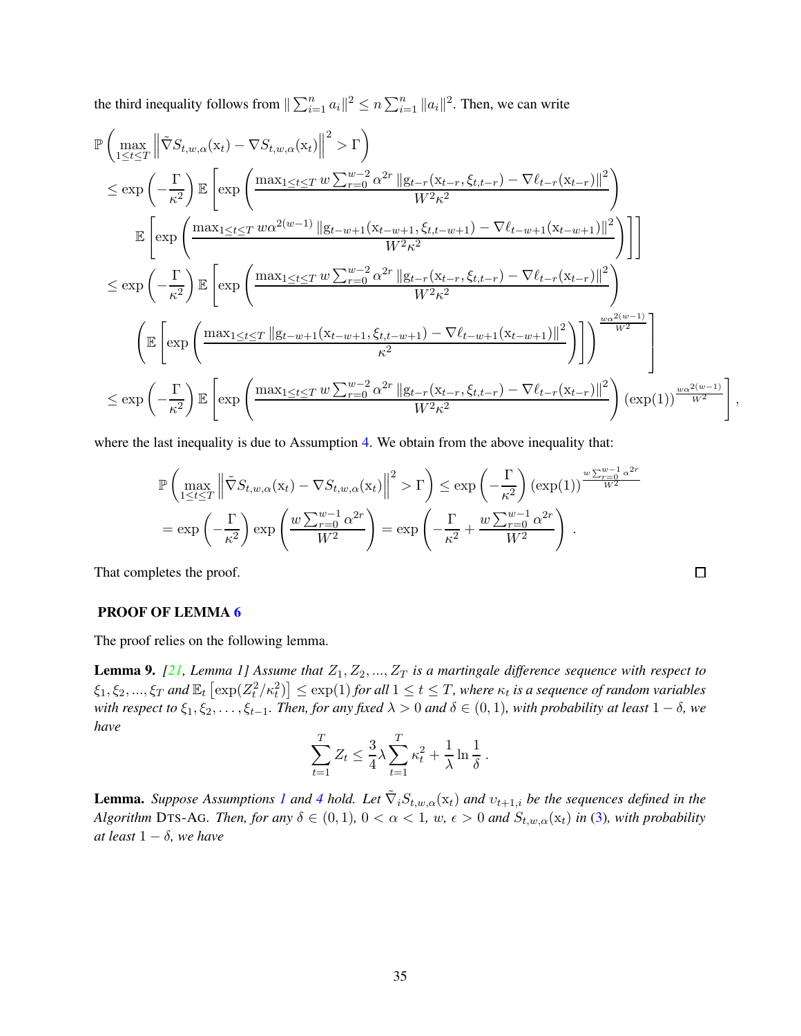the third inequality follows from $\| \sum_{i=1}^n a_i \|^2 \leq n \sum_{i=1}^n \|a_i\|^2$. Then, we can write

$$
\begin{aligned}
&\mathbb{P}\left( \max_{1 \leq t \leq T} \left\| \tilde{\nabla} S_{t,w,\alpha}(\mathrm{x}_t) - \nabla S_{t,w,\alpha}(\mathrm{x}_t) \right\|^2 > \Gamma \right) \\
&\leq \exp\left(-\frac{\Gamma}{\kappa^2}\right) \mathbb{E}\left[ \exp\left( \frac{\max_{1\leq t \leq T} w \sum_{r=0}^{w-2} \alpha^{2r} \left\| \mathrm{g}_{t-r}(\mathrm{x}_{t-r}, \xi_{t,t-r}) - \nabla \ell_{t-r}(\mathrm{x}_{t-r}) \right\|^2}{W^2 \kappa^2} \right) \right. \\
&\qquad \left. \mathbb{E}\left[ \exp\left( \frac{\max_{1\leq t \leq T} w \alpha^{2(w-1)} \left\| \mathrm{g}_{t-w+1}(\mathrm{x}_{t-w+1}, \xi_{t,t-w+1}) - \nabla \ell_{t-w+1}(\mathrm{x}_{t-w+1}) \right\|^2}{W^2 \kappa^2} \right) \right] \right] \\
&\leq \exp\left(-\frac{\Gamma}{\kappa^2}\right) \mathbb{E}\left[ \exp\left( \frac{\max_{1\leq t \leq T} w \sum_{r=0}^{w-2} \alpha^{2r} \left\| \mathrm{g}_{t-r}(\mathrm{x}_{t-r}, \xi_{t,t-r}) - \nabla \ell_{t-r}(\mathrm{x}_{t-r}) \right\|^2}{W^2 \kappa^2} \right) \right. \\
&\qquad \left. \left( \mathbb{E}\left[ \exp\left( \frac{\max_{1\leq t \leq T} \left\| \mathrm{g}_{t-w+1}(\mathrm{x}_{t-w+1}, \xi_{t,t-w+1}) - \nabla \ell_{t-w+1}(\mathrm{x}_{t-w+1}) \right\|^2}{\kappa^2} \right) \right] \right)^{\frac{w\alpha^{2(w-1)}}{W^2}} \right] \\
&\leq \exp\left(-\frac{\Gamma}{\kappa^2}\right) \mathbb{E}\left[ \exp\left( \frac{\max_{1\leq t \leq T} w \sum_{r=0}^{w-2} \alpha^{2r} \left\| \mathrm{g}_{t-r}(\mathrm{x}_{t-r}, \xi_{t,t-r}) - \nabla \ell_{t-r}(\mathrm{x}_{t-r}) \right\|^2}{W^2 \kappa^2} \right) (\exp(1))^{\frac{w\alpha^{2(w-1)}}{W^2}} \right],
\end{aligned}
$$

where the last inequality is due to Assumption 4. We obtain from the above inequality that:

$$
\begin{aligned}
\mathbb{P}\left( \max_{1 \leq t \leq T} \left\| \tilde{\nabla} S_{t,w,\alpha}(\mathrm{x}_t) - \nabla S_{t,w,\alpha}(\mathrm{x}_t) \right\|^2 > \Gamma \right) &\leq \exp\left(-\frac{\Gamma}{\kappa^2}\right) (\exp(1))^{\frac{w\sum_{r=0}^{w-1}\alpha^{2r}}{W^2}} \\
= \exp\left(-\frac{\Gamma}{\kappa^2}\right) \exp\left( \frac{w\sum_{r=0}^{w-1}\alpha^{2r}}{W^2} \right) &= \exp\left( -\frac{\Gamma}{\kappa^2} + \frac{w\sum_{r=0}^{w-1}\alpha^{2r}}{W^2} \right).
\end{aligned}
$$

That completes the proof. □

## PROOF OF LEMMA 6

The proof relies on the following lemma.

**Lemma 9.** *[21, Lemma 1] Assume that $Z_1, Z_2, ..., Z_T$ is a martingale difference sequence with respect to $\xi_1, \xi_2, ..., \xi_T$ and $\mathbb{E}_t\left[\exp(Z_t^2/\kappa_t^2)\right] \leq \exp(1)$ for all $1 \leq t \leq T$, where $\kappa_t$ is a sequence of random variables with respect to $\xi_1, \xi_2, \ldots, \xi_{t-1}$. Then, for any fixed $\lambda > 0$ and $\delta \in (0, 1)$, with probability at least $1 - \delta$, we have*

$$
\sum_{t=1}^{T} Z_t \leq \frac{3}{4}\lambda \sum_{t=1}^{T} \kappa_t^2 + \frac{1}{\lambda} \ln \frac{1}{\delta}.
$$

**Lemma.** *Suppose Assumptions 1 and 4 hold. Let $\tilde{\nabla}_i S_{t,w,\alpha}(\mathrm{x}_t)$ and $\upsilon_{t+1,i}$ be the sequences defined in the Algorithm* DTS-AG*. Then, for any $\delta \in (0, 1)$, $0 < \alpha < 1$, $w$, $\epsilon > 0$ and $S_{t,w,\alpha}(\mathrm{x}_t)$ in (3), with probability at least $1 - \delta$, we have*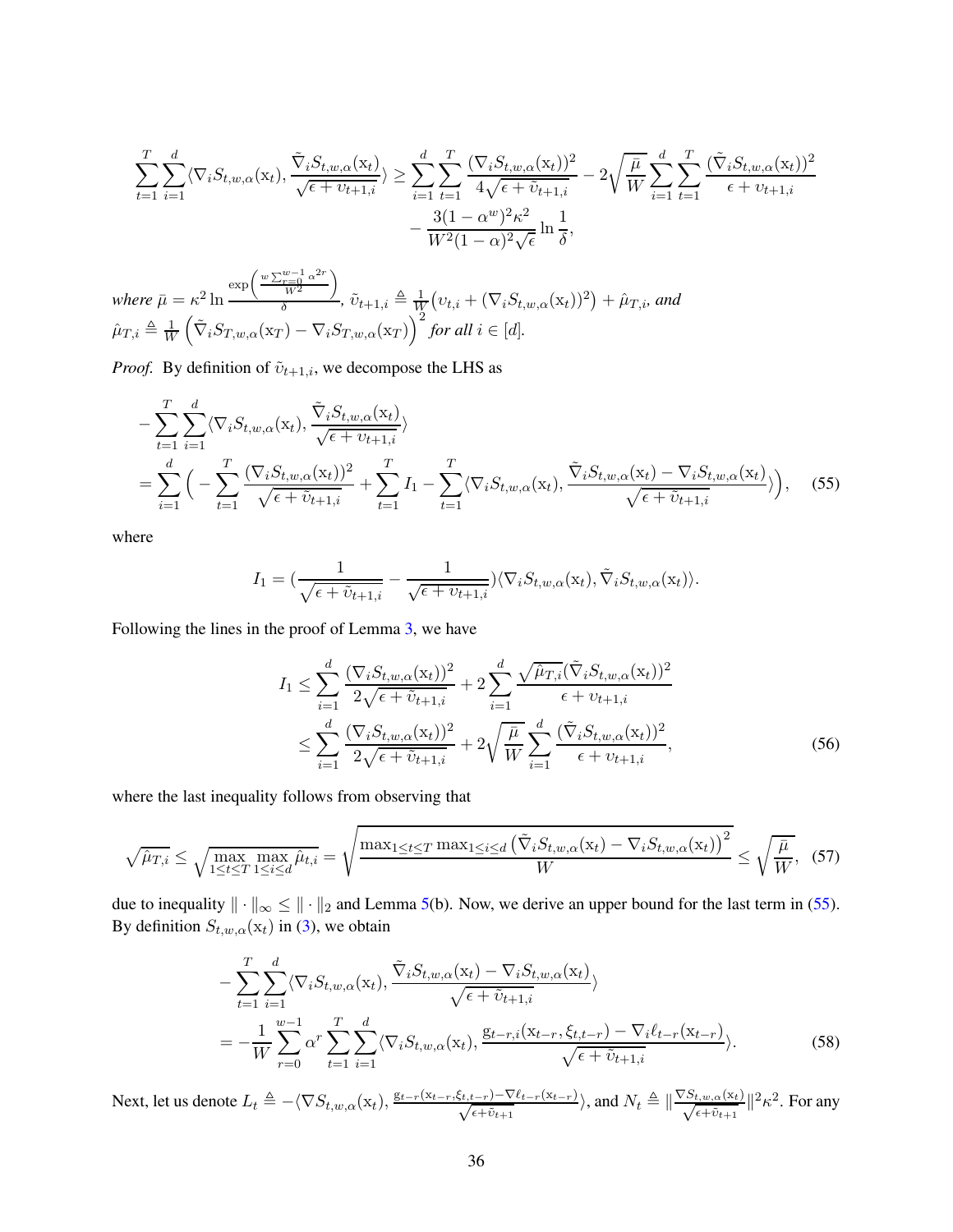$$\sum_{t=1}^{T}\sum_{i=1}^{d}\langle \nabla_i S_{t,w,\alpha}(\mathrm{x}_t), \frac{\tilde{\nabla}_i S_{t,w,\alpha}(\mathrm{x}_t)}{\sqrt{\epsilon+\upsilon_{t+1,i}}}\rangle \geq \sum_{i=1}^{d}\sum_{t=1}^{T}\frac{(\nabla_i S_{t,w,\alpha}(\mathrm{x}_t))^2}{4\sqrt{\epsilon+\tilde{\upsilon}_{t+1,i}}} - 2\sqrt{\frac{\bar{\mu}}{W}}\sum_{i=1}^{d}\sum_{t=1}^{T}\frac{(\tilde{\nabla}_i S_{t,w,\alpha}(\mathrm{x}_t))^2}{\epsilon+\upsilon_{t+1,i}} - \frac{3(1-\alpha^w)^2\kappa^2}{W^2(1-\alpha)^2\sqrt{\epsilon}}\ln\frac{1}{\delta},$$

*where* $\bar{\mu} = \kappa^2 \ln \frac{\exp\left(\frac{w\sum_{r=0}^{w-1}\alpha^{2r}}{W^2}\right)}{\delta}$, $\tilde{\upsilon}_{t+1,i} \triangleq \frac{1}{W}\big(\upsilon_{t,i} + (\nabla_i S_{t,w,\alpha}(\mathrm{x}_t))^2\big) + \hat{\mu}_{T,i}$, *and* $\hat{\mu}_{T,i} \triangleq \frac{1}{W}\left(\tilde{\nabla}_i S_{T,w,\alpha}(\mathrm{x}_T) - \nabla_i S_{T,w,\alpha}(\mathrm{x}_T)\right)^2$ *for all* $i \in [d]$.

*Proof.* By definition of $\tilde{\upsilon}_{t+1,i}$, we decompose the LHS as

$$\begin{aligned}
&-\sum_{t=1}^{T}\sum_{i=1}^{d}\langle \nabla_i S_{t,w,\alpha}(\mathrm{x}_t), \frac{\tilde{\nabla}_i S_{t,w,\alpha}(\mathrm{x}_t)}{\sqrt{\epsilon+\upsilon_{t+1,i}}}\rangle \\
&= \sum_{i=1}^{d}\Big( -\sum_{t=1}^{T}\frac{(\nabla_i S_{t,w,\alpha}(\mathrm{x}_t))^2}{\sqrt{\epsilon+\tilde{\upsilon}_{t+1,i}}} + \sum_{t=1}^{T} I_1 - \sum_{t=1}^{T}\langle \nabla_i S_{t,w,\alpha}(\mathrm{x}_t), \frac{\tilde{\nabla}_i S_{t,w,\alpha}(\mathrm{x}_t) - \nabla_i S_{t,w,\alpha}(\mathrm{x}_t)}{\sqrt{\epsilon+\tilde{\upsilon}_{t+1,i}}}\rangle\Big),
\end{aligned} \tag{55}$$

where

$$I_1 = \left(\frac{1}{\sqrt{\epsilon+\tilde{\upsilon}_{t+1,i}}} - \frac{1}{\sqrt{\epsilon+\upsilon_{t+1,i}}}\right)\langle \nabla_i S_{t,w,\alpha}(\mathrm{x}_t), \tilde{\nabla}_i S_{t,w,\alpha}(\mathrm{x}_t)\rangle.$$

Following the lines in the proof of Lemma 3, we have

$$\begin{aligned}
I_1 &\leq \sum_{i=1}^{d}\frac{(\nabla_i S_{t,w,\alpha}(\mathrm{x}_t))^2}{2\sqrt{\epsilon+\tilde{\upsilon}_{t+1,i}}} + 2\sum_{i=1}^{d}\frac{\sqrt{\hat{\mu}_{T,i}}(\tilde{\nabla}_i S_{t,w,\alpha}(\mathrm{x}_t))^2}{\epsilon+\upsilon_{t+1,i}} \\
&\leq \sum_{i=1}^{d}\frac{(\nabla_i S_{t,w,\alpha}(\mathrm{x}_t))^2}{2\sqrt{\epsilon+\tilde{\upsilon}_{t+1,i}}} + 2\sqrt{\frac{\bar{\mu}}{W}}\sum_{i=1}^{d}\frac{(\tilde{\nabla}_i S_{t,w,\alpha}(\mathrm{x}_t))^2}{\epsilon+\upsilon_{t+1,i}},
\end{aligned} \tag{56}$$

where the last inequality follows from observing that

$$\sqrt{\hat{\mu}_{T,i}} \leq \sqrt{\max_{1\leq t\leq T}\max_{1\leq i\leq d}\hat{\mu}_{t,i}} = \sqrt{\frac{\max_{1\leq t\leq T}\max_{1\leq i\leq d}\left(\tilde{\nabla}_i S_{t,w,\alpha}(\mathrm{x}_t) - \nabla_i S_{t,w,\alpha}(\mathrm{x}_t)\right)^2}{W}} \leq \sqrt{\frac{\bar{\mu}}{W}}, \tag{57}$$

due to inequality $\|\cdot\|_\infty \leq \|\cdot\|_2$ and Lemma 5(b). Now, we derive an upper bound for the last term in (55). By definition $S_{t,w,\alpha}(\mathrm{x}_t)$ in (3), we obtain

$$\begin{aligned}
&-\sum_{t=1}^{T}\sum_{i=1}^{d}\langle \nabla_i S_{t,w,\alpha}(\mathrm{x}_t), \frac{\tilde{\nabla}_i S_{t,w,\alpha}(\mathrm{x}_t) - \nabla_i S_{t,w,\alpha}(\mathrm{x}_t)}{\sqrt{\epsilon+\tilde{\upsilon}_{t+1,i}}}\rangle \\
&= -\frac{1}{W}\sum_{r=0}^{w-1}\alpha^r\sum_{t=1}^{T}\sum_{i=1}^{d}\langle \nabla_i S_{t,w,\alpha}(\mathrm{x}_t), \frac{\mathrm{g}_{t-r,i}(\mathrm{x}_{t-r},\xi_{t,t-r}) - \nabla_i \ell_{t-r}(\mathrm{x}_{t-r})}{\sqrt{\epsilon+\tilde{\upsilon}_{t+1,i}}}\rangle.
\end{aligned} \tag{58}$$

Next, let us denote $L_t \triangleq -\langle \nabla S_{t,w,\alpha}(\mathrm{x}_t), \frac{\mathrm{g}_{t-r}(\mathrm{x}_{t-r},\xi_{t,t-r}) - \nabla \ell_{t-r}(\mathrm{x}_{t-r})}{\sqrt{\epsilon+\tilde{\upsilon}_{t+1}}}\rangle$, and $N_t \triangleq \|\frac{\nabla S_{t,w,\alpha}(\mathrm{x}_t)}{\sqrt{\epsilon+\tilde{\upsilon}_{t+1}}}\|^2\kappa^2$. For any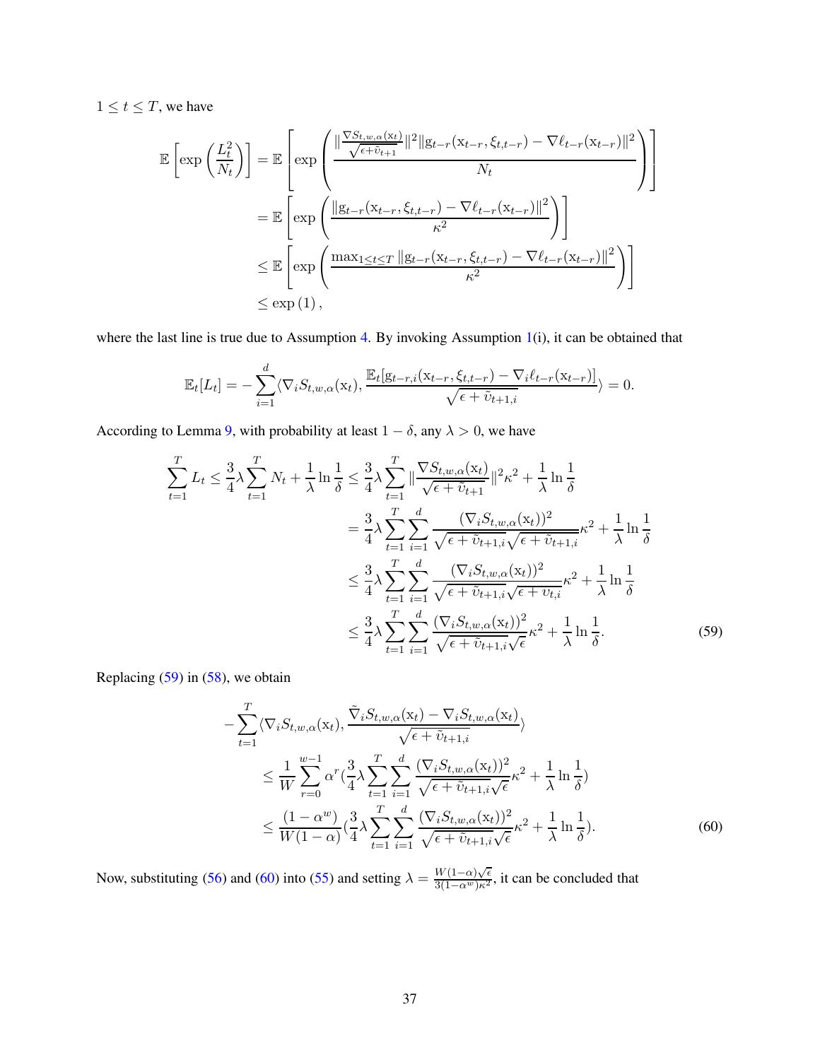$1 \leq t \leq T$, we have

$$
\begin{aligned}
\mathbb{E}\left[\exp\left(\frac{L_t^2}{N_t}\right)\right] &= \mathbb{E}\left[\exp\left(\frac{\|\frac{\nabla S_{t,w,\alpha}(\mathrm{x}_t)}{\sqrt{\epsilon+\tilde{\upsilon}_{t+1}}}\|^2\|\mathrm{g}_{t-r}(\mathrm{x}_{t-r},\xi_{t,t-r}) - \nabla\ell_{t-r}(\mathrm{x}_{t-r})\|^2}{N_t}\right)\right] \\
&= \mathbb{E}\left[\exp\left(\frac{\|\mathrm{g}_{t-r}(\mathrm{x}_{t-r},\xi_{t,t-r}) - \nabla\ell_{t-r}(\mathrm{x}_{t-r})\|^2}{\kappa^2}\right)\right] \\
&\leq \mathbb{E}\left[\exp\left(\frac{\max_{1\leq t\leq T}\|\mathrm{g}_{t-r}(\mathrm{x}_{t-r},\xi_{t,t-r}) - \nabla\ell_{t-r}(\mathrm{x}_{t-r})\|^2}{\kappa^2}\right)\right] \\
&\leq \exp(1),
\end{aligned}
$$

where the last line is true due to Assumption 4. By invoking Assumption 1(i), it can be obtained that

$$
\mathbb{E}_t[L_t] = -\sum_{i=1}^{d}\langle\nabla_i S_{t,w,\alpha}(\mathrm{x}_t), \frac{\mathbb{E}_t[\mathrm{g}_{t-r,i}(\mathrm{x}_{t-r},\xi_{t,t-r}) - \nabla_i\ell_{t-r}(\mathrm{x}_{t-r})]}{\sqrt{\epsilon+\tilde{\upsilon}_{t+1,i}}}\rangle = 0.
$$

According to Lemma 9, with probability at least $1-\delta$, any $\lambda > 0$, we have

$$
\begin{aligned}
\sum_{t=1}^{T} L_t \leq \frac{3}{4}\lambda\sum_{t=1}^{T} N_t + \frac{1}{\lambda}\ln\frac{1}{\delta} &\leq \frac{3}{4}\lambda\sum_{t=1}^{T}\|\frac{\nabla S_{t,w,\alpha}(\mathrm{x}_t)}{\sqrt{\epsilon+\tilde{\upsilon}_{t+1}}}\|^2\kappa^2 + \frac{1}{\lambda}\ln\frac{1}{\delta} \\
&= \frac{3}{4}\lambda\sum_{t=1}^{T}\sum_{i=1}^{d}\frac{(\nabla_i S_{t,w,\alpha}(\mathrm{x}_t))^2}{\sqrt{\epsilon+\tilde{\upsilon}_{t+1,i}}\sqrt{\epsilon+\tilde{\upsilon}_{t+1,i}}}\kappa^2 + \frac{1}{\lambda}\ln\frac{1}{\delta} \\
&\leq \frac{3}{4}\lambda\sum_{t=1}^{T}\sum_{i=1}^{d}\frac{(\nabla_i S_{t,w,\alpha}(\mathrm{x}_t))^2}{\sqrt{\epsilon+\tilde{\upsilon}_{t+1,i}}\sqrt{\epsilon+\upsilon_{t,i}}}\kappa^2 + \frac{1}{\lambda}\ln\frac{1}{\delta} \\
&\leq \frac{3}{4}\lambda\sum_{t=1}^{T}\sum_{i=1}^{d}\frac{(\nabla_i S_{t,w,\alpha}(\mathrm{x}_t))^2}{\sqrt{\epsilon+\tilde{\upsilon}_{t+1,i}}\sqrt{\epsilon}}\kappa^2 + \frac{1}{\lambda}\ln\frac{1}{\delta}. \qquad (59)
\end{aligned}
$$

Replacing (59) in (58), we obtain

$$
\begin{aligned}
&-\sum_{t=1}^{T}\langle\nabla_i S_{t,w,\alpha}(\mathrm{x}_t), \frac{\tilde{\nabla}_i S_{t,w,\alpha}(\mathrm{x}_t) - \nabla_i S_{t,w,\alpha}(\mathrm{x}_t)}{\sqrt{\epsilon+\tilde{\upsilon}_{t+1,i}}}\rangle \\
&\quad\leq \frac{1}{W}\sum_{r=0}^{w-1}\alpha^r\left(\frac{3}{4}\lambda\sum_{t=1}^{T}\sum_{i=1}^{d}\frac{(\nabla_i S_{t,w,\alpha}(\mathrm{x}_t))^2}{\sqrt{\epsilon+\tilde{\upsilon}_{t+1,i}}\sqrt{\epsilon}}\kappa^2 + \frac{1}{\lambda}\ln\frac{1}{\delta}\right) \\
&\quad\leq \frac{(1-\alpha^w)}{W(1-\alpha)}\left(\frac{3}{4}\lambda\sum_{t=1}^{T}\sum_{i=1}^{d}\frac{(\nabla_i S_{t,w,\alpha}(\mathrm{x}_t))^2}{\sqrt{\epsilon+\tilde{\upsilon}_{t+1,i}}\sqrt{\epsilon}}\kappa^2 + \frac{1}{\lambda}\ln\frac{1}{\delta}\right). \qquad (60)
\end{aligned}
$$

Now, substituting (56) and (60) into (55) and setting $\lambda = \frac{W(1-\alpha)\sqrt{\epsilon}}{3(1-\alpha^w)\kappa^2}$, it can be concluded that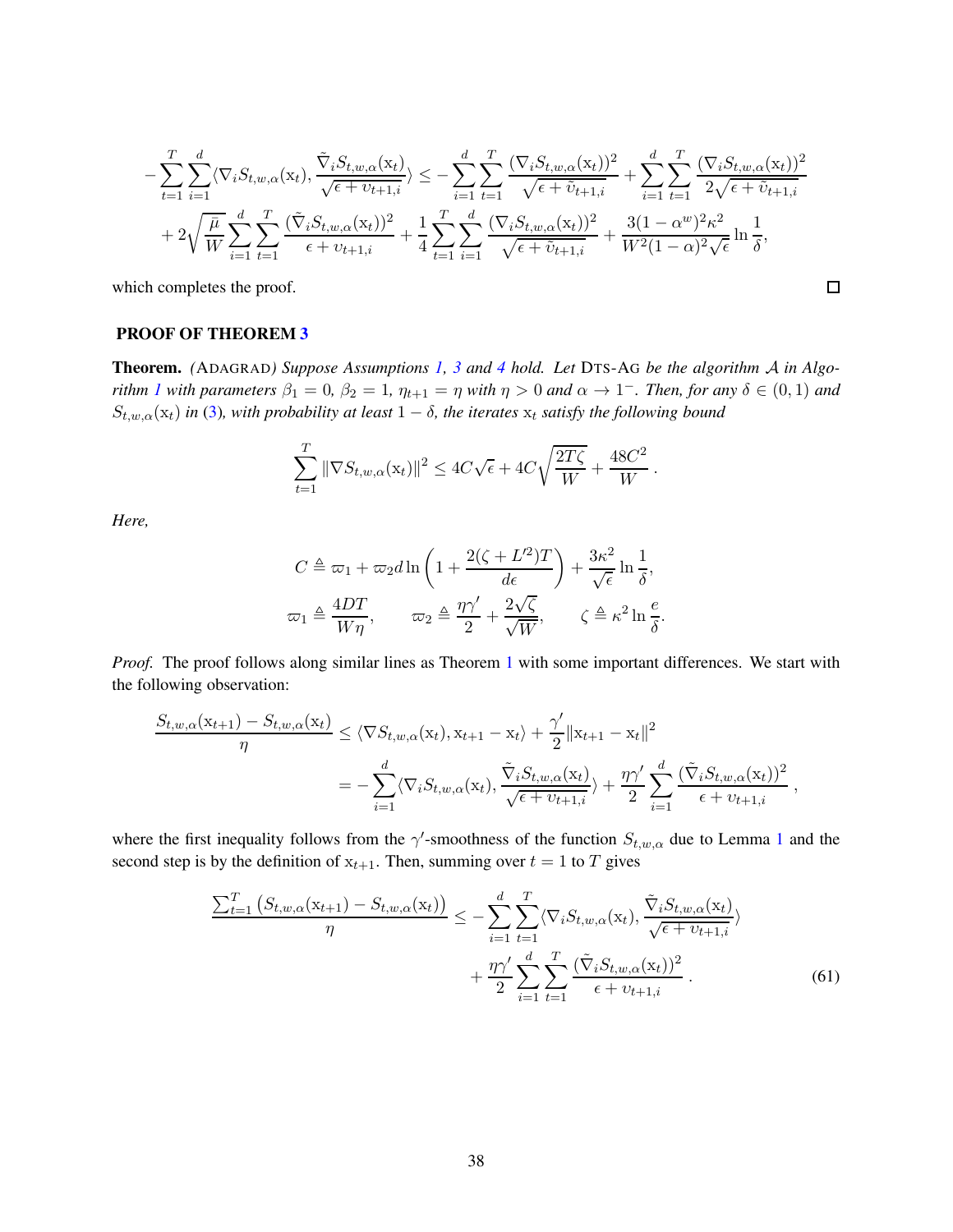$$
-\sum_{t=1}^{T}\sum_{i=1}^{d}\langle \nabla_i S_{t,w,\alpha}(\mathrm{x}_t), \frac{\tilde{\nabla}_i S_{t,w,\alpha}(\mathrm{x}_t)}{\sqrt{\epsilon+\upsilon_{t+1,i}}}\rangle \le -\sum_{i=1}^{d}\sum_{t=1}^{T}\frac{(\nabla_i S_{t,w,\alpha}(\mathrm{x}_t))^2}{\sqrt{\epsilon+\tilde{\upsilon}_{t+1,i}}} + \sum_{i=1}^{d}\sum_{t=1}^{T}\frac{(\nabla_i S_{t,w,\alpha}(\mathrm{x}_t))^2}{2\sqrt{\epsilon+\tilde{\upsilon}_{t+1,i}}}
$$

$$
+ 2\sqrt{\frac{\bar{\mu}}{W}}\sum_{i=1}^{d}\sum_{t=1}^{T}\frac{(\tilde{\nabla}_i S_{t,w,\alpha}(\mathrm{x}_t))^2}{\epsilon+\upsilon_{t+1,i}} + \frac{1}{4}\sum_{t=1}^{T}\sum_{i=1}^{d}\frac{(\nabla_i S_{t,w,\alpha}(\mathrm{x}_t))^2}{\sqrt{\epsilon+\tilde{\upsilon}_{t+1,i}}} + \frac{3(1-\alpha^w)^2\kappa^2}{W^2(1-\alpha)^2\sqrt{\epsilon}}\ln\frac{1}{\delta},
$$

which completes the proof. □

## PROOF OF THEOREM 3

**Theorem.** *(*ADAGRAD*) Suppose Assumptions 1, 3 and 4 hold. Let* DTS-AG *be the algorithm $\mathcal{A}$ in Algorithm 1 with parameters $\beta_1 = 0$, $\beta_2 = 1$, $\eta_{t+1} = \eta$ with $\eta > 0$ and $\alpha \to 1^-$. Then, for any $\delta \in (0,1)$ and $S_{t,w,\alpha}(\mathrm{x}_t)$ in (3), with probability at least $1-\delta$, the iterates $\mathrm{x}_t$ satisfy the following bound*

$$
\sum_{t=1}^{T}\|\nabla S_{t,w,\alpha}(\mathrm{x}_t)\|^2 \le 4C\sqrt{\epsilon} + 4C\sqrt{\frac{2T\zeta}{W}} + \frac{48C^2}{W}.
$$

*Here,*

$$
C \triangleq \varpi_1 + \varpi_2 d\ln\left(1+\frac{2(\zeta+L'^2)T}{d\epsilon}\right) + \frac{3\kappa^2}{\sqrt{\epsilon}}\ln\frac{1}{\delta},
$$

$$
\varpi_1 \triangleq \frac{4DT}{W\eta}, \qquad \varpi_2 \triangleq \frac{\eta\gamma'}{2} + \frac{2\sqrt{\zeta}}{\sqrt{W}}, \qquad \zeta \triangleq \kappa^2\ln\frac{e}{\delta}.
$$

*Proof.* The proof follows along similar lines as Theorem 1 with some important differences. We start with the following observation:

$$
\frac{S_{t,w,\alpha}(\mathrm{x}_{t+1}) - S_{t,w,\alpha}(\mathrm{x}_t)}{\eta} \le \langle \nabla S_{t,w,\alpha}(\mathrm{x}_t), \mathrm{x}_{t+1}-\mathrm{x}_t\rangle + \frac{\gamma'}{2}\|\mathrm{x}_{t+1}-\mathrm{x}_t\|^2
$$

$$
= -\sum_{i=1}^{d}\langle \nabla_i S_{t,w,\alpha}(\mathrm{x}_t), \frac{\tilde{\nabla}_i S_{t,w,\alpha}(\mathrm{x}_t)}{\sqrt{\epsilon+\upsilon_{t+1,i}}}\rangle + \frac{\eta\gamma'}{2}\sum_{i=1}^{d}\frac{(\tilde{\nabla}_i S_{t,w,\alpha}(\mathrm{x}_t))^2}{\epsilon+\upsilon_{t+1,i}},
$$

where the first inequality follows from the $\gamma'$-smoothness of the function $S_{t,w,\alpha}$ due to Lemma 1 and the second step is by the definition of $\mathrm{x}_{t+1}$. Then, summing over $t=1$ to $T$ gives

$$
\frac{\sum_{t=1}^{T}\left(S_{t,w,\alpha}(\mathrm{x}_{t+1}) - S_{t,w,\alpha}(\mathrm{x}_t)\right)}{\eta} \le -\sum_{i=1}^{d}\sum_{t=1}^{T}\langle \nabla_i S_{t,w,\alpha}(\mathrm{x}_t), \frac{\tilde{\nabla}_i S_{t,w,\alpha}(\mathrm{x}_t)}{\sqrt{\epsilon+\upsilon_{t+1,i}}}\rangle + \frac{\eta\gamma'}{2}\sum_{i=1}^{d}\sum_{t=1}^{T}\frac{(\tilde{\nabla}_i S_{t,w,\alpha}(\mathrm{x}_t))^2}{\epsilon+\upsilon_{t+1,i}}. \quad (61)
$$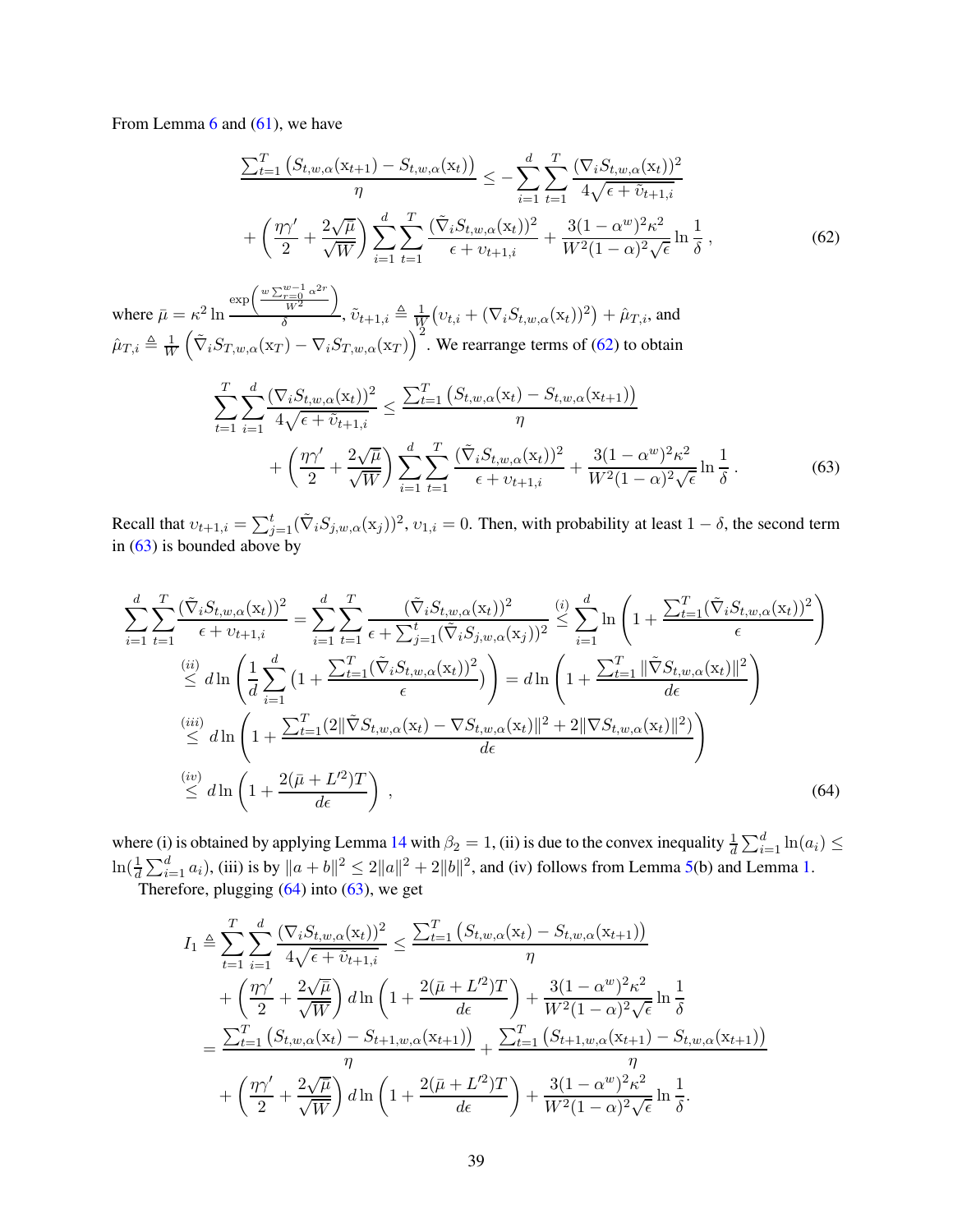From Lemma 6 and (61), we have

$$
\frac{\sum_{t=1}^{T}\left(S_{t,w,\alpha}(\mathrm{x}_{t+1}) - S_{t,w,\alpha}(\mathrm{x}_t)\right)}{\eta} \le -\sum_{i=1}^{d}\sum_{t=1}^{T}\frac{(\nabla_i S_{t,w,\alpha}(\mathrm{x}_t))^2}{4\sqrt{\epsilon+\tilde{\upsilon}_{t+1,i}}}
+ \left(\frac{\eta\gamma'}{2} + \frac{2\sqrt{\bar{\mu}}}{\sqrt{W}}\right)\sum_{i=1}^{d}\sum_{t=1}^{T}\frac{(\tilde{\nabla}_i S_{t,w,\alpha}(\mathrm{x}_t))^2}{\epsilon+\upsilon_{t+1,i}} + \frac{3(1-\alpha^w)^2\kappa^2}{W^2(1-\alpha)^2\sqrt{\epsilon}}\ln\frac{1}{\delta}\,, \tag{62}
$$

where $\bar{\mu} = \kappa^2 \ln \frac{\exp\left(\frac{w\sum_{r=0}^{w-1}\alpha^{2r}}{W^2}\right)}{\delta}$, $\tilde{\upsilon}_{t+1,i} \triangleq \frac{1}{W}\big(\upsilon_{t,i} + (\nabla_i S_{t,w,\alpha}(\mathrm{x}_t))^2\big) + \hat{\mu}_{T,i}$, and $\hat{\mu}_{T,i} \triangleq \frac{1}{W}\left(\tilde{\nabla}_i S_{T,w,\alpha}(\mathrm{x}_T) - \nabla_i S_{T,w,\alpha}(\mathrm{x}_T)\right)^2$. We rearrange terms of (62) to obtain

$$
\sum_{t=1}^{T}\sum_{i=1}^{d}\frac{(\nabla_i S_{t,w,\alpha}(\mathrm{x}_t))^2}{4\sqrt{\epsilon+\tilde{\upsilon}_{t+1,i}}} \le \frac{\sum_{t=1}^{T}\left(S_{t,w,\alpha}(\mathrm{x}_t) - S_{t,w,\alpha}(\mathrm{x}_{t+1})\right)}{\eta}
+ \left(\frac{\eta\gamma'}{2} + \frac{2\sqrt{\bar{\mu}}}{\sqrt{W}}\right)\sum_{i=1}^{d}\sum_{t=1}^{T}\frac{(\tilde{\nabla}_i S_{t,w,\alpha}(\mathrm{x}_t))^2}{\epsilon+\upsilon_{t+1,i}} + \frac{3(1-\alpha^w)^2\kappa^2}{W^2(1-\alpha)^2\sqrt{\epsilon}}\ln\frac{1}{\delta}\,. \tag{63}
$$

Recall that $\upsilon_{t+1,i} = \sum_{j=1}^{t}(\tilde{\nabla}_i S_{j,w,\alpha}(\mathrm{x}_j))^2$, $\upsilon_{1,i} = 0$. Then, with probability at least $1-\delta$, the second term in (63) is bounded above by

$$
\begin{aligned}
\sum_{i=1}^{d}\sum_{t=1}^{T}\frac{(\tilde{\nabla}_i S_{t,w,\alpha}(\mathrm{x}_t))^2}{\epsilon+\upsilon_{t+1,i}} &= \sum_{i=1}^{d}\sum_{t=1}^{T}\frac{(\tilde{\nabla}_i S_{t,w,\alpha}(\mathrm{x}_t))^2}{\epsilon+\sum_{j=1}^{t}(\tilde{\nabla}_i S_{j,w,\alpha}(\mathrm{x}_j))^2} \overset{(i)}{\le} \sum_{i=1}^{d}\ln\left(1+\frac{\sum_{t=1}^{T}(\tilde{\nabla}_i S_{t,w,\alpha}(\mathrm{x}_t))^2}{\epsilon}\right) \\
&\overset{(ii)}{\le} d\ln\left(\frac{1}{d}\sum_{i=1}^{d}\left(1+\frac{\sum_{t=1}^{T}(\tilde{\nabla}_i S_{t,w,\alpha}(\mathrm{x}_t))^2}{\epsilon}\right)\right) = d\ln\left(1+\frac{\sum_{t=1}^{T}\|\tilde{\nabla} S_{t,w,\alpha}(\mathrm{x}_t)\|^2}{d\epsilon}\right) \\
&\overset{(iii)}{\le} d\ln\left(1+\frac{\sum_{t=1}^{T}(2\|\tilde{\nabla} S_{t,w,\alpha}(\mathrm{x}_t) - \nabla S_{t,w,\alpha}(\mathrm{x}_t)\|^2 + 2\|\nabla S_{t,w,\alpha}(\mathrm{x}_t)\|^2)}{d\epsilon}\right) \\
&\overset{(iv)}{\le} d\ln\left(1+\frac{2(\bar{\mu}+L'^2)T}{d\epsilon}\right)\,,
\end{aligned} \tag{64}
$$

where (i) is obtained by applying Lemma 14 with $\beta_2 = 1$, (ii) is due to the convex inequality $\frac{1}{d}\sum_{i=1}^{d}\ln(a_i) \le \ln(\frac{1}{d}\sum_{i=1}^{d}a_i)$, (iii) is by $\|a+b\|^2 \le 2\|a\|^2 + 2\|b\|^2$, and (iv) follows from Lemma 5(b) and Lemma 1.

Therefore, plugging (64) into (63), we get

$$
\begin{aligned}
I_1 \triangleq \sum_{t=1}^{T}\sum_{i=1}^{d}\frac{(\nabla_i S_{t,w,\alpha}(\mathrm{x}_t))^2}{4\sqrt{\epsilon+\tilde{\upsilon}_{t+1,i}}} &\le \frac{\sum_{t=1}^{T}\left(S_{t,w,\alpha}(\mathrm{x}_t) - S_{t,w,\alpha}(\mathrm{x}_{t+1})\right)}{\eta} \\
&\quad + \left(\frac{\eta\gamma'}{2} + \frac{2\sqrt{\bar{\mu}}}{\sqrt{W}}\right)d\ln\left(1+\frac{2(\bar{\mu}+L'^2)T}{d\epsilon}\right) + \frac{3(1-\alpha^w)^2\kappa^2}{W^2(1-\alpha)^2\sqrt{\epsilon}}\ln\frac{1}{\delta} \\
&= \frac{\sum_{t=1}^{T}\left(S_{t,w,\alpha}(\mathrm{x}_t) - S_{t+1,w,\alpha}(\mathrm{x}_{t+1})\right)}{\eta} + \frac{\sum_{t=1}^{T}\left(S_{t+1,w,\alpha}(\mathrm{x}_{t+1}) - S_{t,w,\alpha}(\mathrm{x}_{t+1})\right)}{\eta} \\
&\quad + \left(\frac{\eta\gamma'}{2} + \frac{2\sqrt{\bar{\mu}}}{\sqrt{W}}\right)d\ln\left(1+\frac{2(\bar{\mu}+L'^2)T}{d\epsilon}\right) + \frac{3(1-\alpha^w)^2\kappa^2}{W^2(1-\alpha)^2\sqrt{\epsilon}}\ln\frac{1}{\delta}.
\end{aligned}
$$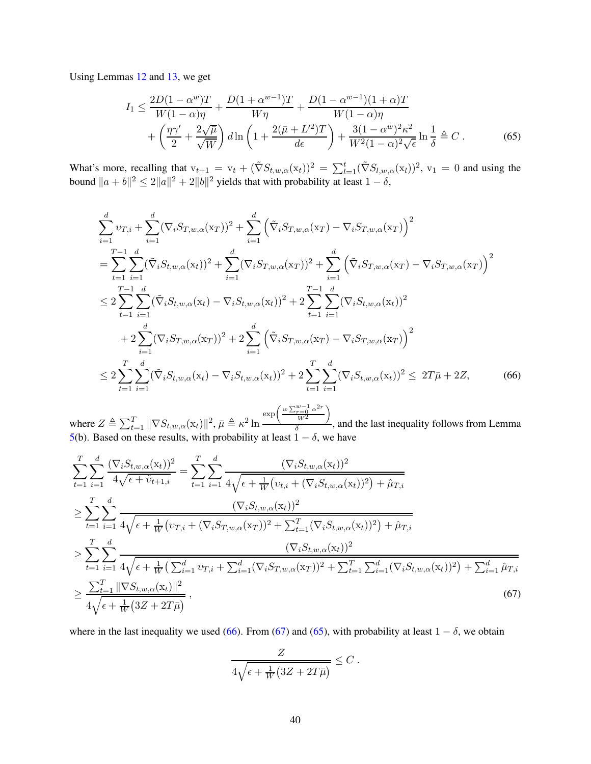Using Lemmas 12 and 13, we get

$$
\begin{aligned}
I_1 \leq \; & \frac{2D(1-\alpha^w)T}{W(1-\alpha)\eta} + \frac{D(1+\alpha^{w-1})T}{W\eta} + \frac{D(1-\alpha^{w-1})(1+\alpha)T}{W(1-\alpha)\eta} \\
& + \left(\frac{\eta\gamma'}{2} + \frac{2\sqrt{\bar{\mu}}}{\sqrt{W}}\right) d \ln\left(1 + \frac{2(\bar{\mu}+L'^2)T}{d\epsilon}\right) + \frac{3(1-\alpha^w)^2\kappa^2}{W^2(1-\alpha)^2\sqrt{\epsilon}} \ln\frac{1}{\delta} \triangleq C \, .
\end{aligned} \tag{65}
$$

What's more, recalling that $\mathrm{v}_{t+1} = \mathrm{v}_t + (\tilde{\nabla} S_{t,w,\alpha}(\mathrm{x}_t))^2 = \sum_{l=1}^{t} (\tilde{\nabla} S_{l,w,\alpha}(\mathrm{x}_l))^2$, $\mathrm{v}_1 = 0$ and using the bound $\|a+b\|^2 \leq 2\|a\|^2 + 2\|b\|^2$ yields that with probability at least $1-\delta$,

$$
\begin{aligned}
& \sum_{i=1}^{d} \upsilon_{T,i} + \sum_{i=1}^{d} (\nabla_i S_{T,w,\alpha}(\mathrm{x}_T))^2 + \sum_{i=1}^{d} \left(\tilde{\nabla}_i S_{T,w,\alpha}(\mathrm{x}_T) - \nabla_i S_{T,w,\alpha}(\mathrm{x}_T)\right)^2 \\
&= \sum_{t=1}^{T-1}\sum_{i=1}^{d} (\tilde{\nabla}_i S_{t,w,\alpha}(\mathrm{x}_t))^2 + \sum_{i=1}^{d} (\nabla_i S_{T,w,\alpha}(\mathrm{x}_T))^2 + \sum_{i=1}^{d} \left(\tilde{\nabla}_i S_{T,w,\alpha}(\mathrm{x}_T) - \nabla_i S_{T,w,\alpha}(\mathrm{x}_T)\right)^2 \\
&\leq 2\sum_{t=1}^{T-1}\sum_{i=1}^{d} (\tilde{\nabla}_i S_{t,w,\alpha}(\mathrm{x}_t) - \nabla_i S_{t,w,\alpha}(\mathrm{x}_t))^2 + 2\sum_{t=1}^{T-1}\sum_{i=1}^{d} (\nabla_i S_{t,w,\alpha}(\mathrm{x}_t))^2 \\
&\quad + 2\sum_{i=1}^{d} (\nabla_i S_{T,w,\alpha}(\mathrm{x}_T))^2 + 2\sum_{i=1}^{d} \left(\tilde{\nabla}_i S_{T,w,\alpha}(\mathrm{x}_T) - \nabla_i S_{T,w,\alpha}(\mathrm{x}_T)\right)^2 \\
&\leq 2\sum_{t=1}^{T}\sum_{i=1}^{d} (\tilde{\nabla}_i S_{t,w,\alpha}(\mathrm{x}_t) - \nabla_i S_{t,w,\alpha}(\mathrm{x}_t))^2 + 2\sum_{t=1}^{T}\sum_{i=1}^{d} (\nabla_i S_{t,w,\alpha}(\mathrm{x}_t))^2 \leq \; 2T\bar{\mu} + 2Z,
\end{aligned} \tag{66}
$$

where $Z \triangleq \sum_{t=1}^{T} \|\nabla S_{t,w,\alpha}(\mathrm{x}_t)\|^2$, $\bar{\mu} \triangleq \kappa^2 \ln \frac{\exp\left(\frac{w\sum_{r=0}^{w-1}\alpha^{2r}}{W^2}\right)}{\delta}$, and the last inequality follows from Lemma 5(b). Based on these results, with probability at least $1-\delta$, we have

$$
\begin{aligned}
& \sum_{t=1}^{T}\sum_{i=1}^{d} \frac{(\nabla_i S_{t,w,\alpha}(\mathrm{x}_t))^2}{4\sqrt{\epsilon + \tilde{\upsilon}_{t+1,i}}} = \sum_{t=1}^{T}\sum_{i=1}^{d} \frac{(\nabla_i S_{t,w,\alpha}(\mathrm{x}_t))^2}{4\sqrt{\epsilon + \frac{1}{W}\left(\upsilon_{t,i} + (\nabla_i S_{t,w,\alpha}(\mathrm{x}_t))^2\right) + \hat{\mu}_{T,i}}} \\
&\geq \sum_{t=1}^{T}\sum_{i=1}^{d} \frac{(\nabla_i S_{t,w,\alpha}(\mathrm{x}_t))^2}{4\sqrt{\epsilon + \frac{1}{W}\left(\upsilon_{T,i} + (\nabla_i S_{T,w,\alpha}(\mathrm{x}_T))^2 + \sum_{t=1}^{T}(\nabla_i S_{t,w,\alpha}(\mathrm{x}_t))^2\right) + \hat{\mu}_{T,i}}} \\
&\geq \sum_{t=1}^{T}\sum_{i=1}^{d} \frac{(\nabla_i S_{t,w,\alpha}(\mathrm{x}_t))^2}{4\sqrt{\epsilon + \frac{1}{W}\left(\sum_{i=1}^{d}\upsilon_{T,i} + \sum_{i=1}^{d}(\nabla_i S_{T,w,\alpha}(\mathrm{x}_T))^2 + \sum_{t=1}^{T}\sum_{i=1}^{d}(\nabla_i S_{t,w,\alpha}(\mathrm{x}_t))^2\right) + \sum_{i=1}^{d}\hat{\mu}_{T,i}}} \\
&\geq \frac{\sum_{t=1}^{T}\|\nabla S_{t,w,\alpha}(\mathrm{x}_t)\|^2}{4\sqrt{\epsilon + \frac{1}{W}\left(3Z + 2T\bar{\mu}\right)}} \, ,
\end{aligned} \tag{67}
$$

where in the last inequality we used (66). From (67) and (65), with probability at least $1-\delta$, we obtain

$$
\frac{Z}{4\sqrt{\epsilon + \frac{1}{W}\left(3Z + 2T\bar{\mu}\right)}} \leq C \, .
$$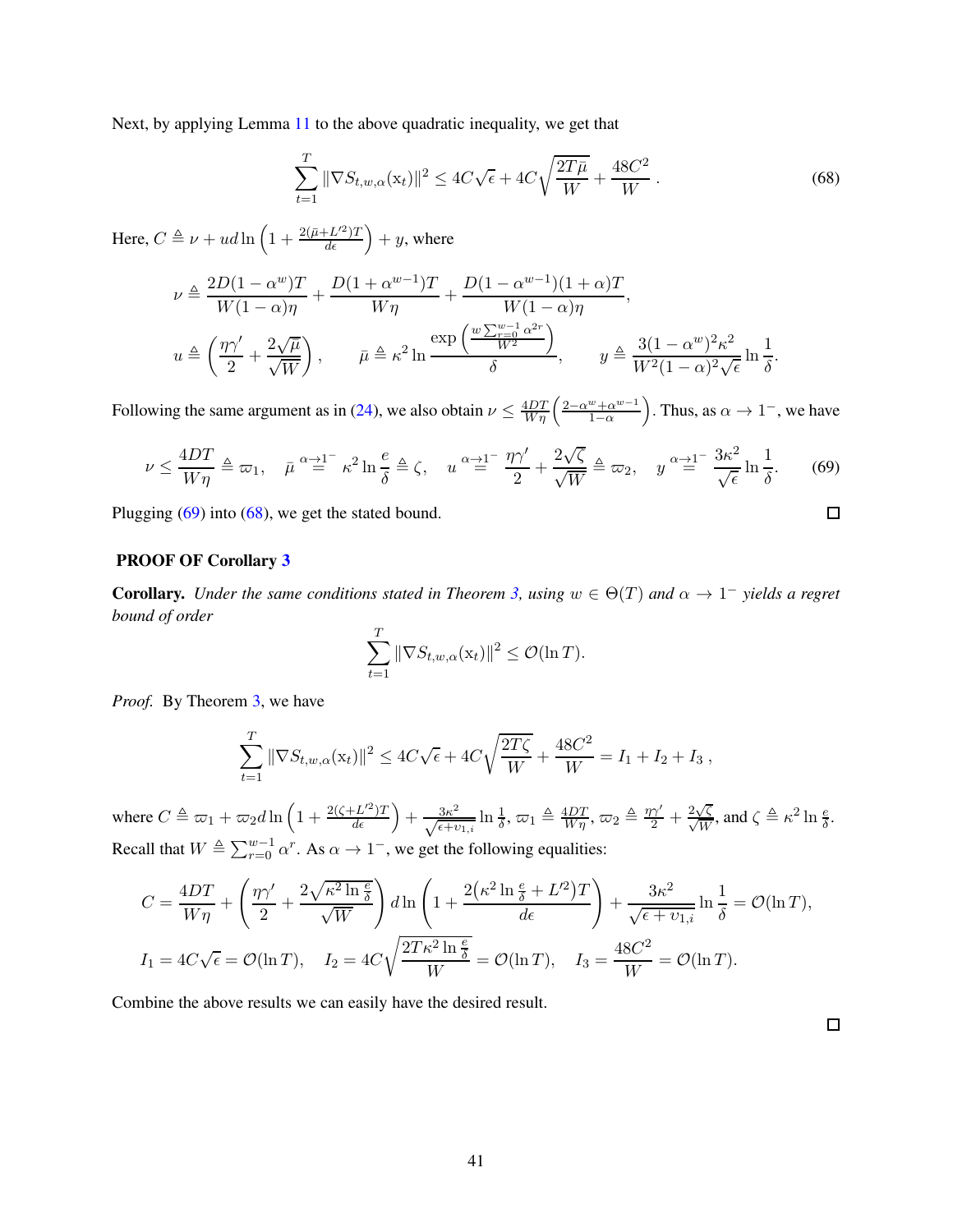Next, by applying Lemma 11 to the above quadratic inequality, we get that

$$\sum_{t=1}^{T} \|\nabla S_{t,w,\alpha}(\mathrm{x}_t)\|^2 \leq 4C\sqrt{\epsilon} + 4C\sqrt{\frac{2T\bar{\mu}}{W}} + \frac{48C^2}{W} \,. \tag{68}$$

Here, $C \triangleq \nu + ud\ln\left(1 + \frac{2(\bar{\mu}+L'^2)T}{d\epsilon}\right) + y$, where

$$\nu \triangleq \frac{2D(1-\alpha^w)T}{W(1-\alpha)\eta} + \frac{D(1+\alpha^{w-1})T}{W\eta} + \frac{D(1-\alpha^{w-1})(1+\alpha)T}{W(1-\alpha)\eta},$$

$$u \triangleq \left(\frac{\eta\gamma'}{2} + \frac{2\sqrt{\bar{\mu}}}{\sqrt{W}}\right), \qquad \bar{\mu} \triangleq \kappa^2 \ln\frac{\exp\left(\frac{w\sum_{r=0}^{w-1}\alpha^{2r}}{W^2}\right)}{\delta}, \qquad y \triangleq \frac{3(1-\alpha^w)^2\kappa^2}{W^2(1-\alpha)^2\sqrt{\epsilon}}\ln\frac{1}{\delta}.$$

Following the same argument as in (24), we also obtain $\nu \leq \frac{4DT}{W\eta}\left(\frac{2-\alpha^w+\alpha^{w-1}}{1-\alpha}\right)$. Thus, as $\alpha \to 1^-$, we have

$$\nu \leq \frac{4DT}{W\eta} \triangleq \varpi_1, \quad \bar{\mu} \overset{\alpha\to 1^-}{=} \kappa^2 \ln\frac{e}{\delta} \triangleq \zeta, \quad u \overset{\alpha\to 1^-}{=} \frac{\eta\gamma'}{2} + \frac{2\sqrt{\zeta}}{\sqrt{W}} \triangleq \varpi_2, \quad y \overset{\alpha\to 1^-}{=} \frac{3\kappa^2}{\sqrt{\epsilon}}\ln\frac{1}{\delta}. \tag{69}$$

Plugging (69) into (68), we get the stated bound. $\square$

## PROOF OF Corollary 3

**Corollary.** *Under the same conditions stated in Theorem 3, using $w \in \Theta(T)$ and $\alpha \to 1^-$ yields a regret bound of order*

$$\sum_{t=1}^{T} \|\nabla S_{t,w,\alpha}(\mathrm{x}_t)\|^2 \leq \mathcal{O}(\ln T).$$

*Proof.* By Theorem 3, we have

$$\sum_{t=1}^{T} \|\nabla S_{t,w,\alpha}(\mathrm{x}_t)\|^2 \leq 4C\sqrt{\epsilon} + 4C\sqrt{\frac{2T\zeta}{W}} + \frac{48C^2}{W} = I_1 + I_2 + I_3 \,,$$

where $C \triangleq \varpi_1 + \varpi_2 d\ln\left(1 + \frac{2(\zeta+L'^2)T}{d\epsilon}\right) + \frac{3\kappa^2}{\sqrt{\epsilon+\upsilon_{1,i}}}\ln\frac{1}{\delta}$, $\varpi_1 \triangleq \frac{4DT}{W\eta}$, $\varpi_2 \triangleq \frac{\eta\gamma'}{2} + \frac{2\sqrt{\zeta}}{\sqrt{W}}$, and $\zeta \triangleq \kappa^2\ln\frac{e}{\delta}$.
Recall that $W \triangleq \sum_{r=0}^{w-1}\alpha^r$. As $\alpha \to 1^-$, we get the following equalities:

$$C = \frac{4DT}{W\eta} + \left(\frac{\eta\gamma'}{2} + \frac{2\sqrt{\kappa^2\ln\frac{e}{\delta}}}{\sqrt{W}}\right)d\ln\left(1 + \frac{2\left(\kappa^2\ln\frac{e}{\delta} + L'^2\right)T}{d\epsilon}\right) + \frac{3\kappa^2}{\sqrt{\epsilon+\upsilon_{1,i}}}\ln\frac{1}{\delta} = \mathcal{O}(\ln T),$$

$$I_1 = 4C\sqrt{\epsilon} = \mathcal{O}(\ln T), \quad I_2 = 4C\sqrt{\frac{2T\kappa^2\ln\frac{e}{\delta}}{W}} = \mathcal{O}(\ln T), \quad I_3 = \frac{48C^2}{W} = \mathcal{O}(\ln T).$$

Combine the above results we can easily have the desired result. $\square$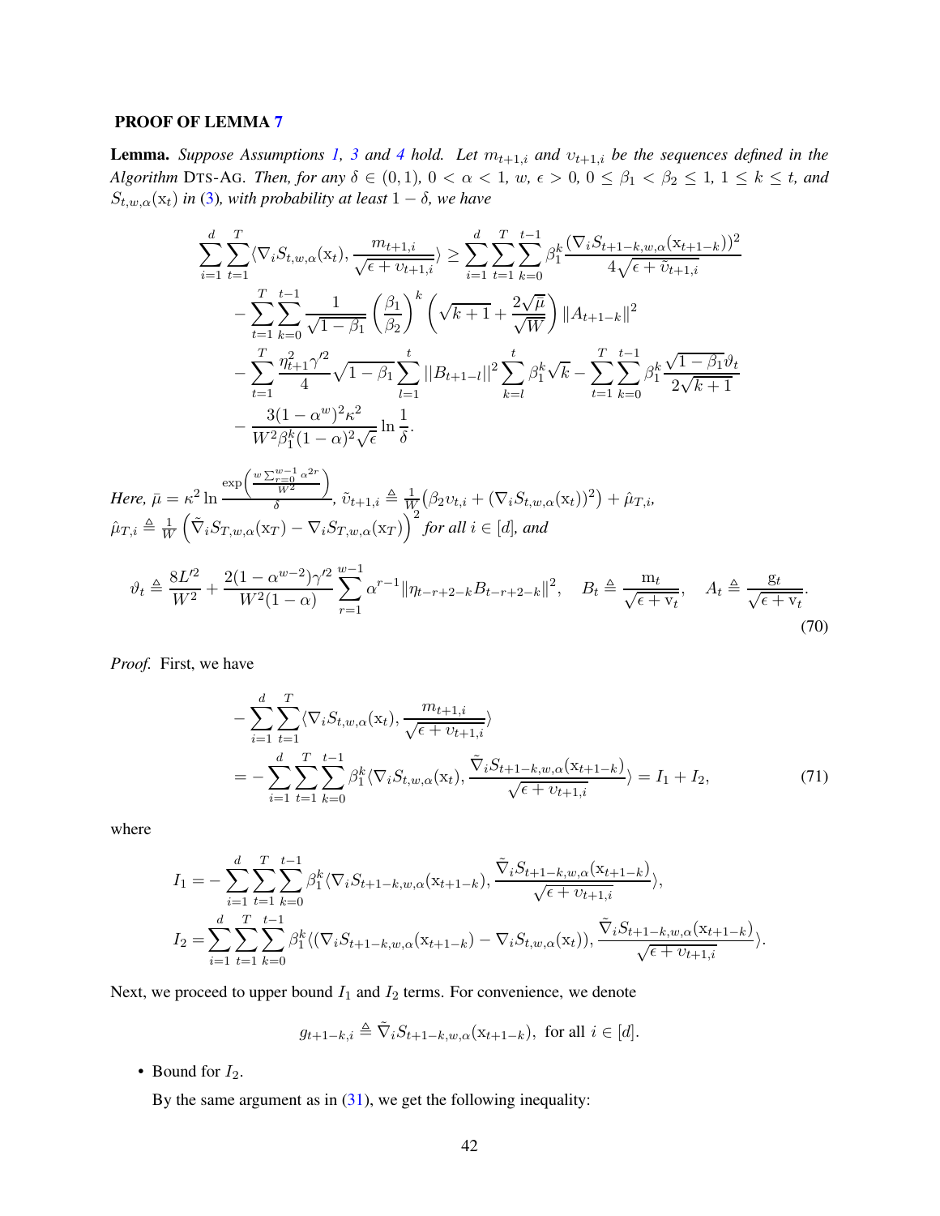### PROOF OF LEMMA 7

**Lemma.** *Suppose Assumptions 1, 3 and 4 hold. Let $m_{t+1,i}$ and $\upsilon_{t+1,i}$ be the sequences defined in the Algorithm* DTS-AG. *Then, for any $\delta \in (0,1)$, $0 < \alpha < 1$, $w$, $\epsilon > 0$, $0 \le \beta_1 < \beta_2 \le 1$, $1 \le k \le t$, and $S_{t,w,\alpha}(\mathrm{x}_t)$ in (3), with probability at least $1-\delta$, we have*

$$
\begin{aligned}
\sum_{i=1}^{d}\sum_{t=1}^{T}\langle \nabla_i S_{t,w,\alpha}(\mathrm{x}_t), \frac{m_{t+1,i}}{\sqrt{\epsilon+\upsilon_{t+1,i}}}\rangle \ge & \sum_{i=1}^{d}\sum_{t=1}^{T}\sum_{k=0}^{t-1}\beta_1^k \frac{(\nabla_i S_{t+1-k,w,\alpha}(\mathrm{x}_{t+1-k}))^2}{4\sqrt{\epsilon+\tilde{\upsilon}_{t+1,i}}} \\
& - \sum_{t=1}^{T}\sum_{k=0}^{t-1}\frac{1}{\sqrt{1-\beta_1}}\left(\frac{\beta_1}{\beta_2}\right)^k\left(\sqrt{k+1}+\frac{2\sqrt{\bar{\mu}}}{\sqrt{W}}\right)\|A_{t+1-k}\|^2 \\
& - \sum_{t=1}^{T}\frac{\eta_{t+1}^2\gamma'^2}{4}\sqrt{1-\beta_1}\sum_{l=1}^{t}||B_{t+1-l}||^2\sum_{k=l}^{t}\beta_1^k\sqrt{k} - \sum_{t=1}^{T}\sum_{k=0}^{t-1}\beta_1^k\frac{\sqrt{1-\beta_1}\vartheta_t}{2\sqrt{k+1}} \\
& - \frac{3(1-\alpha^w)^2\kappa^2}{W^2\beta_1^k(1-\alpha)^2\sqrt{\epsilon}}\ln\frac{1}{\delta}.
\end{aligned}
$$

*Here, $\bar{\mu} = \kappa^2 \ln \frac{\exp\left(\frac{w\sum_{r=0}^{w-1}\alpha^{2r}}{W^2}\right)}{\delta}$, $\tilde{\upsilon}_{t+1,i} \triangleq \frac{1}{W}\big(\beta_2\upsilon_{t,i} + (\nabla_i S_{t,w,\alpha}(\mathrm{x}_t))^2\big) + \hat{\mu}_{T,i}$, $\hat{\mu}_{T,i} \triangleq \frac{1}{W}\left(\tilde{\nabla}_i S_{T,w,\alpha}(\mathrm{x}_T) - \nabla_i S_{T,w,\alpha}(\mathrm{x}_T)\right)^2$ for all $i \in [d]$, and*

$$
\vartheta_t \triangleq \frac{8L'^2}{W^2} + \frac{2(1-\alpha^{w-2})\gamma'^2}{W^2(1-\alpha)}\sum_{r=1}^{w-1}\alpha^{r-1}\|\eta_{t-r+2-k}B_{t-r+2-k}\|^2, \quad B_t \triangleq \frac{\mathrm{m}_t}{\sqrt{\epsilon+\mathrm{v}_t}}, \quad A_t \triangleq \frac{\mathrm{g}_t}{\sqrt{\epsilon+\mathrm{v}_t}}. \tag{70}
$$

*Proof.* First, we have

$$
\begin{aligned}
& -\sum_{i=1}^{d}\sum_{t=1}^{T}\langle \nabla_i S_{t,w,\alpha}(\mathrm{x}_t), \frac{m_{t+1,i}}{\sqrt{\epsilon+\upsilon_{t+1,i}}}\rangle \\
& = -\sum_{i=1}^{d}\sum_{t=1}^{T}\sum_{k=0}^{t-1}\beta_1^k\langle \nabla_i S_{t,w,\alpha}(\mathrm{x}_t), \frac{\tilde{\nabla}_i S_{t+1-k,w,\alpha}(\mathrm{x}_{t+1-k})}{\sqrt{\epsilon+\upsilon_{t+1,i}}}\rangle = I_1 + I_2,
\end{aligned} \tag{71}
$$

where

$$
\begin{aligned}
I_1 &= -\sum_{i=1}^{d}\sum_{t=1}^{T}\sum_{k=0}^{t-1}\beta_1^k\langle \nabla_i S_{t+1-k,w,\alpha}(\mathrm{x}_{t+1-k}), \frac{\tilde{\nabla}_i S_{t+1-k,w,\alpha}(\mathrm{x}_{t+1-k})}{\sqrt{\epsilon+\upsilon_{t+1,i}}}\rangle, \\
I_2 &= \sum_{i=1}^{d}\sum_{t=1}^{T}\sum_{k=0}^{t-1}\beta_1^k\langle (\nabla_i S_{t+1-k,w,\alpha}(\mathrm{x}_{t+1-k}) - \nabla_i S_{t,w,\alpha}(\mathrm{x}_t)), \frac{\tilde{\nabla}_i S_{t+1-k,w,\alpha}(\mathrm{x}_{t+1-k})}{\sqrt{\epsilon+\upsilon_{t+1,i}}}\rangle.
\end{aligned}
$$

Next, we proceed to upper bound $I_1$ and $I_2$ terms. For convenience, we denote

$$
g_{t+1-k,i} \triangleq \tilde{\nabla}_i S_{t+1-k,w,\alpha}(\mathrm{x}_{t+1-k}), \text{ for all } i \in [d].
$$

- Bound for $I_2$.

  By the same argument as in (31), we get the following inequality: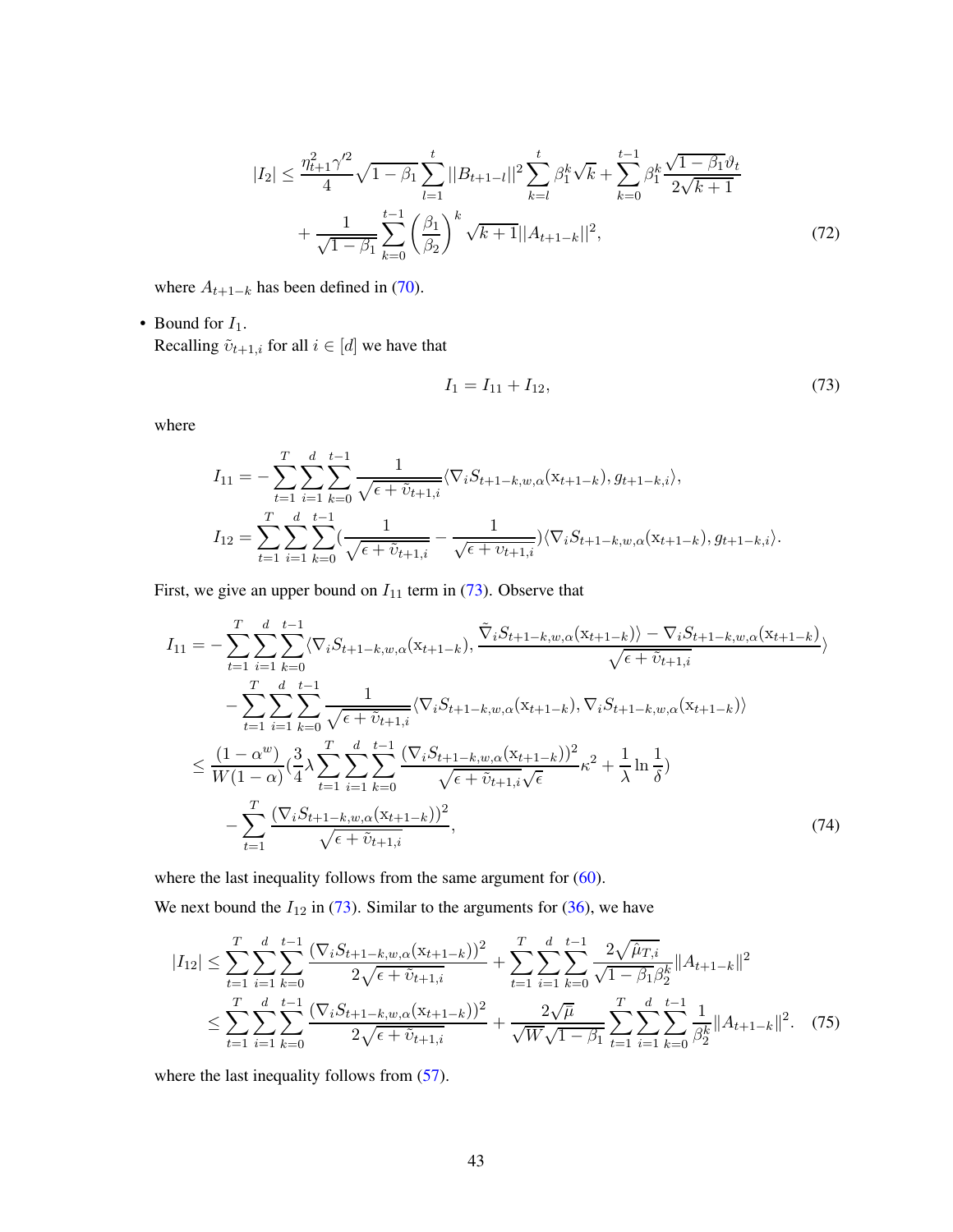$$
|I_2| \leq \frac{\eta_{t+1}^2 \gamma'^2}{4} \sqrt{1-\beta_1} \sum_{l=1}^{t} ||B_{t+1-l}||^2 \sum_{k=l}^{t} \beta_1^k \sqrt{k} + \sum_{k=0}^{t-1} \beta_1^k \frac{\sqrt{1-\beta_1} \vartheta_t}{2\sqrt{k+1}}
$$

$$
+ \frac{1}{\sqrt{1-\beta_1}} \sum_{k=0}^{t-1} \left(\frac{\beta_1}{\beta_2}\right)^k \sqrt{k+1} ||A_{t+1-k}||^2, \tag{72}
$$

where $A_{t+1-k}$ has been defined in (70).

- Bound for $I_1$.
  Recalling $\tilde{\upsilon}_{t+1,i}$ for all $i \in [d]$ we have that

$$
I_1 = I_{11} + I_{12}, \tag{73}
$$

where

$$
I_{11} = -\sum_{t=1}^{T} \sum_{i=1}^{d} \sum_{k=0}^{t-1} \frac{1}{\sqrt{\epsilon + \tilde{\upsilon}_{t+1,i}}} \langle \nabla_i S_{t+1-k,w,\alpha}(\mathrm{x}_{t+1-k}), g_{t+1-k,i} \rangle,
$$

$$
I_{12} = \sum_{t=1}^{T} \sum_{i=1}^{d} \sum_{k=0}^{t-1} \left(\frac{1}{\sqrt{\epsilon + \tilde{\upsilon}_{t+1,i}}} - \frac{1}{\sqrt{\epsilon + \upsilon_{t+1,i}}}\right) \langle \nabla_i S_{t+1-k,w,\alpha}(\mathrm{x}_{t+1-k}), g_{t+1-k,i} \rangle.
$$

First, we give an upper bound on $I_{11}$ term in (73). Observe that

$$
I_{11} = -\sum_{t=1}^{T} \sum_{i=1}^{d} \sum_{k=0}^{t-1} \langle \nabla_i S_{t+1-k,w,\alpha}(\mathrm{x}_{t+1-k}), \frac{\tilde{\nabla}_i S_{t+1-k,w,\alpha}(\mathrm{x}_{t+1-k})) - \nabla_i S_{t+1-k,w,\alpha}(\mathrm{x}_{t+1-k})}{\sqrt{\epsilon + \tilde{\upsilon}_{t+1,i}}} \rangle
$$

$$
- \sum_{t=1}^{T} \sum_{i=1}^{d} \sum_{k=0}^{t-1} \frac{1}{\sqrt{\epsilon + \tilde{\upsilon}_{t+1,i}}} \langle \nabla_i S_{t+1-k,w,\alpha}(\mathrm{x}_{t+1-k}), \nabla_i S_{t+1-k,w,\alpha}(\mathrm{x}_{t+1-k}) \rangle
$$

$$
\leq \frac{(1-\alpha^w)}{W(1-\alpha)} \left(\frac{3}{4} \lambda \sum_{t=1}^{T} \sum_{i=1}^{d} \sum_{k=0}^{t-1} \frac{(\nabla_i S_{t+1-k,w,\alpha}(\mathrm{x}_{t+1-k}))^2}{\sqrt{\epsilon + \tilde{\upsilon}_{t+1,i}} \sqrt{\epsilon}} \kappa^2 + \frac{1}{\lambda} \ln \frac{1}{\delta}\right)
$$

$$
- \sum_{t=1}^{T} \frac{(\nabla_i S_{t+1-k,w,\alpha}(\mathrm{x}_{t+1-k}))^2}{\sqrt{\epsilon + \tilde{\upsilon}_{t+1,i}}}, \tag{74}
$$

where the last inequality follows from the same argument for (60).

We next bound the $I_{12}$ in (73). Similar to the arguments for (36), we have

$$
|I_{12}| \leq \sum_{t=1}^{T} \sum_{i=1}^{d} \sum_{k=0}^{t-1} \frac{(\nabla_i S_{t+1-k,w,\alpha}(\mathrm{x}_{t+1-k}))^2}{2\sqrt{\epsilon + \tilde{\upsilon}_{t+1,i}}} + \sum_{t=1}^{T} \sum_{i=1}^{d} \sum_{k=0}^{t-1} \frac{2\sqrt{\hat{\mu}_{T,i}}}{\sqrt{1-\beta_1} \beta_2^k} \|A_{t+1-k}\|^2
$$

$$
\leq \sum_{t=1}^{T} \sum_{i=1}^{d} \sum_{k=0}^{t-1} \frac{(\nabla_i S_{t+1-k,w,\alpha}(\mathrm{x}_{t+1-k}))^2}{2\sqrt{\epsilon + \tilde{\upsilon}_{t+1,i}}} + \frac{2\sqrt{\hat{\mu}}}{\sqrt{W}\sqrt{1-\beta_1}} \sum_{t=1}^{T} \sum_{i=1}^{d} \sum_{k=0}^{t-1} \frac{1}{\beta_2^k} \|A_{t+1-k}\|^2. \tag{75}
$$

where the last inequality follows from (57).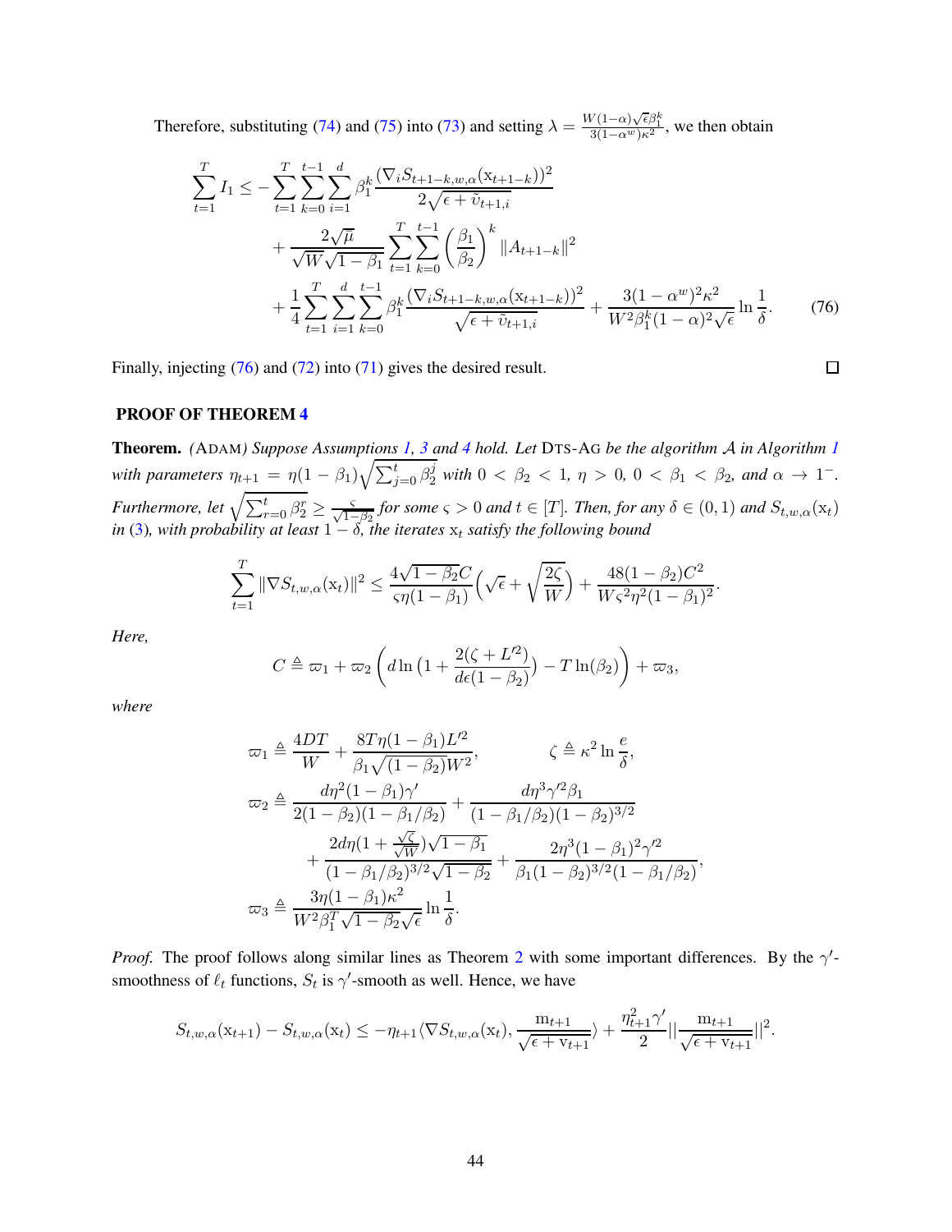Therefore, substituting (74) and (75) into (73) and setting $\lambda = \frac{W(1-\alpha)\sqrt{\epsilon}\beta_1^k}{3(1-\alpha^w)\kappa^2}$, we then obtain

$$
\begin{aligned}
\sum_{t=1}^{T} I_1 \leq & -\sum_{t=1}^{T}\sum_{k=0}^{t-1}\sum_{i=1}^{d} \beta_1^k \frac{(\nabla_i S_{t+1-k,w,\alpha}(\mathrm{x}_{t+1-k}))^2}{2\sqrt{\epsilon + \tilde{v}_{t+1,i}}} \\
& + \frac{2\sqrt{\bar{\mu}}}{\sqrt{W}\sqrt{1-\beta_1}} \sum_{t=1}^{T}\sum_{k=0}^{t-1} \left(\frac{\beta_1}{\beta_2}\right)^k \|A_{t+1-k}\|^2 \\
& + \frac{1}{4}\sum_{t=1}^{T}\sum_{i=1}^{d}\sum_{k=0}^{t-1} \beta_1^k \frac{(\nabla_i S_{t+1-k,w,\alpha}(\mathrm{x}_{t+1-k}))^2}{\sqrt{\epsilon + \tilde{v}_{t+1,i}}} + \frac{3(1-\alpha^w)^2\kappa^2}{W^2\beta_1^k(1-\alpha)^2\sqrt{\epsilon}} \ln\frac{1}{\delta}. \qquad (76)
\end{aligned}
$$

Finally, injecting (76) and (72) into (71) gives the desired result. $\square$

## PROOF OF THEOREM 4

**Theorem.** *(ADAM) Suppose Assumptions 1, 3 and 4 hold. Let DTS-AG be the algorithm $\mathcal{A}$ in Algorithm 1 with parameters $\eta_{t+1} = \eta(1-\beta_1)\sqrt{\sum_{j=0}^{t}\beta_2^j}$ with $0 < \beta_2 < 1$, $\eta > 0$, $0 < \beta_1 < \beta_2$, and $\alpha \to 1^-$. Furthermore, let $\sqrt{\sum_{r=0}^{t}\beta_2^r} \geq \frac{\varsigma}{\sqrt{1-\beta_2}}$ for some $\varsigma > 0$ and $t \in [T]$. Then, for any $\delta \in (0,1)$ and $S_{t,w,\alpha}(\mathrm{x}_t)$ in (3), with probability at least $1-\delta$, the iterates $\mathrm{x}_t$ satisfy the following bound*

$$
\sum_{t=1}^{T} \|\nabla S_{t,w,\alpha}(\mathrm{x}_t)\|^2 \leq \frac{4\sqrt{1-\beta_2}C}{\varsigma\eta(1-\beta_1)}\Big(\sqrt{\epsilon} + \sqrt{\frac{2\zeta}{W}}\Big) + \frac{48(1-\beta_2)C^2}{W\varsigma^2\eta^2(1-\beta_1)^2}.
$$

*Here,*

$$
C \triangleq \varpi_1 + \varpi_2\left(d\ln\big(1 + \frac{2(\zeta + L'^2)}{d\epsilon(1-\beta_2)}\big) - T\ln(\beta_2)\right) + \varpi_3,
$$

*where*

$$
\begin{aligned}
\varpi_1 &\triangleq \frac{4DT}{W} + \frac{8T\eta(1-\beta_1)L'^2}{\beta_1\sqrt{(1-\beta_2)}W^2}, \qquad\qquad \zeta \triangleq \kappa^2\ln\frac{e}{\delta}, \\
\varpi_2 &\triangleq \frac{d\eta^2(1-\beta_1)\gamma'}{2(1-\beta_2)(1-\beta_1/\beta_2)} + \frac{d\eta^3\gamma'^2\beta_1}{(1-\beta_1/\beta_2)(1-\beta_2)^{3/2}} \\
&\qquad + \frac{2d\eta(1+\frac{\sqrt{\zeta}}{\sqrt{W}})\sqrt{1-\beta_1}}{(1-\beta_1/\beta_2)^{3/2}\sqrt{1-\beta_2}} + \frac{2\eta^3(1-\beta_1)^2\gamma'^2}{\beta_1(1-\beta_2)^{3/2}(1-\beta_1/\beta_2)}, \\
\varpi_3 &\triangleq \frac{3\eta(1-\beta_1)\kappa^2}{W^2\beta_1^T\sqrt{1-\beta_2}\sqrt{\epsilon}}\ln\frac{1}{\delta}.
\end{aligned}
$$

*Proof.* The proof follows along similar lines as Theorem 2 with some important differences. By the $\gamma'$-smoothness of $\ell_t$ functions, $S_t$ is $\gamma'$-smooth as well. Hence, we have

$$
S_{t,w,\alpha}(\mathrm{x}_{t+1}) - S_{t,w,\alpha}(\mathrm{x}_t) \leq -\eta_{t+1}\langle \nabla S_{t,w,\alpha}(\mathrm{x}_t), \frac{\mathrm{m}_{t+1}}{\sqrt{\epsilon + \mathrm{v}_{t+1}}}\rangle + \frac{\eta_{t+1}^2\gamma'}{2}\|\frac{\mathrm{m}_{t+1}}{\sqrt{\epsilon + \mathrm{v}_{t+1}}}\|^2.
$$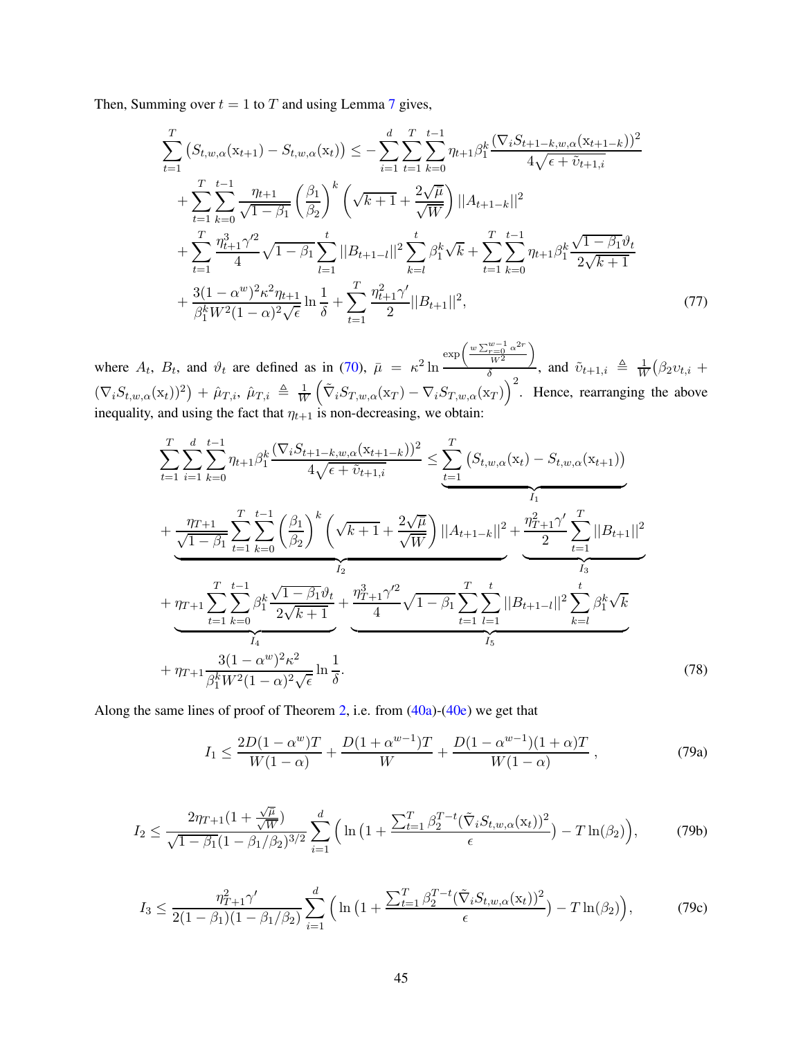Then, Summing over $t = 1$ to $T$ and using Lemma 7 gives,

$$
\begin{aligned}
\sum_{t=1}^{T} \big(S_{t,w,\alpha}(\mathrm{x}_{t+1}) - S_{t,w,\alpha}(\mathrm{x}_t)\big) \leq & -\sum_{i=1}^{d}\sum_{t=1}^{T}\sum_{k=0}^{t-1} \eta_{t+1}\beta_1^k \frac{(\nabla_i S_{t+1-k,w,\alpha}(\mathrm{x}_{t+1-k}))^2}{4\sqrt{\epsilon + \tilde{\upsilon}_{t+1,i}}} \\
& + \sum_{t=1}^{T}\sum_{k=0}^{t-1} \frac{\eta_{t+1}}{\sqrt{1-\beta_1}} \left(\frac{\beta_1}{\beta_2}\right)^k \left(\sqrt{k+1} + \frac{2\sqrt{\bar{\mu}}}{\sqrt{W}}\right) ||A_{t+1-k}||^2 \\
& + \sum_{t=1}^{T} \frac{\eta_{t+1}^3 \gamma'^2}{4} \sqrt{1-\beta_1} \sum_{l=1}^{t} ||B_{t+1-l}||^2 \sum_{k=l}^{t} \beta_1^k \sqrt{k} + \sum_{t=1}^{T}\sum_{k=0}^{t-1} \eta_{t+1}\beta_1^k \frac{\sqrt{1-\beta_1}\vartheta_t}{2\sqrt{k+1}} \\
& + \frac{3(1-\alpha^w)^2\kappa^2\eta_{t+1}}{\beta_1^k W^2 (1-\alpha)^2\sqrt{\epsilon}} \ln\frac{1}{\delta} + \sum_{t=1}^{T} \frac{\eta_{t+1}^2\gamma'}{2} ||B_{t+1}||^2,
\end{aligned} \tag{77}
$$

where $A_t$, $B_t$, and $\vartheta_t$ are defined as in (70), $\bar{\mu} = \kappa^2 \ln \frac{\exp\left(\frac{w\sum_{r=0}^{w-1}\alpha^{2r}}{W^2}\right)}{\delta}$, and $\tilde{\upsilon}_{t+1,i} \triangleq \frac{1}{W}\big(\beta_2 \upsilon_{t,i} + (\nabla_i S_{t,w,\alpha}(\mathrm{x}_t))^2\big) + \hat{\mu}_{T,i}$, $\hat{\mu}_{T,i} \triangleq \frac{1}{W}\left(\tilde{\nabla}_i S_{T,w,\alpha}(\mathrm{x}_T) - \nabla_i S_{T,w,\alpha}(\mathrm{x}_T)\right)^2$. Hence, rearranging the above inequality, and using the fact that $\eta_{t+1}$ is non-decreasing, we obtain:

$$
\begin{aligned}
\sum_{t=1}^{T}\sum_{i=1}^{d}\sum_{k=0}^{t-1} \eta_{t+1}\beta_1^k \frac{(\nabla_i S_{t+1-k,w,\alpha}(\mathrm{x}_{t+1-k}))^2}{4\sqrt{\epsilon + \tilde{\upsilon}_{t+1,i}}} \leq & \underbrace{\sum_{t=1}^{T} \big(S_{t,w,\alpha}(\mathrm{x}_t) - S_{t,w,\alpha}(\mathrm{x}_{t+1})\big)}_{I_1} \\
& + \underbrace{\frac{\eta_{T+1}}{\sqrt{1-\beta_1}} \sum_{t=1}^{T}\sum_{k=0}^{t-1} \left(\frac{\beta_1}{\beta_2}\right)^k \left(\sqrt{k+1} + \frac{2\sqrt{\bar{\mu}}}{\sqrt{W}}\right) ||A_{t+1-k}||^2}_{I_2} + \underbrace{\frac{\eta_{T+1}^2\gamma'}{2}\sum_{t=1}^{T} ||B_{t+1}||^2}_{I_3} \\
& + \underbrace{\eta_{T+1}\sum_{t=1}^{T}\sum_{k=0}^{t-1} \beta_1^k \frac{\sqrt{1-\beta_1}\vartheta_t}{2\sqrt{k+1}}}_{I_4} + \underbrace{\frac{\eta_{T+1}^3\gamma'^2}{4}\sqrt{1-\beta_1}\sum_{t=1}^{T}\sum_{l=1}^{t} ||B_{t+1-l}||^2 \sum_{k=l}^{t} \beta_1^k\sqrt{k}}_{I_5} \\
& + \eta_{T+1}\frac{3(1-\alpha^w)^2\kappa^2}{\beta_1^k W^2(1-\alpha)^2\sqrt{\epsilon}} \ln\frac{1}{\delta}.
\end{aligned} \tag{78}
$$

Along the same lines of proof of Theorem 2, i.e. from (40a)-(40e) we get that

$$
I_1 \leq \frac{2D(1-\alpha^w)T}{W(1-\alpha)} + \frac{D(1+\alpha^{w-1})T}{W} + \frac{D(1-\alpha^{w-1})(1+\alpha)T}{W(1-\alpha)}\,, \tag{79a}
$$

$$
I_2 \leq \frac{2\eta_{T+1}(1+\frac{\sqrt{\bar{\mu}}}{\sqrt{W}})}{\sqrt{1-\beta_1}(1-\beta_1/\beta_2)^{3/2}} \sum_{i=1}^{d} \Big( \ln\big(1 + \frac{\sum_{t=1}^{T}\beta_2^{T-t}(\tilde{\nabla}_i S_{t,w,\alpha}(\mathrm{x}_t))^2}{\epsilon}\big) - T\ln(\beta_2)\Big), \tag{79b}
$$

$$
I_3 \leq \frac{\eta_{T+1}^2\gamma'}{2(1-\beta_1)(1-\beta_1/\beta_2)} \sum_{i=1}^{d} \Big( \ln\big(1 + \frac{\sum_{t=1}^{T}\beta_2^{T-t}(\tilde{\nabla}_i S_{t,w,\alpha}(\mathrm{x}_t))^2}{\epsilon}\big) - T\ln(\beta_2)\Big), \tag{79c}
$$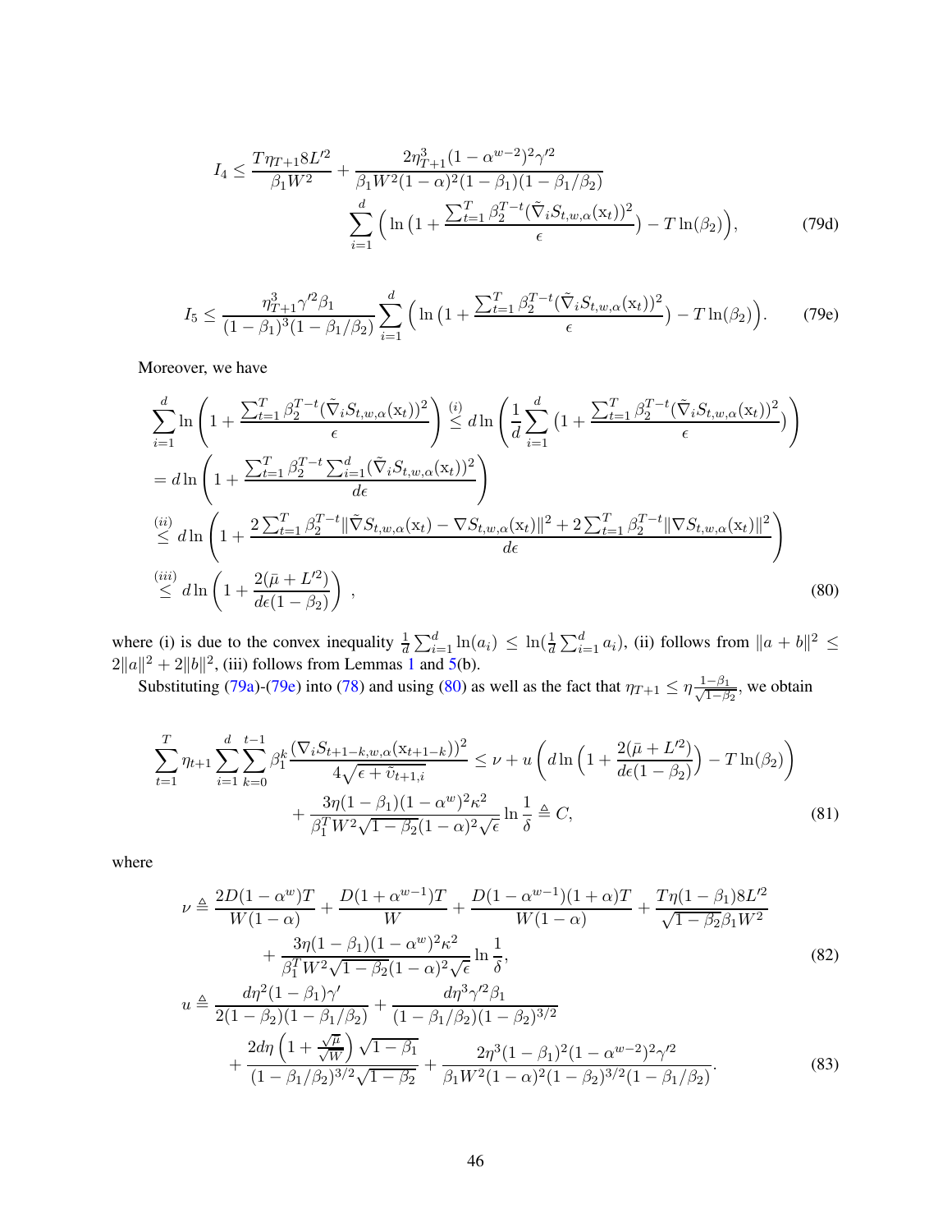$$
I_4 \leq \frac{T\eta_{T+1}8L'^2}{\beta_1 W^2} + \frac{2\eta_{T+1}^3(1-\alpha^{w-2})^2\gamma'^2}{\beta_1 W^2(1-\alpha)^2(1-\beta_1)(1-\beta_1/\beta_2)} \sum_{i=1}^{d}\Big(\ln\big(1+\frac{\sum_{t=1}^{T}\beta_2^{T-t}(\tilde{\nabla}_i S_{t,w,\alpha}(\mathrm{x}_t))^2}{\epsilon}\big) - T\ln(\beta_2)\Big), \tag{79d}
$$

$$
I_5 \leq \frac{\eta_{T+1}^3\gamma'^2\beta_1}{(1-\beta_1)^3(1-\beta_1/\beta_2)} \sum_{i=1}^{d}\Big(\ln\big(1+\frac{\sum_{t=1}^{T}\beta_2^{T-t}(\tilde{\nabla}_i S_{t,w,\alpha}(\mathrm{x}_t))^2}{\epsilon}\big) - T\ln(\beta_2)\Big). \tag{79e}
$$

Moreover, we have

$$
\begin{aligned}
&\sum_{i=1}^{d}\ln\left(1+\frac{\sum_{t=1}^{T}\beta_2^{T-t}(\tilde{\nabla}_i S_{t,w,\alpha}(\mathrm{x}_t))^2}{\epsilon}\right) \overset{(i)}{\leq} d\ln\left(\frac{1}{d}\sum_{i=1}^{d}\big(1+\frac{\sum_{t=1}^{T}\beta_2^{T-t}(\tilde{\nabla}_i S_{t,w,\alpha}(\mathrm{x}_t))^2}{\epsilon}\big)\right) \\
&= d\ln\left(1+\frac{\sum_{t=1}^{T}\beta_2^{T-t}\sum_{i=1}^{d}(\tilde{\nabla}_i S_{t,w,\alpha}(\mathrm{x}_t))^2}{d\epsilon}\right) \\
&\overset{(ii)}{\leq} d\ln\left(1+\frac{2\sum_{t=1}^{T}\beta_2^{T-t}\|\tilde{\nabla} S_{t,w,\alpha}(\mathrm{x}_t)-\nabla S_{t,w,\alpha}(\mathrm{x}_t)\|^2 + 2\sum_{t=1}^{T}\beta_2^{T-t}\|\nabla S_{t,w,\alpha}(\mathrm{x}_t)\|^2}{d\epsilon}\right) \\
&\overset{(iii)}{\leq} d\ln\left(1+\frac{2(\bar{\mu}+L'^2)}{d\epsilon(1-\beta_2)}\right) ,
\end{aligned} \tag{80}
$$

where (i) is due to the convex inequality $\frac{1}{d}\sum_{i=1}^{d}\ln(a_i) \leq \ln(\frac{1}{d}\sum_{i=1}^{d}a_i)$, (ii) follows from $\|a+b\|^2 \leq 2\|a\|^2 + 2\|b\|^2$, (iii) follows from Lemmas 1 and 5(b).

Substituting (79a)-(79e) into (78) and using (80) as well as the fact that $\eta_{T+1} \leq \eta\frac{1-\beta_1}{\sqrt{1-\beta_2}}$, we obtain

$$
\begin{aligned}
\sum_{t=1}^{T}\eta_{t+1}\sum_{i=1}^{d}\sum_{k=0}^{t-1}\beta_1^k\frac{(\nabla_i S_{t+1-k,w,\alpha}(\mathrm{x}_{t+1-k}))^2}{4\sqrt{\epsilon+\tilde{v}_{t+1,i}}} &\leq \nu + u\left(d\ln\Big(1+\frac{2(\bar{\mu}+L'^2)}{d\epsilon(1-\beta_2)}\Big) - T\ln(\beta_2)\right) \\
&\quad + \frac{3\eta(1-\beta_1)(1-\alpha^w)^2\kappa^2}{\beta_1^T W^2\sqrt{1-\beta_2}(1-\alpha)^2\sqrt{\epsilon}}\ln\frac{1}{\delta} \triangleq C,
\end{aligned} \tag{81}
$$

where

$$
\begin{aligned}
\nu &\triangleq \frac{2D(1-\alpha^w)T}{W(1-\alpha)} + \frac{D(1+\alpha^{w-1})T}{W} + \frac{D(1-\alpha^{w-1})(1+\alpha)T}{W(1-\alpha)} + \frac{T\eta(1-\beta_1)8L'^2}{\sqrt{1-\beta_2}\beta_1 W^2} \\
&\quad + \frac{3\eta(1-\beta_1)(1-\alpha^w)^2\kappa^2}{\beta_1^T W^2\sqrt{1-\beta_2}(1-\alpha)^2\sqrt{\epsilon}}\ln\frac{1}{\delta},
\end{aligned} \tag{82}
$$

$$
\begin{aligned}
u &\triangleq \frac{d\eta^2(1-\beta_1)\gamma'}{2(1-\beta_2)(1-\beta_1/\beta_2)} + \frac{d\eta^3\gamma'^2\beta_1}{(1-\beta_1/\beta_2)(1-\beta_2)^{3/2}} \\
&\quad + \frac{2d\eta\left(1+\frac{\sqrt{\bar{\mu}}}{\sqrt{W}}\right)\sqrt{1-\beta_1}}{(1-\beta_1/\beta_2)^{3/2}\sqrt{1-\beta_2}} + \frac{2\eta^3(1-\beta_1)^2(1-\alpha^{w-2})^2\gamma'^2}{\beta_1 W^2(1-\alpha)^2(1-\beta_2)^{3/2}(1-\beta_1/\beta_2)}.
\end{aligned} \tag{83}
$$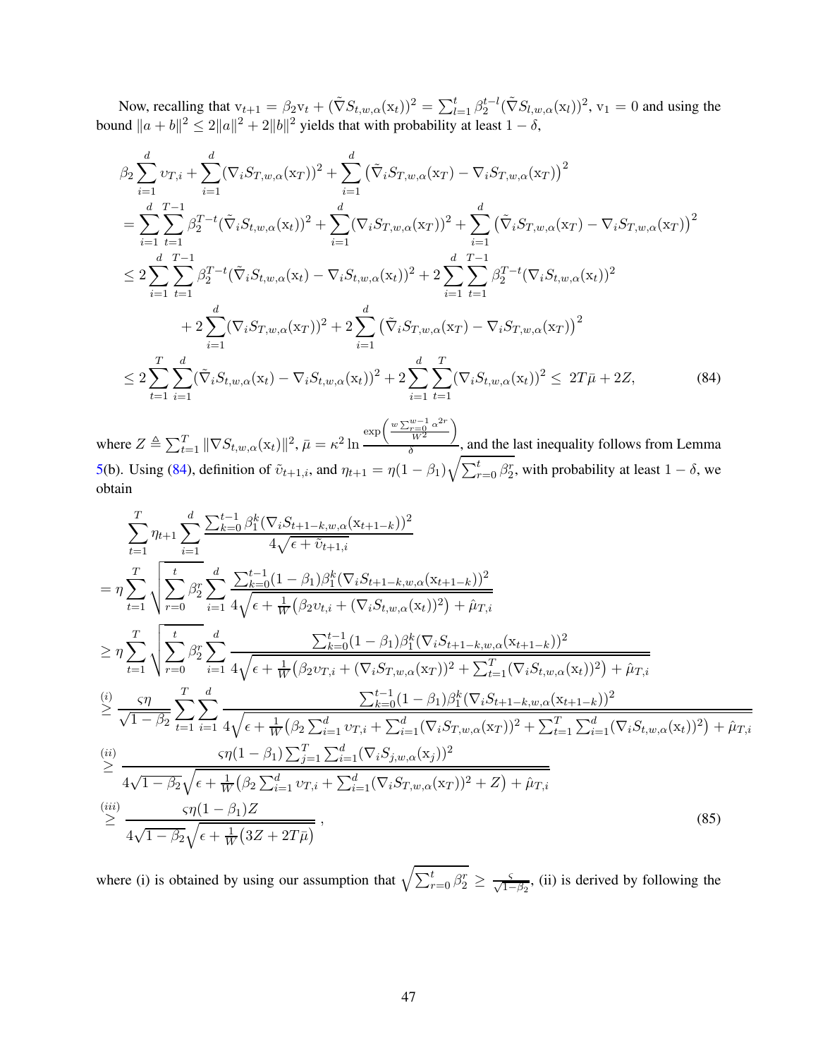Now, recalling that $\mathrm{v}_{t+1} = \beta_2 \mathrm{v}_t + (\tilde{\nabla} S_{t,w,\alpha}(\mathrm{x}_t))^2 = \sum_{l=1}^{t} \beta_2^{t-l} (\tilde{\nabla} S_{l,w,\alpha}(\mathrm{x}_l))^2$, $\mathrm{v}_1 = 0$ and using the bound $\|a+b\|^2 \leq 2\|a\|^2 + 2\|b\|^2$ yields that with probability at least $1-\delta$,

$$
\begin{aligned}
&\beta_2 \sum_{i=1}^{d} \upsilon_{T,i} + \sum_{i=1}^{d} (\nabla_i S_{T,w,\alpha}(\mathrm{x}_T))^2 + \sum_{i=1}^{d} \left(\tilde{\nabla}_i S_{T,w,\alpha}(\mathrm{x}_T) - \nabla_i S_{T,w,\alpha}(\mathrm{x}_T)\right)^2 \\
&= \sum_{i=1}^{d} \sum_{t=1}^{T-1} \beta_2^{T-t} (\tilde{\nabla}_i S_{t,w,\alpha}(\mathrm{x}_t))^2 + \sum_{i=1}^{d} (\nabla_i S_{T,w,\alpha}(\mathrm{x}_T))^2 + \sum_{i=1}^{d} \left(\tilde{\nabla}_i S_{T,w,\alpha}(\mathrm{x}_T) - \nabla_i S_{T,w,\alpha}(\mathrm{x}_T)\right)^2 \\
&\leq 2 \sum_{i=1}^{d} \sum_{t=1}^{T-1} \beta_2^{T-t} (\tilde{\nabla}_i S_{t,w,\alpha}(\mathrm{x}_t) - \nabla_i S_{t,w,\alpha}(\mathrm{x}_t))^2 + 2 \sum_{i=1}^{d} \sum_{t=1}^{T-1} \beta_2^{T-t} (\nabla_i S_{t,w,\alpha}(\mathrm{x}_t))^2 \\
&\qquad + 2 \sum_{i=1}^{d} (\nabla_i S_{T,w,\alpha}(\mathrm{x}_T))^2 + 2 \sum_{i=1}^{d} \left(\tilde{\nabla}_i S_{T,w,\alpha}(\mathrm{x}_T) - \nabla_i S_{T,w,\alpha}(\mathrm{x}_T)\right)^2 \\
&\leq 2 \sum_{t=1}^{T} \sum_{i=1}^{d} (\tilde{\nabla}_i S_{t,w,\alpha}(\mathrm{x}_t) - \nabla_i S_{t,w,\alpha}(\mathrm{x}_t))^2 + 2 \sum_{i=1}^{d} \sum_{t=1}^{T} (\nabla_i S_{t,w,\alpha}(\mathrm{x}_t))^2 \leq \; 2T\bar{\mu} + 2Z, \qquad (84)
\end{aligned}
$$

where $Z \triangleq \sum_{t=1}^{T} \|\nabla S_{t,w,\alpha}(\mathrm{x}_t)\|^2$, $\bar{\mu} = \kappa^2 \ln \frac{\exp\left(\frac{w \sum_{r=0}^{w-1} \alpha^{2r}}{W^2}\right)}{\delta}$, and the last inequality follows from Lemma 5(b). Using (84), definition of $\tilde{\upsilon}_{t+1,i}$, and $\eta_{t+1} = \eta(1-\beta_1)\sqrt{\sum_{r=0}^{t} \beta_2^r}$, with probability at least $1-\delta$, we obtain

$$
\begin{aligned}
&\sum_{t=1}^{T} \eta_{t+1} \sum_{i=1}^{d} \frac{\sum_{k=0}^{t-1} \beta_1^k (\nabla_i S_{t+1-k,w,\alpha}(\mathrm{x}_{t+1-k}))^2}{4\sqrt{\epsilon + \tilde{\upsilon}_{t+1,i}}} \\
&= \eta \sum_{t=1}^{T} \sqrt{\sum_{r=0}^{t} \beta_2^r} \sum_{i=1}^{d} \frac{\sum_{k=0}^{t-1} (1-\beta_1) \beta_1^k (\nabla_i S_{t+1-k,w,\alpha}(\mathrm{x}_{t+1-k}))^2}{4\sqrt{\epsilon + \frac{1}{W}\big(\beta_2 \upsilon_{t,i} + (\nabla_i S_{t,w,\alpha}(\mathrm{x}_t))^2\big) + \hat{\mu}_{T,i}}} \\
&\geq \eta \sum_{t=1}^{T} \sqrt{\sum_{r=0}^{t} \beta_2^r} \sum_{i=1}^{d} \frac{\sum_{k=0}^{t-1} (1-\beta_1) \beta_1^k (\nabla_i S_{t+1-k,w,\alpha}(\mathrm{x}_{t+1-k}))^2}{4\sqrt{\epsilon + \frac{1}{W}\big(\beta_2 \upsilon_{T,i} + (\nabla_i S_{T,w,\alpha}(\mathrm{x}_T))^2 + \sum_{t=1}^{T} (\nabla_i S_{t,w,\alpha}(\mathrm{x}_t))^2\big) + \hat{\mu}_{T,i}}} \\
&\overset{(i)}{\geq} \frac{\varsigma \eta}{\sqrt{1-\beta_2}} \sum_{t=1}^{T} \sum_{i=1}^{d} \frac{\sum_{k=0}^{t-1} (1-\beta_1) \beta_1^k (\nabla_i S_{t+1-k,w,\alpha}(\mathrm{x}_{t+1-k}))^2}{4\sqrt{\epsilon + \frac{1}{W}\big(\beta_2 \sum_{i=1}^{d} \upsilon_{T,i} + \sum_{i=1}^{d} (\nabla_i S_{T,w,\alpha}(\mathrm{x}_T))^2 + \sum_{t=1}^{T} \sum_{i=1}^{d} (\nabla_i S_{t,w,\alpha}(\mathrm{x}_t))^2\big) + \hat{\mu}_{T,i}}} \\
&\overset{(ii)}{\geq} \frac{\varsigma \eta (1-\beta_1) \sum_{j=1}^{T} \sum_{i=1}^{d} (\nabla_i S_{j,w,\alpha}(\mathrm{x}_j))^2}{4\sqrt{1-\beta_2} \sqrt{\epsilon + \frac{1}{W}\big(\beta_2 \sum_{i=1}^{d} \upsilon_{T,i} + \sum_{i=1}^{d} (\nabla_i S_{T,w,\alpha}(\mathrm{x}_T))^2 + Z\big) + \hat{\mu}_{T,i}}} \\
&\overset{(iii)}{\geq} \frac{\varsigma \eta (1-\beta_1) Z}{4\sqrt{1-\beta_2} \sqrt{\epsilon + \frac{1}{W}\big(3Z + 2T\bar{\mu}\big)}}\,, \qquad (85)
\end{aligned}
$$

where (i) is obtained by using our assumption that $\sqrt{\sum_{r=0}^{t} \beta_2^r} \geq \frac{\varsigma}{\sqrt{1-\beta_2}}$, (ii) is derived by following the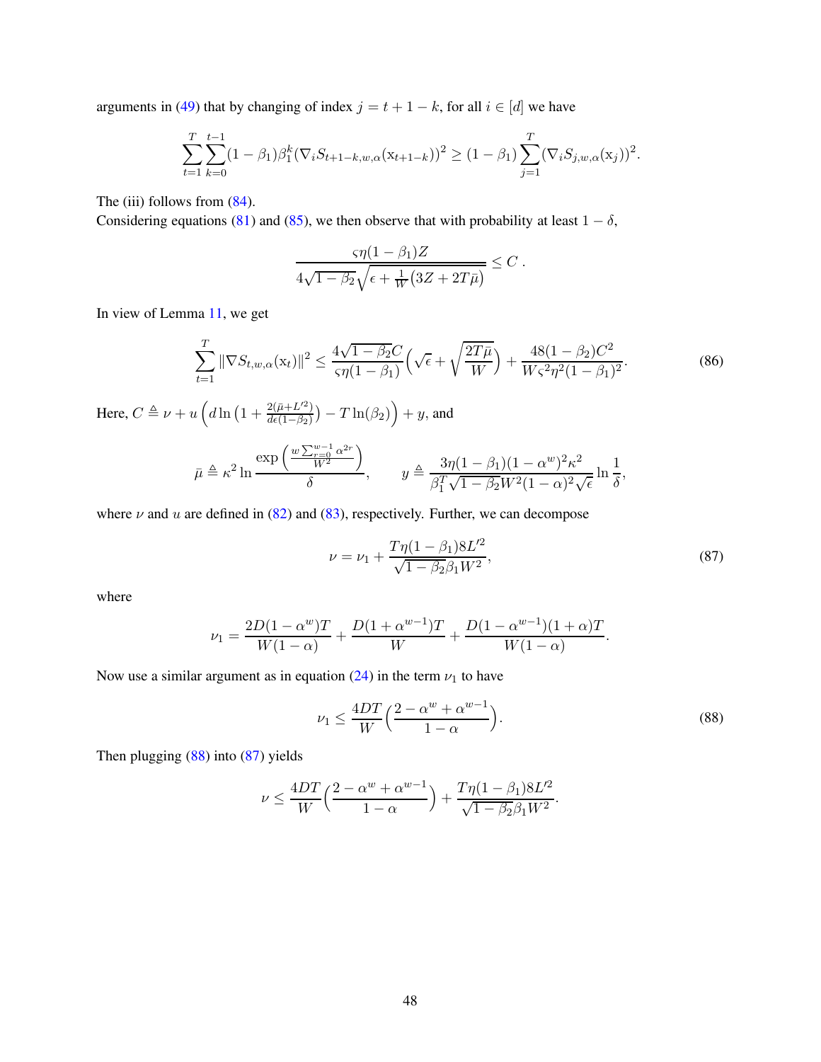arguments in (49) that by changing of index $j = t + 1 - k$, for all $i \in [d]$ we have

$$\sum_{t=1}^{T} \sum_{k=0}^{t-1} (1-\beta_1)\beta_1^k (\nabla_i S_{t+1-k,w,\alpha}(\mathrm{x}_{t+1-k}))^2 \geq (1-\beta_1) \sum_{j=1}^{T} (\nabla_i S_{j,w,\alpha}(\mathrm{x}_j))^2.$$

The (iii) follows from (84).

Considering equations (81) and (85), we then observe that with probability at least $1-\delta$,

$$\frac{\varsigma\eta(1-\beta_1)Z}{4\sqrt{1-\beta_2}\sqrt{\epsilon + \frac{1}{W}\big(3Z + 2T\bar{\mu}\big)}} \leq C\ .$$

In view of Lemma 11, we get

$$\sum_{t=1}^{T} \|\nabla S_{t,w,\alpha}(\mathrm{x}_t)\|^2 \leq \frac{4\sqrt{1-\beta_2}C}{\varsigma\eta(1-\beta_1)}\Big(\sqrt{\epsilon} + \sqrt{\frac{2T\bar{\mu}}{W}}\Big) + \frac{48(1-\beta_2)C^2}{W\varsigma^2\eta^2(1-\beta_1)^2}. \tag{86}$$

Here, $C \triangleq \nu + u\left(d\ln\left(1 + \frac{2(\bar{\mu}+L'^2)}{d\epsilon(1-\beta_2)}\right) - T\ln(\beta_2)\right) + y$, and

$$\bar{\mu} \triangleq \kappa^2 \ln \frac{\exp\left(\frac{w\sum_{r=0}^{w-1}\alpha^{2r}}{W^2}\right)}{\delta}, \qquad y \triangleq \frac{3\eta(1-\beta_1)(1-\alpha^w)^2\kappa^2}{\beta_1^T\sqrt{1-\beta_2}W^2(1-\alpha)^2\sqrt{\epsilon}}\ln\frac{1}{\delta},$$

where $\nu$ and $u$ are defined in (82) and (83), respectively. Further, we can decompose

$$\nu = \nu_1 + \frac{T\eta(1-\beta_1)8L'^2}{\sqrt{1-\beta_2}\beta_1 W^2}, \tag{87}$$

where

$$\nu_1 = \frac{2D(1-\alpha^w)T}{W(1-\alpha)} + \frac{D(1+\alpha^{w-1})T}{W} + \frac{D(1-\alpha^{w-1})(1+\alpha)T}{W(1-\alpha)}.$$

Now use a similar argument as in equation (24) in the term $\nu_1$ to have

$$\nu_1 \leq \frac{4DT}{W}\Big(\frac{2-\alpha^w+\alpha^{w-1}}{1-\alpha}\Big). \tag{88}$$

Then plugging (88) into (87) yields

$$\nu \leq \frac{4DT}{W}\Big(\frac{2-\alpha^w+\alpha^{w-1}}{1-\alpha}\Big) + \frac{T\eta(1-\beta_1)8L'^2}{\sqrt{1-\beta_2}\beta_1 W^2}.$$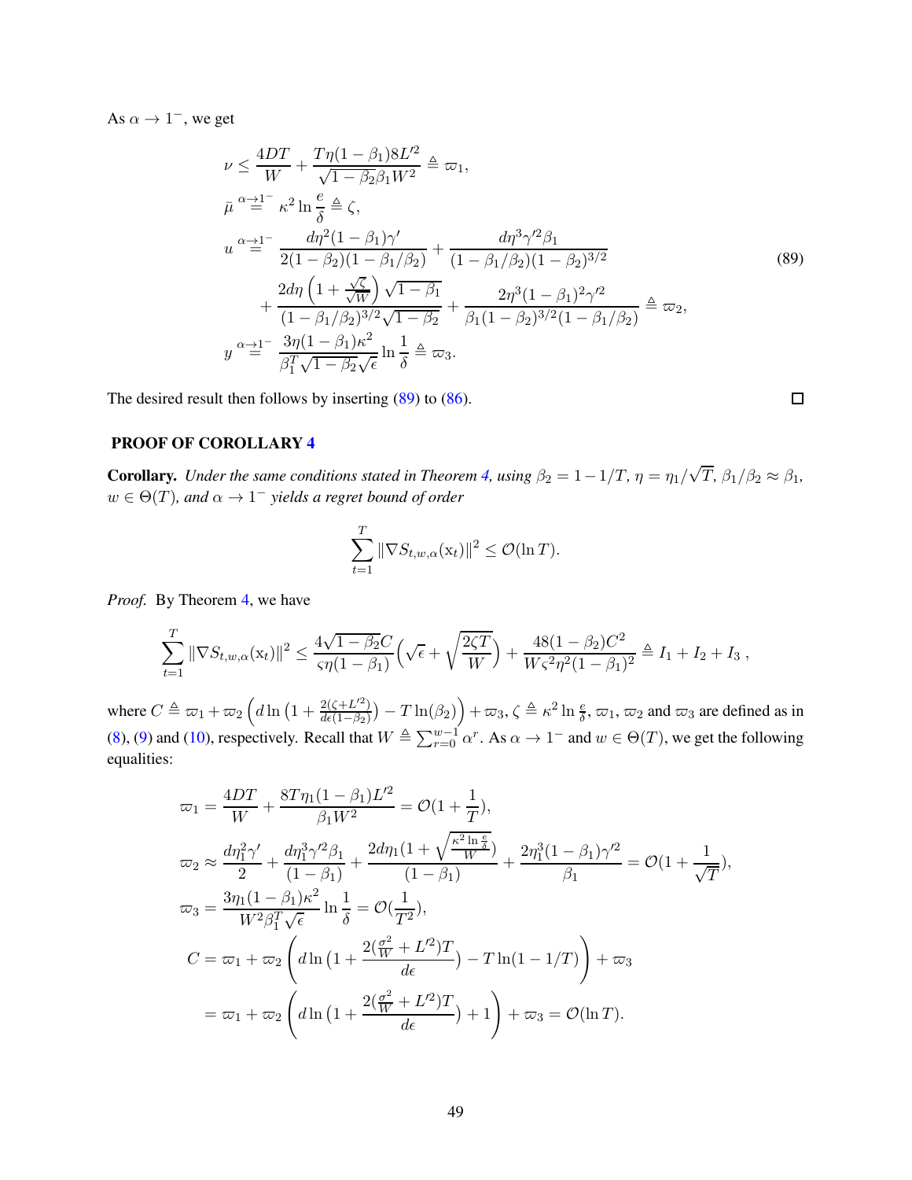As $\alpha \to 1^-$, we get

$$
\begin{aligned}
\nu &\leq \frac{4DT}{W} + \frac{T\eta(1-\beta_1)8L'^2}{\sqrt{1-\beta_2}\beta_1 W^2} \triangleq \varpi_1, \\
\bar{\mu} &\overset{\alpha\to 1^-}{=} \kappa^2 \ln\frac{e}{\delta} \triangleq \zeta, \\
u &\overset{\alpha\to 1^-}{=} \frac{d\eta^2(1-\beta_1)\gamma'}{2(1-\beta_2)(1-\beta_1/\beta_2)} + \frac{d\eta^3\gamma'^2\beta_1}{(1-\beta_1/\beta_2)(1-\beta_2)^{3/2}} \\
&\quad + \frac{2d\eta\left(1+\frac{\sqrt{\zeta}}{\sqrt{W}}\right)\sqrt{1-\beta_1}}{(1-\beta_1/\beta_2)^{3/2}\sqrt{1-\beta_2}} + \frac{2\eta^3(1-\beta_1)^2\gamma'^2}{\beta_1(1-\beta_2)^{3/2}(1-\beta_1/\beta_2)} \triangleq \varpi_2, \\
y &\overset{\alpha\to 1^-}{=} \frac{3\eta(1-\beta_1)\kappa^2}{\beta_1^T\sqrt{1-\beta_2}\sqrt{\epsilon}} \ln\frac{1}{\delta} \triangleq \varpi_3.
\end{aligned}
\tag{89}
$$

The desired result then follows by inserting (89) to (86). ∎

## PROOF OF COROLLARY 4

**Corollary.** *Under the same conditions stated in Theorem 4, using $\beta_2 = 1-1/T$, $\eta = \eta_1/\sqrt{T}$, $\beta_1/\beta_2 \approx \beta_1$, $w \in \Theta(T)$, and $\alpha \to 1^-$ yields a regret bound of order*

$$
\sum_{t=1}^{T} \|\nabla S_{t,w,\alpha}(\mathrm{x}_t)\|^2 \leq \mathcal{O}(\ln T).
$$

*Proof.* By Theorem 4, we have

$$
\sum_{t=1}^{T} \|\nabla S_{t,w,\alpha}(\mathrm{x}_t)\|^2 \leq \frac{4\sqrt{1-\beta_2}C}{\varsigma\eta(1-\beta_1)}\Big(\sqrt{\epsilon} + \sqrt{\frac{2\zeta T}{W}}\Big) + \frac{48(1-\beta_2)C^2}{W\varsigma^2\eta^2(1-\beta_1)^2} \triangleq I_1 + I_2 + I_3\,,
$$

where $C \triangleq \varpi_1 + \varpi_2\left(d\ln\big(1+\frac{2(\zeta+L'^2)}{d\epsilon(1-\beta_2)}\big) - T\ln(\beta_2)\right) + \varpi_3$, $\zeta \triangleq \kappa^2\ln\frac{e}{\delta}$, $\varpi_1$, $\varpi_2$ and $\varpi_3$ are defined as in (8), (9) and (10), respectively. Recall that $W \triangleq \sum_{r=0}^{w-1}\alpha^r$. As $\alpha \to 1^-$ and $w \in \Theta(T)$, we get the following equalities:

$$
\begin{aligned}
\varpi_1 &= \frac{4DT}{W} + \frac{8T\eta_1(1-\beta_1)L'^2}{\beta_1 W^2} = \mathcal{O}(1+\frac{1}{T}), \\
\varpi_2 &\approx \frac{d\eta_1^2\gamma'}{2} + \frac{d\eta_1^3\gamma'^2\beta_1}{(1-\beta_1)} + \frac{2d\eta_1(1+\sqrt{\frac{\kappa^2\ln\frac{e}{\delta}}{W}})}{(1-\beta_1)} + \frac{2\eta_1^3(1-\beta_1)\gamma'^2}{\beta_1} = \mathcal{O}(1+\frac{1}{\sqrt{T}}), \\
\varpi_3 &= \frac{3\eta_1(1-\beta_1)\kappa^2}{W^2\beta_1^T\sqrt{\epsilon}}\ln\frac{1}{\delta} = \mathcal{O}(\frac{1}{T^2}), \\
C &= \varpi_1 + \varpi_2\left(d\ln\big(1+\frac{2(\frac{\sigma^2}{W}+L'^2)T}{d\epsilon}\big) - T\ln(1-1/T)\right) + \varpi_3 \\
&= \varpi_1 + \varpi_2\left(d\ln\big(1+\frac{2(\frac{\sigma^2}{W}+L'^2)T}{d\epsilon}\big) + 1\right) + \varpi_3 = \mathcal{O}(\ln T).
\end{aligned}
$$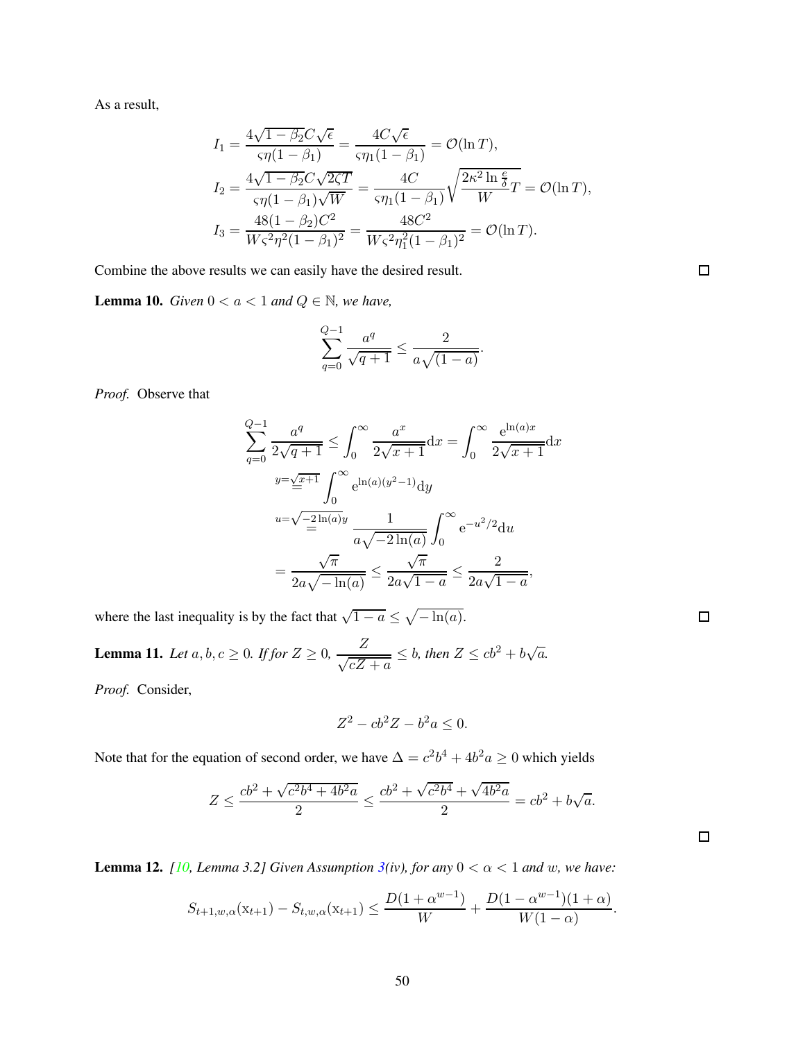As a result,

$$
\begin{aligned}
I_1 &= \frac{4\sqrt{1-\beta_2}C\sqrt{\epsilon}}{\varsigma\eta(1-\beta_1)} = \frac{4C\sqrt{\epsilon}}{\varsigma\eta_1(1-\beta_1)} = \mathcal{O}(\ln T), \\
I_2 &= \frac{4\sqrt{1-\beta_2}C\sqrt{2\zeta T}}{\varsigma\eta(1-\beta_1)\sqrt{W}} = \frac{4C}{\varsigma\eta_1(1-\beta_1)}\sqrt{\frac{2\kappa^2\ln\frac{e}{\delta}}{W}T} = \mathcal{O}(\ln T), \\
I_3 &= \frac{48(1-\beta_2)C^2}{W\varsigma^2\eta^2(1-\beta_1)^2} = \frac{48C^2}{W\varsigma^2\eta_1^2(1-\beta_1)^2} = \mathcal{O}(\ln T).
\end{aligned}
$$

Combine the above results we can easily have the desired result. □

**Lemma 10.** *Given $0 < a < 1$ and $Q \in \mathbb{N}$, we have,*

$$
\sum_{q=0}^{Q-1} \frac{a^q}{\sqrt{q+1}} \leq \frac{2}{a\sqrt{(1-a)}}.
$$

*Proof.* Observe that

$$
\begin{aligned}
\sum_{q=0}^{Q-1} \frac{a^q}{2\sqrt{q+1}} &\leq \int_0^\infty \frac{a^x}{2\sqrt{x+1}}\mathrm{d}x = \int_0^\infty \frac{\mathrm{e}^{\ln(a)x}}{2\sqrt{x+1}}\mathrm{d}x \\
&\overset{y=\sqrt{x+1}}{=} \int_0^\infty \mathrm{e}^{\ln(a)(y^2-1)}\mathrm{d}y \\
&\overset{u=\sqrt{-2\ln(a)}y}{=} \frac{1}{a\sqrt{-2\ln(a)}}\int_0^\infty \mathrm{e}^{-u^2/2}\mathrm{d}u \\
&= \frac{\sqrt{\pi}}{2a\sqrt{-\ln(a)}} \leq \frac{\sqrt{\pi}}{2a\sqrt{1-a}} \leq \frac{2}{2a\sqrt{1-a}},
\end{aligned}
$$

where the last inequality is by the fact that $\sqrt{1-a} \leq \sqrt{-\ln(a)}$. □

**Lemma 11.** *Let $a, b, c \geq 0$. If for $Z \geq 0$, $\dfrac{Z}{\sqrt{cZ+a}} \leq b$, then $Z \leq cb^2 + b\sqrt{a}$.*

*Proof.* Consider,

$$
Z^2 - cb^2 Z - b^2 a \leq 0.
$$

Note that for the equation of second order, we have $\Delta = c^2b^4 + 4b^2a \geq 0$ which yields

$$
Z \leq \frac{cb^2 + \sqrt{c^2b^4 + 4b^2a}}{2} \leq \frac{cb^2 + \sqrt{c^2b^4} + \sqrt{4b^2a}}{2} = cb^2 + b\sqrt{a}.
$$

□

**Lemma 12.** *[10, Lemma 3.2] Given Assumption 3(iv), for any $0 < \alpha < 1$ and $w$, we have:*

$$
S_{t+1,w,\alpha}(\mathrm{x}_{t+1}) - S_{t,w,\alpha}(\mathrm{x}_{t+1}) \leq \frac{D(1+\alpha^{w-1})}{W} + \frac{D(1-\alpha^{w-1})(1+\alpha)}{W(1-\alpha)}.
$$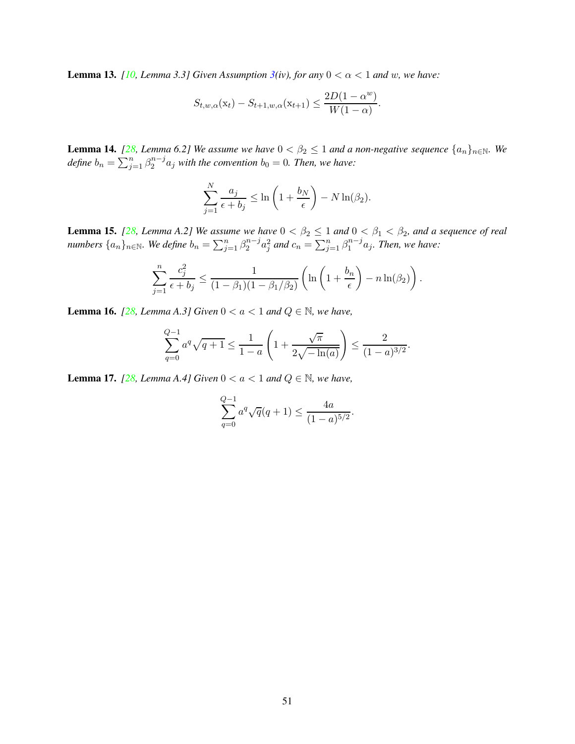**Lemma 13.** *[10, Lemma 3.3] Given Assumption 3(iv), for any $0 < \alpha < 1$ and $w$, we have:*

$$S_{t,w,\alpha}(\mathrm{x}_t) - S_{t+1,w,\alpha}(\mathrm{x}_{t+1}) \leq \frac{2D(1-\alpha^w)}{W(1-\alpha)}.$$

**Lemma 14.** *[28, Lemma 6.2] We assume we have $0 < \beta_2 \leq 1$ and a non-negative sequence $\{a_n\}_{n\in\mathbb{N}}$. We define $b_n = \sum_{j=1}^{n} \beta_2^{n-j} a_j$ with the convention $b_0 = 0$. Then, we have:*

$$\sum_{j=1}^{N} \frac{a_j}{\epsilon + b_j} \leq \ln\left(1 + \frac{b_N}{\epsilon}\right) - N\ln(\beta_2).$$

**Lemma 15.** *[28, Lemma A.2] We assume we have $0 < \beta_2 \leq 1$ and $0 < \beta_1 < \beta_2$, and a sequence of real numbers $\{a_n\}_{n\in\mathbb{N}}$. We define $b_n = \sum_{j=1}^{n} \beta_2^{n-j} a_j^2$ and $c_n = \sum_{j=1}^{n} \beta_1^{n-j} a_j$. Then, we have:*

$$\sum_{j=1}^{n} \frac{c_j^2}{\epsilon + b_j} \leq \frac{1}{(1-\beta_1)(1-\beta_1/\beta_2)}\left(\ln\left(1 + \frac{b_n}{\epsilon}\right) - n\ln(\beta_2)\right).$$

**Lemma 16.** *[28, Lemma A.3] Given $0 < a < 1$ and $Q \in \mathbb{N}$, we have,*

$$\sum_{q=0}^{Q-1} a^q \sqrt{q+1} \leq \frac{1}{1-a}\left(1 + \frac{\sqrt{\pi}}{2\sqrt{-\ln(a)}}\right) \leq \frac{2}{(1-a)^{3/2}}.$$

**Lemma 17.** *[28, Lemma A.4] Given $0 < a < 1$ and $Q \in \mathbb{N}$, we have,*

$$\sum_{q=0}^{Q-1} a^q \sqrt{q}(q+1) \leq \frac{4a}{(1-a)^{5/2}}.$$